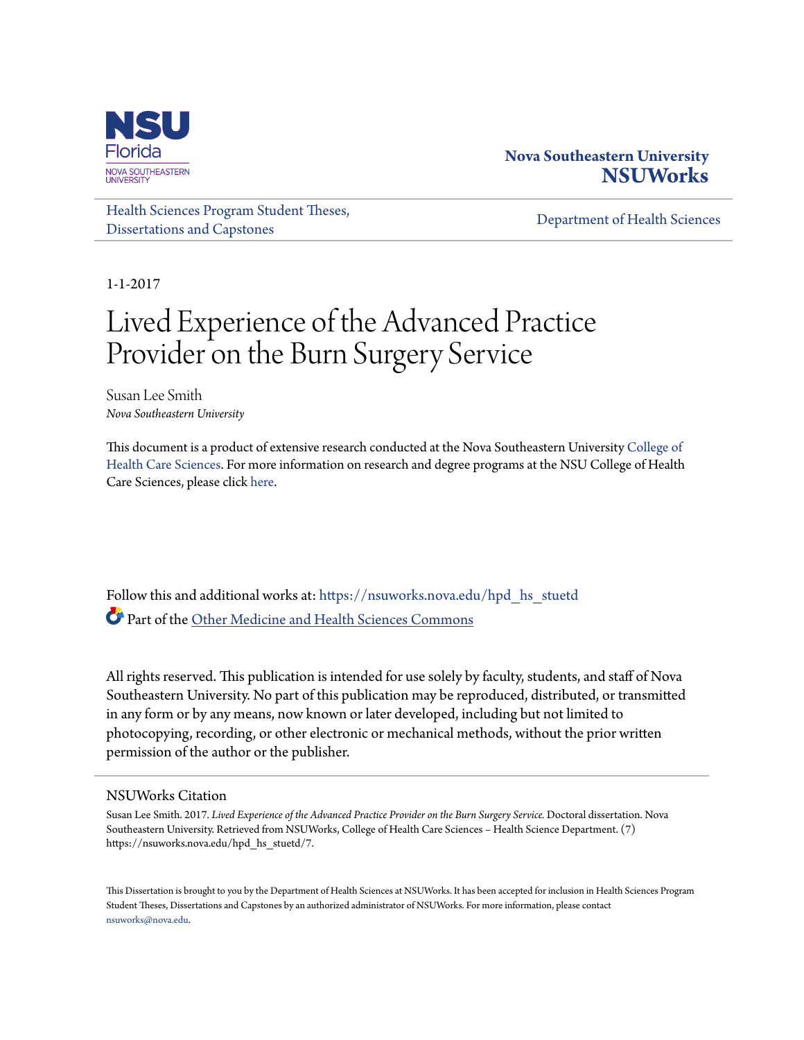Nova Southeastern University
**NSUWorks**

Health Sciences Program Student Theses, Dissertations and Capstones

Department of Health Sciences

1-1-2017

# Lived Experience of the Advanced Practice Provider on the Burn Surgery Service

Susan Lee Smith
*Nova Southeastern University*

This document is a product of extensive research conducted at the Nova Southeastern University College of Health Care Sciences. For more information on research and degree programs at the NSU College of Health Care Sciences, please click here.

Follow this and additional works at: https://nsuworks.nova.edu/hpd_hs_stuetd

Part of the Other Medicine and Health Sciences Commons

All rights reserved. This publication is intended for use solely by faculty, students, and staff of Nova Southeastern University. No part of this publication may be reproduced, distributed, or transmitted in any form or by any means, now known or later developed, including but not limited to photocopying, recording, or other electronic or mechanical methods, without the prior written permission of the author or the publisher.

## NSUWorks Citation

Susan Lee Smith. 2017. *Lived Experience of the Advanced Practice Provider on the Burn Surgery Service.* Doctoral dissertation. Nova Southeastern University. Retrieved from NSUWorks, College of Health Care Sciences – Health Science Department. (7) https://nsuworks.nova.edu/hpd_hs_stuetd/7.

This Dissertation is brought to you by the Department of Health Sciences at NSUWorks. It has been accepted for inclusion in Health Sciences Program Student Theses, Dissertations and Capstones by an authorized administrator of NSUWorks. For more information, please contact nsuworks@nova.edu.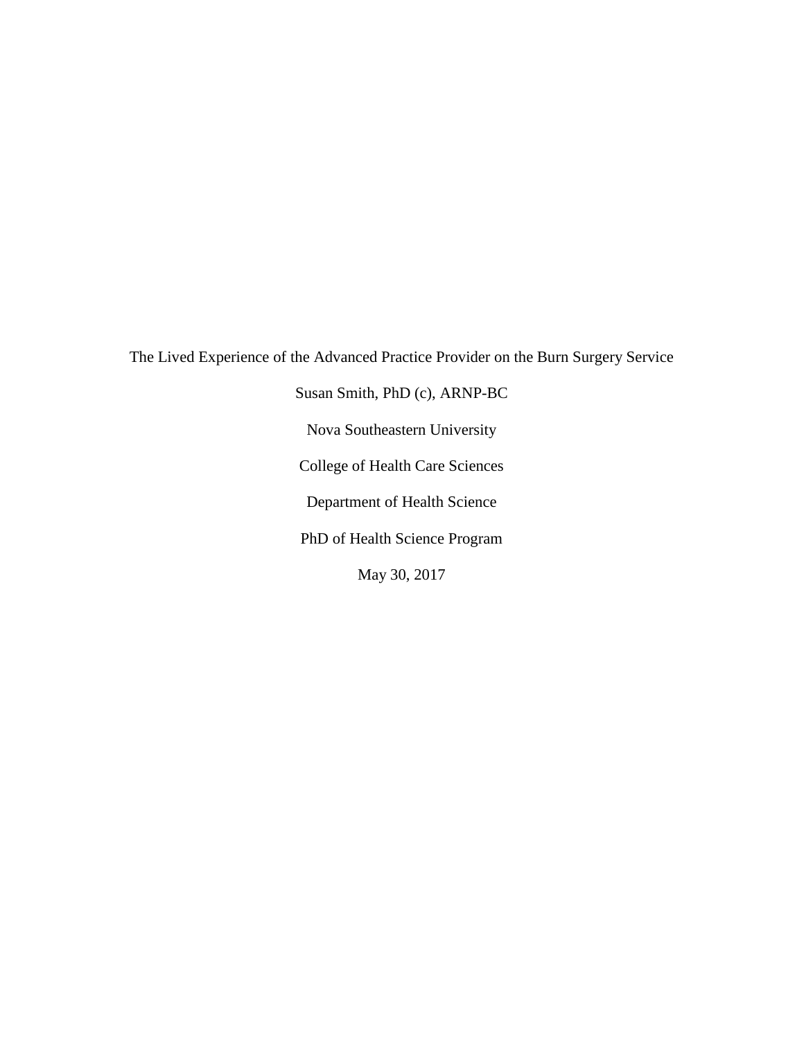The Lived Experience of the Advanced Practice Provider on the Burn Surgery Service

Susan Smith, PhD (c), ARNP-BC

Nova Southeastern University

College of Health Care Sciences

Department of Health Science

PhD of Health Science Program

May 30, 2017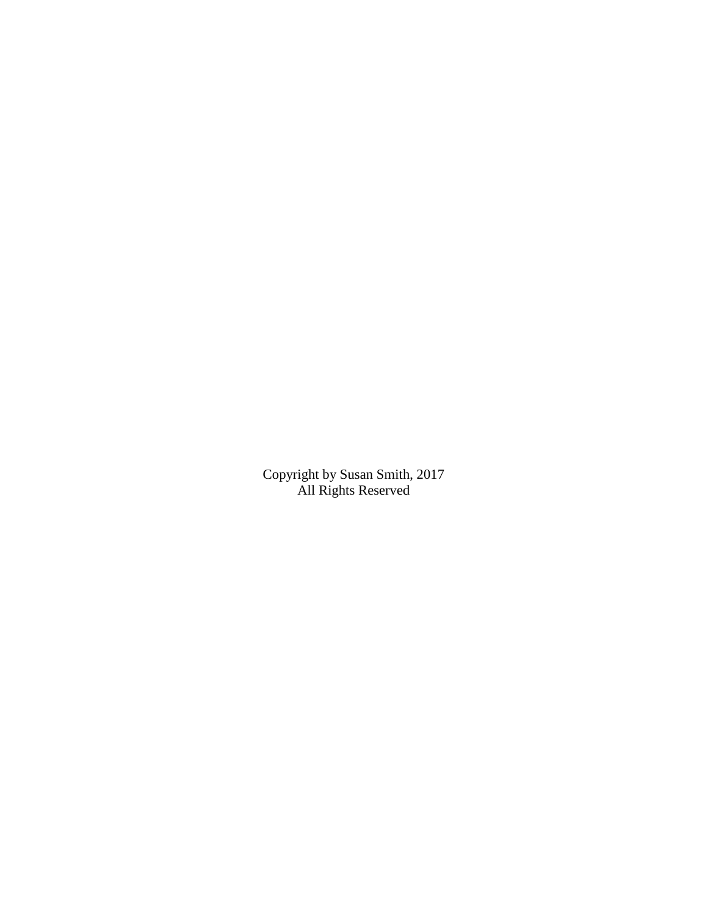Copyright by Susan Smith, 2017
All Rights Reserved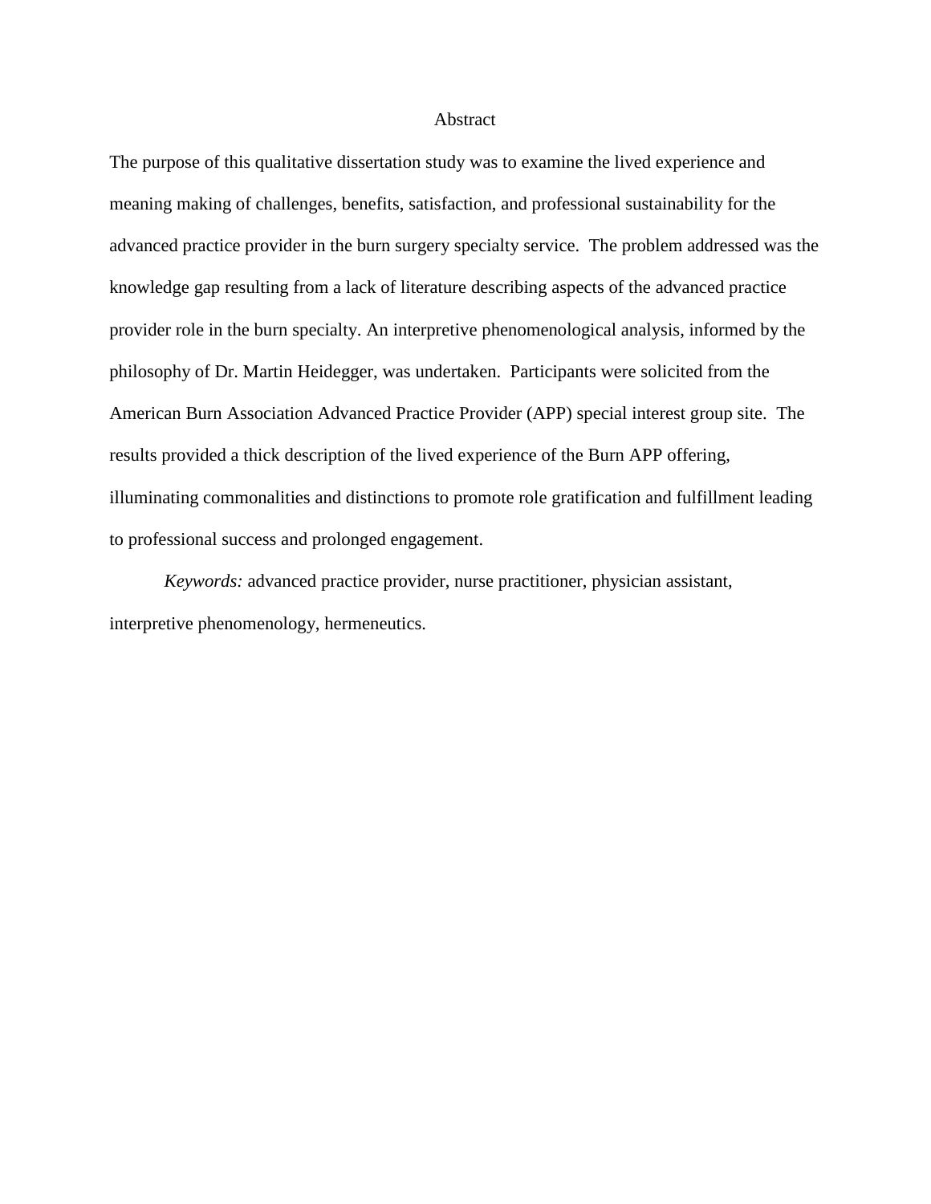# Abstract

The purpose of this qualitative dissertation study was to examine the lived experience and meaning making of challenges, benefits, satisfaction, and professional sustainability for the advanced practice provider in the burn surgery specialty service. The problem addressed was the knowledge gap resulting from a lack of literature describing aspects of the advanced practice provider role in the burn specialty. An interpretive phenomenological analysis, informed by the philosophy of Dr. Martin Heidegger, was undertaken. Participants were solicited from the American Burn Association Advanced Practice Provider (APP) special interest group site. The results provided a thick description of the lived experience of the Burn APP offering, illuminating commonalities and distinctions to promote role gratification and fulfillment leading to professional success and prolonged engagement.

*Keywords:* advanced practice provider, nurse practitioner, physician assistant, interpretive phenomenology, hermeneutics.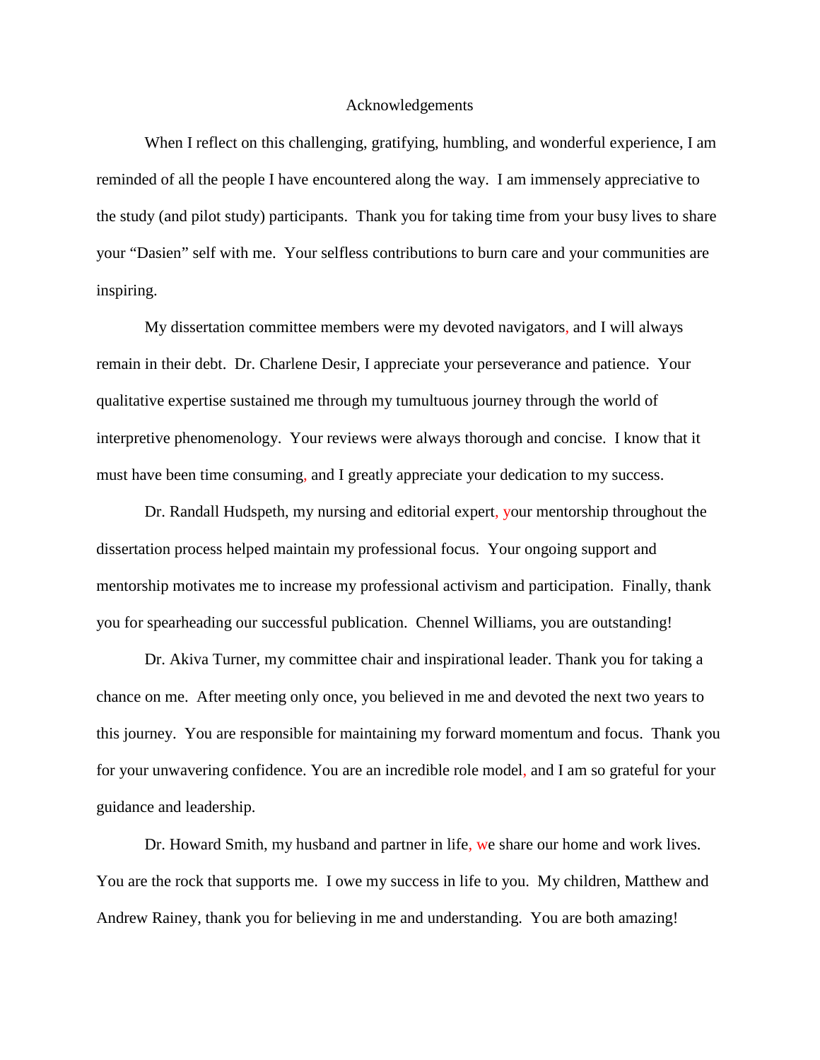# Acknowledgements

When I reflect on this challenging, gratifying, humbling, and wonderful experience, I am reminded of all the people I have encountered along the way. I am immensely appreciative to the study (and pilot study) participants. Thank you for taking time from your busy lives to share your "Dasien" self with me. Your selfless contributions to burn care and your communities are inspiring.

My dissertation committee members were my devoted navigators, and I will always remain in their debt. Dr. Charlene Desir, I appreciate your perseverance and patience. Your qualitative expertise sustained me through my tumultuous journey through the world of interpretive phenomenology. Your reviews were always thorough and concise. I know that it must have been time consuming, and I greatly appreciate your dedication to my success.

Dr. Randall Hudspeth, my nursing and editorial expert, your mentorship throughout the dissertation process helped maintain my professional focus. Your ongoing support and mentorship motivates me to increase my professional activism and participation. Finally, thank you for spearheading our successful publication. Chennel Williams, you are outstanding!

Dr. Akiva Turner, my committee chair and inspirational leader. Thank you for taking a chance on me. After meeting only once, you believed in me and devoted the next two years to this journey. You are responsible for maintaining my forward momentum and focus. Thank you for your unwavering confidence. You are an incredible role model, and I am so grateful for your guidance and leadership.

Dr. Howard Smith, my husband and partner in life, we share our home and work lives. You are the rock that supports me. I owe my success in life to you. My children, Matthew and Andrew Rainey, thank you for believing in me and understanding. You are both amazing!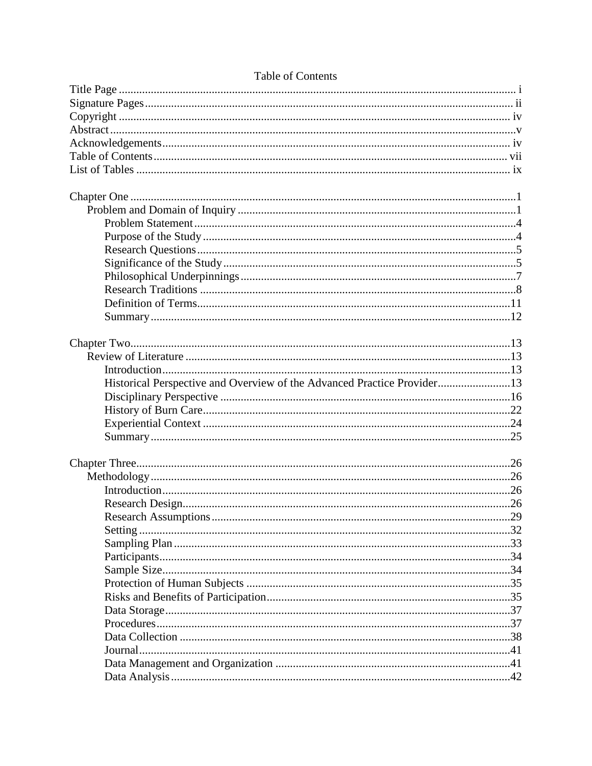# Table of Contents

Title Page ....................................................................................................................... i
Signature Pages ............................................................................................................. ii
Copyright ...................................................................................................................... iv
Abstract ........................................................................................................................... v
Acknowledgements ........................................................................................................ iv
Table of Contents .......................................................................................................... vii
List of Tables ................................................................................................................. ix

Chapter One ..................................................................................................................... 1
- Problem and Domain of Inquiry ................................................................................ 1
  - Problem Statement ................................................................................................ 4
  - Purpose of the Study ............................................................................................. 4
  - Research Questions ............................................................................................... 5
  - Significance of the Study ....................................................................................... 5
  - Philosophical Underpinnings ................................................................................. 7
  - Research Traditions ............................................................................................... 8
  - Definition of Terms ............................................................................................. 11
  - Summary ............................................................................................................. 12

Chapter Two ................................................................................................................... 13
- Review of Literature ................................................................................................ 13
  - Introduction ......................................................................................................... 13
  - Historical Perspective and Overview of the Advanced Practice Provider ............. 13
  - Disciplinary Perspective ...................................................................................... 16
  - History of Burn Care ............................................................................................ 22
  - Experiential Context ............................................................................................ 24
  - Summary ............................................................................................................. 25

Chapter Three ................................................................................................................. 26
- Methodology ........................................................................................................... 26
  - Introduction ......................................................................................................... 26
  - Research Design ................................................................................................... 26
  - Research Assumptions ......................................................................................... 29
  - Setting ................................................................................................................. 32
  - Sampling Plan ...................................................................................................... 33
  - Participants .......................................................................................................... 34
  - Sample Size .......................................................................................................... 34
  - Protection of Human Subjects .............................................................................. 35
  - Risks and Benefits of Participation ....................................................................... 35
  - Data Storage ......................................................................................................... 37
  - Procedures ........................................................................................................... 37
  - Data Collection .................................................................................................... 38
  - Journal ................................................................................................................. 41
  - Data Management and Organization ................................................................... 41
  - Data Analysis ....................................................................................................... 42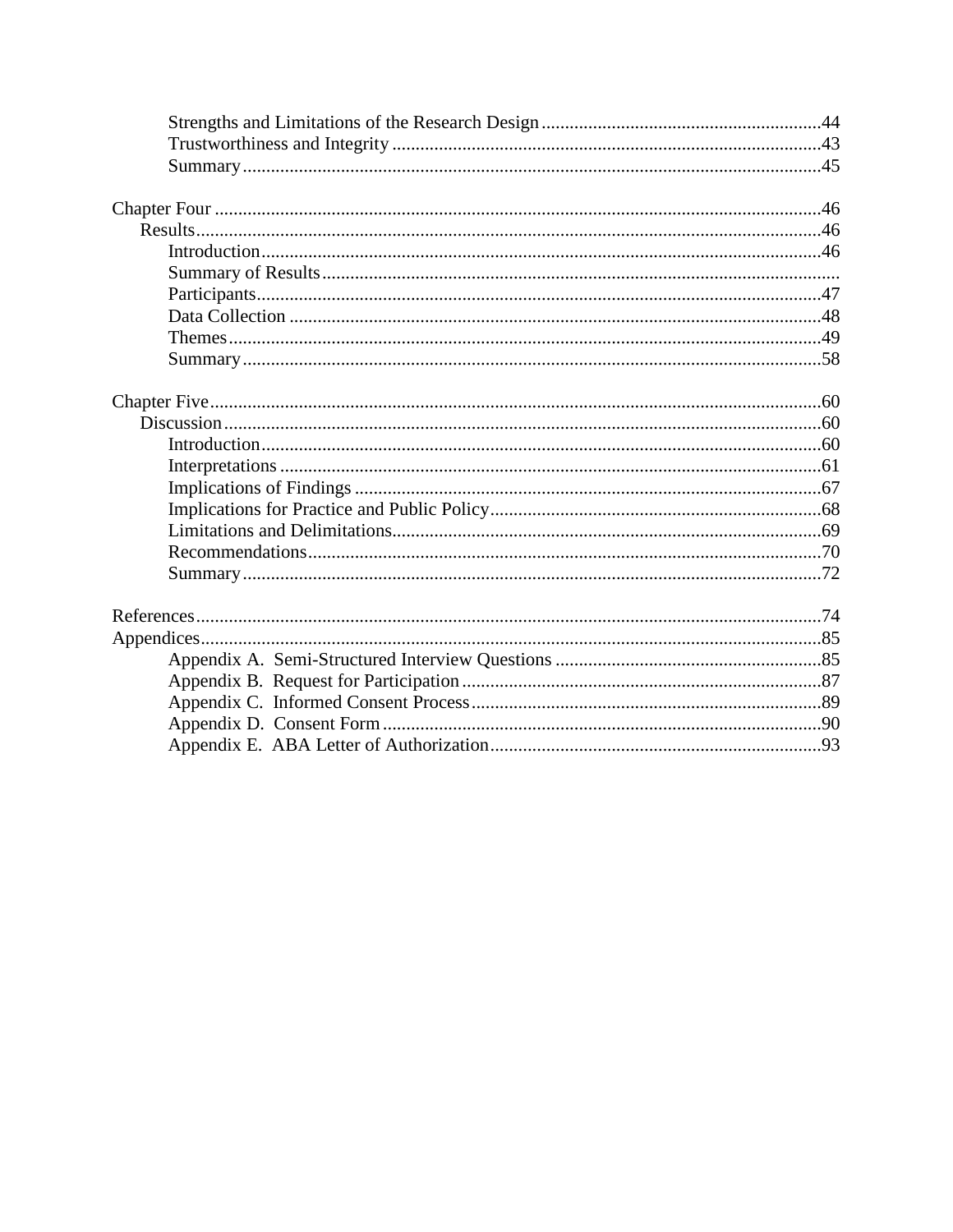Strengths and Limitations of the Research Design ........................................................... 44
Trustworthiness and Integrity ........................................................................................... 43
Summary ........................................................................................................................... 45

Chapter Four ............................................................................................................................. 46
Results ................................................................................................................................... 46
Introduction ....................................................................................................................... 46
Summary of Results ............................................................................................................
Participants ........................................................................................................................ 47
Data Collection ................................................................................................................. 48
Themes .............................................................................................................................. 49
Summary ........................................................................................................................... 58

Chapter Five ............................................................................................................................... 60
Discussion ............................................................................................................................... 60
Introduction ....................................................................................................................... 60
Interpretations ................................................................................................................... 61
Implications of Findings ................................................................................................... 67
Implications for Practice and Public Policy ...................................................................... 68
Limitations and Delimitations ........................................................................................... 69
Recommendations ............................................................................................................. 70
Summary ........................................................................................................................... 72

References ................................................................................................................................. 74
Appendices ................................................................................................................................. 85
Appendix A. Semi-Structured Interview Questions ......................................................... 85
Appendix B. Request for Participation ............................................................................ 87
Appendix C. Informed Consent Process .......................................................................... 89
Appendix D. Consent Form ............................................................................................. 90
Appendix E. ABA Letter of Authorization ...................................................................... 93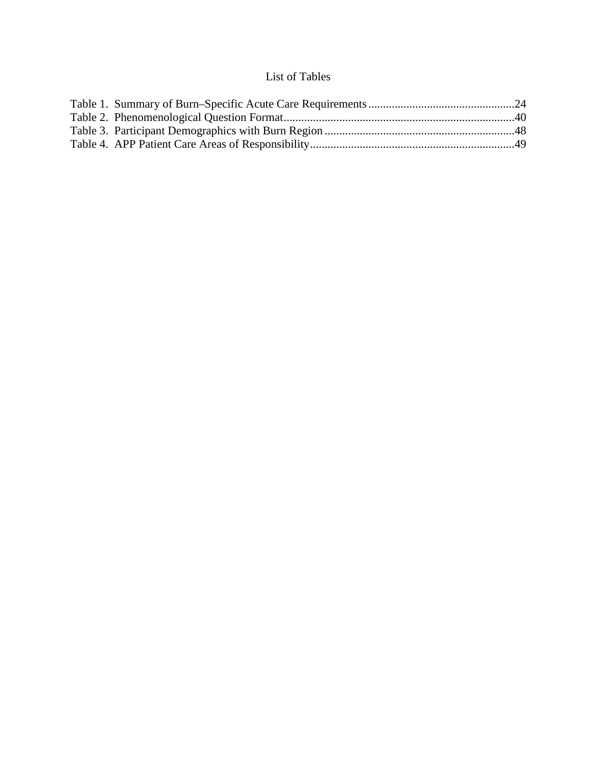# List of Tables

Table 1. Summary of Burn–Specific Acute Care Requirements.................................................24
Table 2. Phenomenological Question Format..............................................................................40
Table 3. Participant Demographics with Burn Region................................................................48
Table 4. APP Patient Care Areas of Responsibility.....................................................................49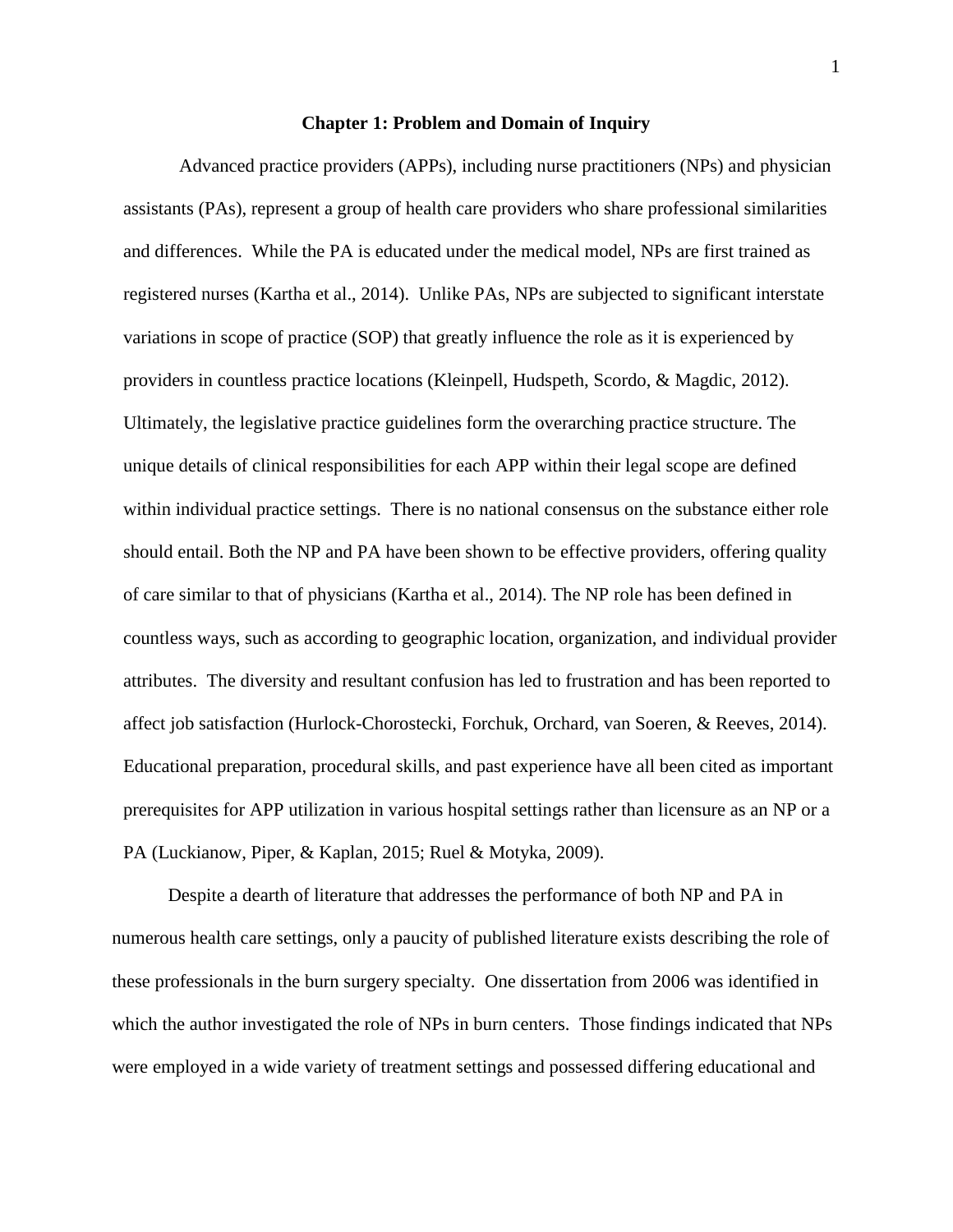# Chapter 1: Problem and Domain of Inquiry

Advanced practice providers (APPs), including nurse practitioners (NPs) and physician assistants (PAs), represent a group of health care providers who share professional similarities and differences. While the PA is educated under the medical model, NPs are first trained as registered nurses (Kartha et al., 2014). Unlike PAs, NPs are subjected to significant interstate variations in scope of practice (SOP) that greatly influence the role as it is experienced by providers in countless practice locations (Kleinpell, Hudspeth, Scordo, & Magdic, 2012). Ultimately, the legislative practice guidelines form the overarching practice structure. The unique details of clinical responsibilities for each APP within their legal scope are defined within individual practice settings. There is no national consensus on the substance either role should entail. Both the NP and PA have been shown to be effective providers, offering quality of care similar to that of physicians (Kartha et al., 2014). The NP role has been defined in countless ways, such as according to geographic location, organization, and individual provider attributes. The diversity and resultant confusion has led to frustration and has been reported to affect job satisfaction (Hurlock-Chorostecki, Forchuk, Orchard, van Soeren, & Reeves, 2014). Educational preparation, procedural skills, and past experience have all been cited as important prerequisites for APP utilization in various hospital settings rather than licensure as an NP or a PA (Luckianow, Piper, & Kaplan, 2015; Ruel & Motyka, 2009).

Despite a dearth of literature that addresses the performance of both NP and PA in numerous health care settings, only a paucity of published literature exists describing the role of these professionals in the burn surgery specialty. One dissertation from 2006 was identified in which the author investigated the role of NPs in burn centers. Those findings indicated that NPs were employed in a wide variety of treatment settings and possessed differing educational and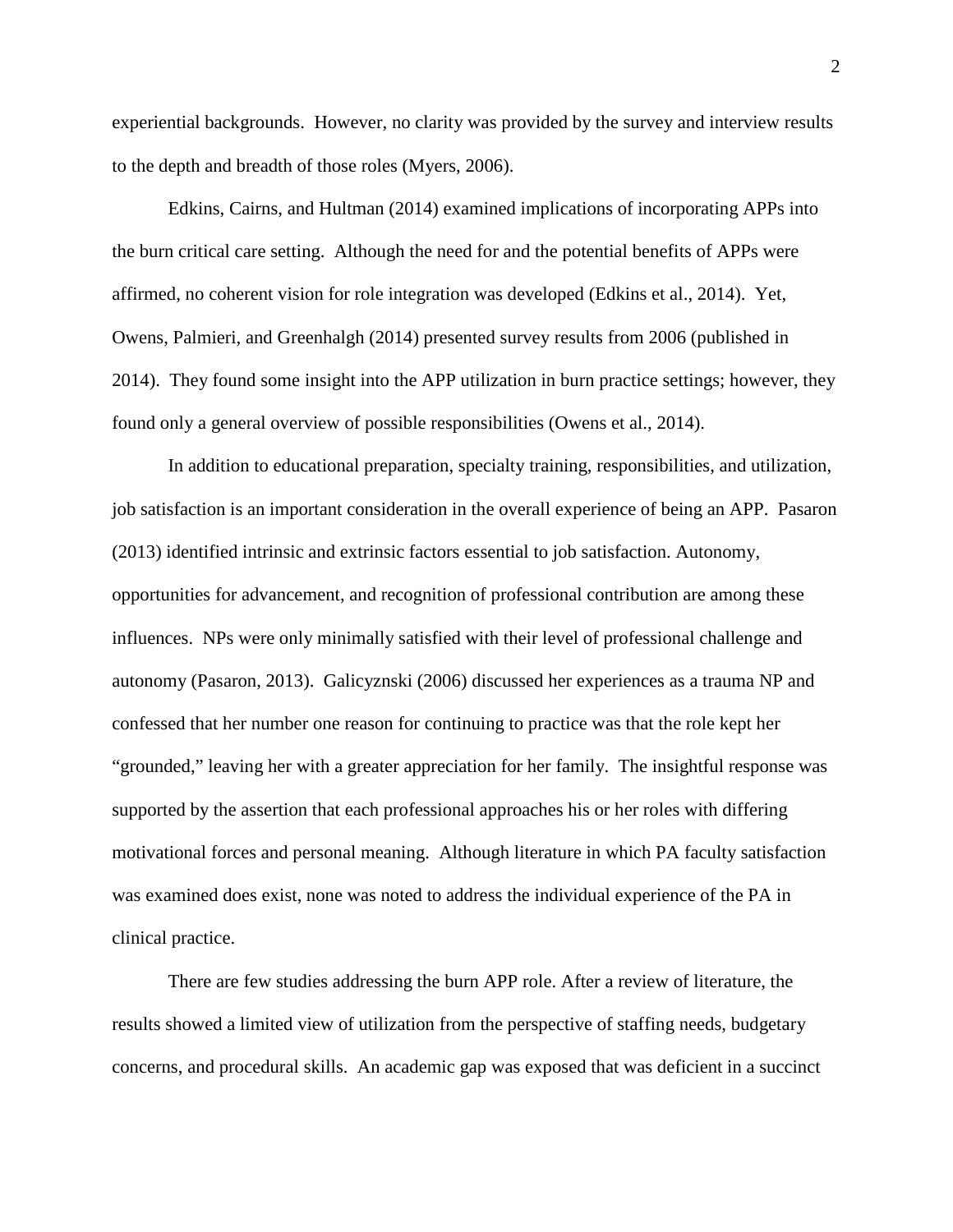experiential backgrounds. However, no clarity was provided by the survey and interview results to the depth and breadth of those roles (Myers, 2006).

Edkins, Cairns, and Hultman (2014) examined implications of incorporating APPs into the burn critical care setting. Although the need for and the potential benefits of APPs were affirmed, no coherent vision for role integration was developed (Edkins et al., 2014). Yet, Owens, Palmieri, and Greenhalgh (2014) presented survey results from 2006 (published in 2014). They found some insight into the APP utilization in burn practice settings; however, they found only a general overview of possible responsibilities (Owens et al., 2014).

In addition to educational preparation, specialty training, responsibilities, and utilization, job satisfaction is an important consideration in the overall experience of being an APP. Pasaron (2013) identified intrinsic and extrinsic factors essential to job satisfaction. Autonomy, opportunities for advancement, and recognition of professional contribution are among these influences. NPs were only minimally satisfied with their level of professional challenge and autonomy (Pasaron, 2013). Galicyznski (2006) discussed her experiences as a trauma NP and confessed that her number one reason for continuing to practice was that the role kept her "grounded," leaving her with a greater appreciation for her family. The insightful response was supported by the assertion that each professional approaches his or her roles with differing motivational forces and personal meaning. Although literature in which PA faculty satisfaction was examined does exist, none was noted to address the individual experience of the PA in clinical practice.

There are few studies addressing the burn APP role. After a review of literature, the results showed a limited view of utilization from the perspective of staffing needs, budgetary concerns, and procedural skills. An academic gap was exposed that was deficient in a succinct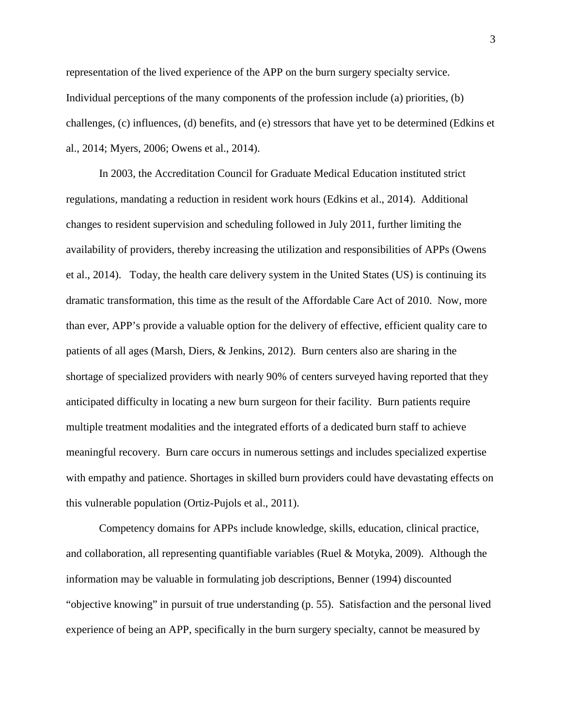representation of the lived experience of the APP on the burn surgery specialty service. Individual perceptions of the many components of the profession include (a) priorities, (b) challenges, (c) influences, (d) benefits, and (e) stressors that have yet to be determined (Edkins et al., 2014; Myers, 2006; Owens et al., 2014).

In 2003, the Accreditation Council for Graduate Medical Education instituted strict regulations, mandating a reduction in resident work hours (Edkins et al., 2014). Additional changes to resident supervision and scheduling followed in July 2011, further limiting the availability of providers, thereby increasing the utilization and responsibilities of APPs (Owens et al., 2014). Today, the health care delivery system in the United States (US) is continuing its dramatic transformation, this time as the result of the Affordable Care Act of 2010. Now, more than ever, APP's provide a valuable option for the delivery of effective, efficient quality care to patients of all ages (Marsh, Diers, & Jenkins, 2012). Burn centers also are sharing in the shortage of specialized providers with nearly 90% of centers surveyed having reported that they anticipated difficulty in locating a new burn surgeon for their facility. Burn patients require multiple treatment modalities and the integrated efforts of a dedicated burn staff to achieve meaningful recovery. Burn care occurs in numerous settings and includes specialized expertise with empathy and patience. Shortages in skilled burn providers could have devastating effects on this vulnerable population (Ortiz-Pujols et al., 2011).

Competency domains for APPs include knowledge, skills, education, clinical practice, and collaboration, all representing quantifiable variables (Ruel & Motyka, 2009). Although the information may be valuable in formulating job descriptions, Benner (1994) discounted "objective knowing" in pursuit of true understanding (p. 55). Satisfaction and the personal lived experience of being an APP, specifically in the burn surgery specialty, cannot be measured by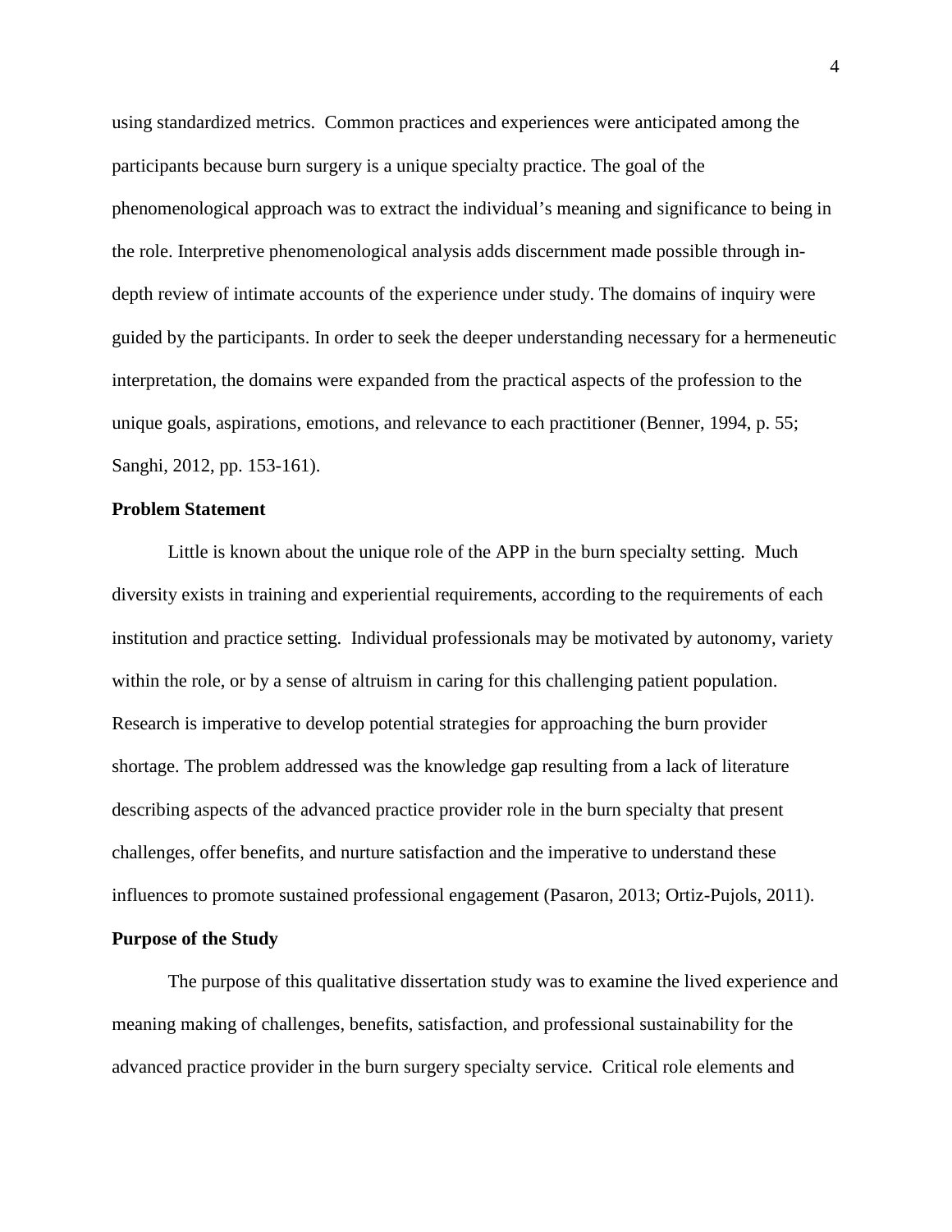using standardized metrics. Common practices and experiences were anticipated among the participants because burn surgery is a unique specialty practice. The goal of the phenomenological approach was to extract the individual's meaning and significance to being in the role. Interpretive phenomenological analysis adds discernment made possible through in-depth review of intimate accounts of the experience under study. The domains of inquiry were guided by the participants. In order to seek the deeper understanding necessary for a hermeneutic interpretation, the domains were expanded from the practical aspects of the profession to the unique goals, aspirations, emotions, and relevance to each practitioner (Benner, 1994, p. 55; Sanghi, 2012, pp. 153-161).

## Problem Statement

Little is known about the unique role of the APP in the burn specialty setting. Much diversity exists in training and experiential requirements, according to the requirements of each institution and practice setting. Individual professionals may be motivated by autonomy, variety within the role, or by a sense of altruism in caring for this challenging patient population. Research is imperative to develop potential strategies for approaching the burn provider shortage. The problem addressed was the knowledge gap resulting from a lack of literature describing aspects of the advanced practice provider role in the burn specialty that present challenges, offer benefits, and nurture satisfaction and the imperative to understand these influences to promote sustained professional engagement (Pasaron, 2013; Ortiz-Pujols, 2011).

## Purpose of the Study

The purpose of this qualitative dissertation study was to examine the lived experience and meaning making of challenges, benefits, satisfaction, and professional sustainability for the advanced practice provider in the burn surgery specialty service. Critical role elements and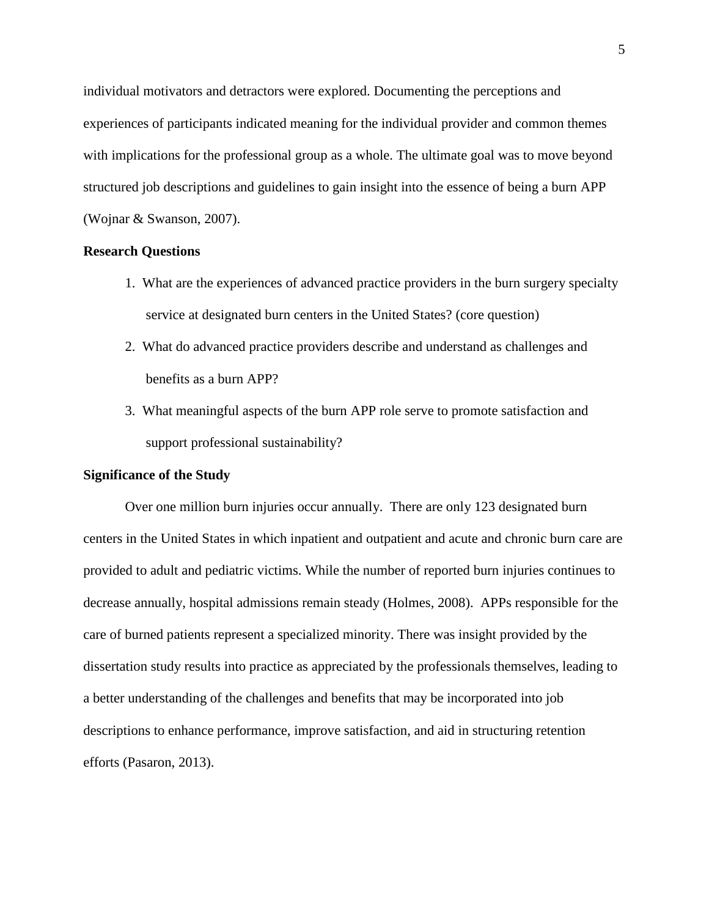individual motivators and detractors were explored. Documenting the perceptions and experiences of participants indicated meaning for the individual provider and common themes with implications for the professional group as a whole. The ultimate goal was to move beyond structured job descriptions and guidelines to gain insight into the essence of being a burn APP (Wojnar & Swanson, 2007).

## Research Questions

1. What are the experiences of advanced practice providers in the burn surgery specialty service at designated burn centers in the United States? (core question)
2. What do advanced practice providers describe and understand as challenges and benefits as a burn APP?
3. What meaningful aspects of the burn APP role serve to promote satisfaction and support professional sustainability?

## Significance of the Study

Over one million burn injuries occur annually. There are only 123 designated burn centers in the United States in which inpatient and outpatient and acute and chronic burn care are provided to adult and pediatric victims. While the number of reported burn injuries continues to decrease annually, hospital admissions remain steady (Holmes, 2008). APPs responsible for the care of burned patients represent a specialized minority. There was insight provided by the dissertation study results into practice as appreciated by the professionals themselves, leading to a better understanding of the challenges and benefits that may be incorporated into job descriptions to enhance performance, improve satisfaction, and aid in structuring retention efforts (Pasaron, 2013).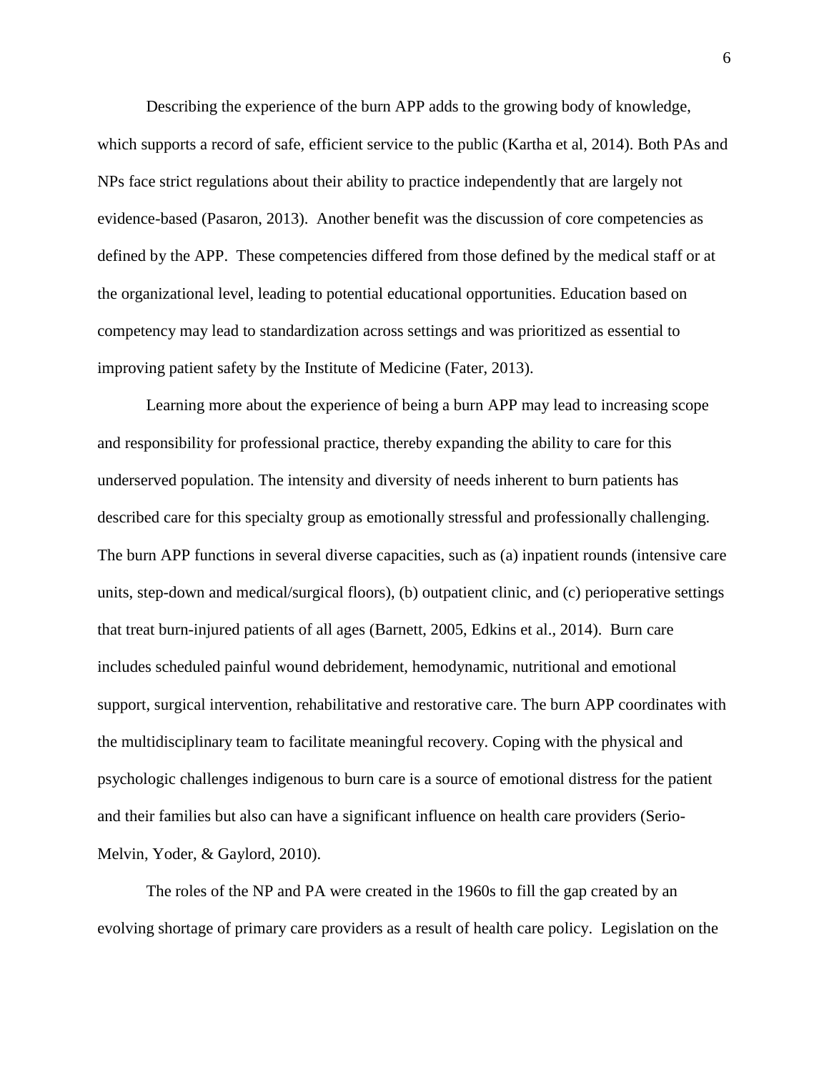Describing the experience of the burn APP adds to the growing body of knowledge, which supports a record of safe, efficient service to the public (Kartha et al, 2014). Both PAs and NPs face strict regulations about their ability to practice independently that are largely not evidence-based (Pasaron, 2013). Another benefit was the discussion of core competencies as defined by the APP. These competencies differed from those defined by the medical staff or at the organizational level, leading to potential educational opportunities. Education based on competency may lead to standardization across settings and was prioritized as essential to improving patient safety by the Institute of Medicine (Fater, 2013).

Learning more about the experience of being a burn APP may lead to increasing scope and responsibility for professional practice, thereby expanding the ability to care for this underserved population. The intensity and diversity of needs inherent to burn patients has described care for this specialty group as emotionally stressful and professionally challenging. The burn APP functions in several diverse capacities, such as (a) inpatient rounds (intensive care units, step-down and medical/surgical floors), (b) outpatient clinic, and (c) perioperative settings that treat burn-injured patients of all ages (Barnett, 2005, Edkins et al., 2014). Burn care includes scheduled painful wound debridement, hemodynamic, nutritional and emotional support, surgical intervention, rehabilitative and restorative care. The burn APP coordinates with the multidisciplinary team to facilitate meaningful recovery. Coping with the physical and psychologic challenges indigenous to burn care is a source of emotional distress for the patient and their families but also can have a significant influence on health care providers (Serio-Melvin, Yoder, & Gaylord, 2010).

The roles of the NP and PA were created in the 1960s to fill the gap created by an evolving shortage of primary care providers as a result of health care policy. Legislation on the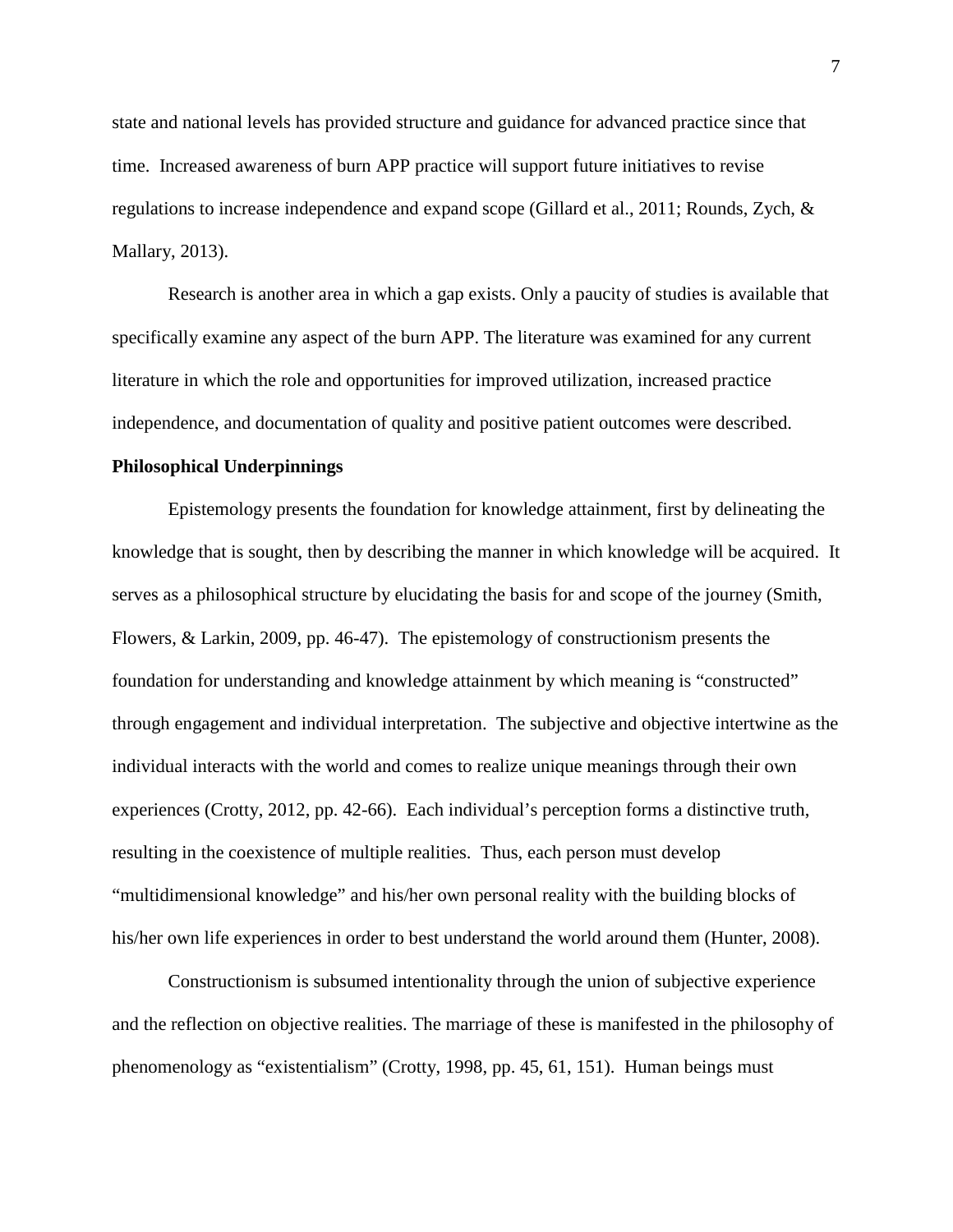state and national levels has provided structure and guidance for advanced practice since that time. Increased awareness of burn APP practice will support future initiatives to revise regulations to increase independence and expand scope (Gillard et al., 2011; Rounds, Zych, & Mallary, 2013).

Research is another area in which a gap exists. Only a paucity of studies is available that specifically examine any aspect of the burn APP. The literature was examined for any current literature in which the role and opportunities for improved utilization, increased practice independence, and documentation of quality and positive patient outcomes were described.

**Philosophical Underpinnings**

Epistemology presents the foundation for knowledge attainment, first by delineating the knowledge that is sought, then by describing the manner in which knowledge will be acquired. It serves as a philosophical structure by elucidating the basis for and scope of the journey (Smith, Flowers, & Larkin, 2009, pp. 46-47). The epistemology of constructionism presents the foundation for understanding and knowledge attainment by which meaning is "constructed" through engagement and individual interpretation. The subjective and objective intertwine as the individual interacts with the world and comes to realize unique meanings through their own experiences (Crotty, 2012, pp. 42-66). Each individual's perception forms a distinctive truth, resulting in the coexistence of multiple realities. Thus, each person must develop "multidimensional knowledge" and his/her own personal reality with the building blocks of his/her own life experiences in order to best understand the world around them (Hunter, 2008).

Constructionism is subsumed intentionality through the union of subjective experience and the reflection on objective realities. The marriage of these is manifested in the philosophy of phenomenology as "existentialism" (Crotty, 1998, pp. 45, 61, 151). Human beings must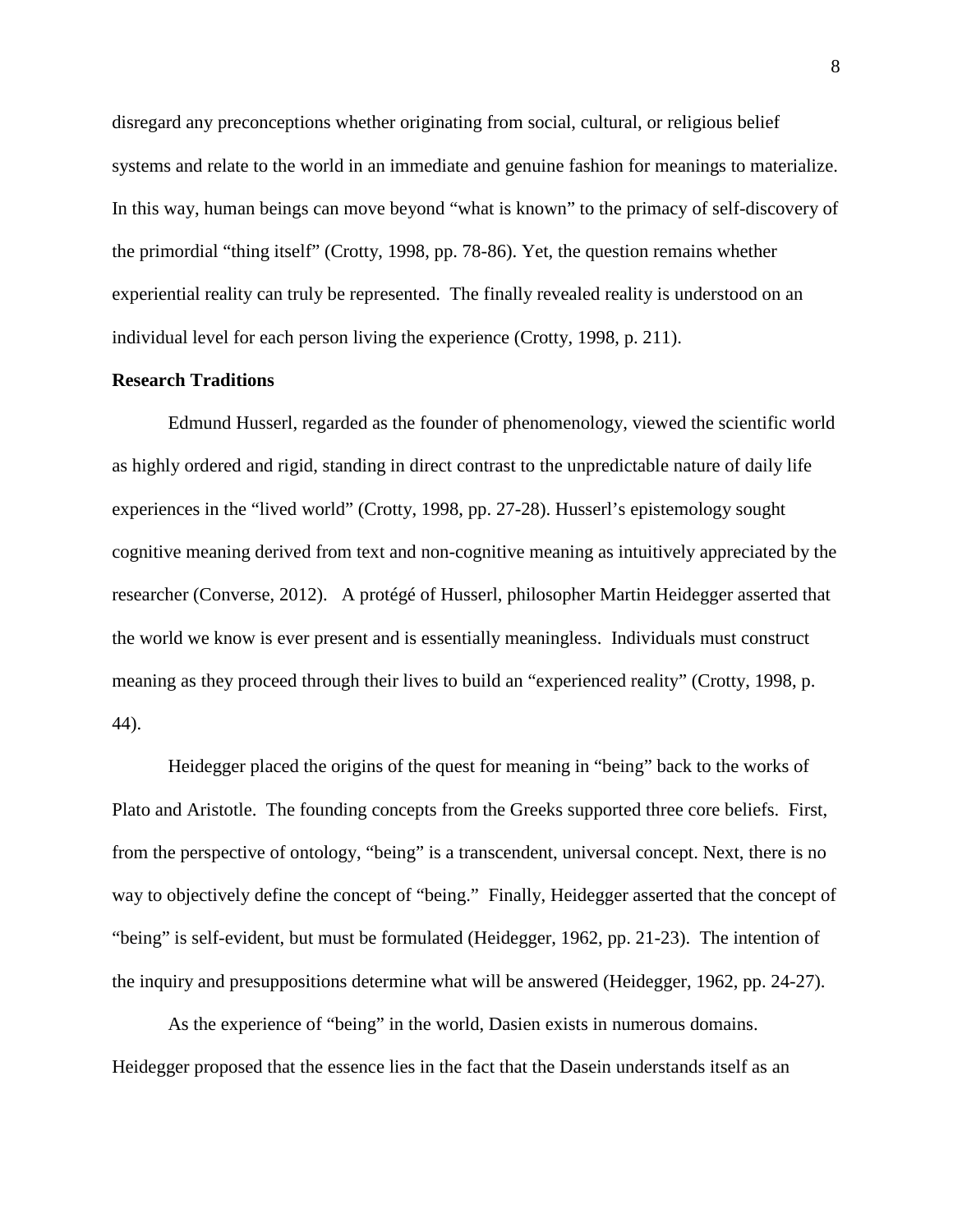disregard any preconceptions whether originating from social, cultural, or religious belief systems and relate to the world in an immediate and genuine fashion for meanings to materialize. In this way, human beings can move beyond "what is known" to the primacy of self-discovery of the primordial "thing itself" (Crotty, 1998, pp. 78-86). Yet, the question remains whether experiential reality can truly be represented. The finally revealed reality is understood on an individual level for each person living the experience (Crotty, 1998, p. 211).

**Research Traditions**

Edmund Husserl, regarded as the founder of phenomenology, viewed the scientific world as highly ordered and rigid, standing in direct contrast to the unpredictable nature of daily life experiences in the "lived world" (Crotty, 1998, pp. 27-28). Husserl's epistemology sought cognitive meaning derived from text and non-cognitive meaning as intuitively appreciated by the researcher (Converse, 2012). A protégé of Husserl, philosopher Martin Heidegger asserted that the world we know is ever present and is essentially meaningless. Individuals must construct meaning as they proceed through their lives to build an "experienced reality" (Crotty, 1998, p. 44).

Heidegger placed the origins of the quest for meaning in "being" back to the works of Plato and Aristotle. The founding concepts from the Greeks supported three core beliefs. First, from the perspective of ontology, "being" is a transcendent, universal concept. Next, there is no way to objectively define the concept of "being." Finally, Heidegger asserted that the concept of "being" is self-evident, but must be formulated (Heidegger, 1962, pp. 21-23). The intention of the inquiry and presuppositions determine what will be answered (Heidegger, 1962, pp. 24-27).

As the experience of "being" in the world, Dasien exists in numerous domains. Heidegger proposed that the essence lies in the fact that the Dasein understands itself as an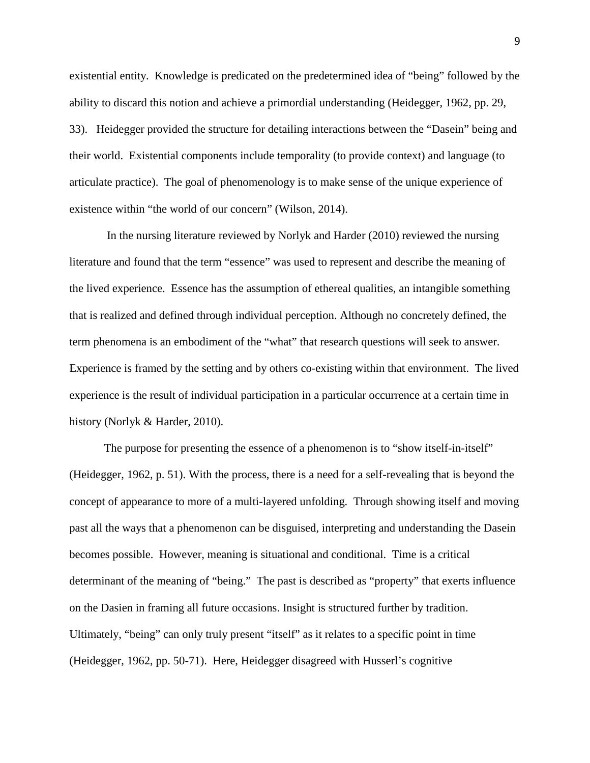existential entity. Knowledge is predicated on the predetermined idea of "being" followed by the ability to discard this notion and achieve a primordial understanding (Heidegger, 1962, pp. 29, 33). Heidegger provided the structure for detailing interactions between the "Dasein" being and their world. Existential components include temporality (to provide context) and language (to articulate practice). The goal of phenomenology is to make sense of the unique experience of existence within "the world of our concern" (Wilson, 2014).

In the nursing literature reviewed by Norlyk and Harder (2010) reviewed the nursing literature and found that the term "essence" was used to represent and describe the meaning of the lived experience. Essence has the assumption of ethereal qualities, an intangible something that is realized and defined through individual perception. Although no concretely defined, the term phenomena is an embodiment of the "what" that research questions will seek to answer. Experience is framed by the setting and by others co-existing within that environment. The lived experience is the result of individual participation in a particular occurrence at a certain time in history (Norlyk & Harder, 2010).

The purpose for presenting the essence of a phenomenon is to "show itself-in-itself" (Heidegger, 1962, p. 51). With the process, there is a need for a self-revealing that is beyond the concept of appearance to more of a multi-layered unfolding. Through showing itself and moving past all the ways that a phenomenon can be disguised, interpreting and understanding the Dasein becomes possible. However, meaning is situational and conditional. Time is a critical determinant of the meaning of "being." The past is described as "property" that exerts influence on the Dasien in framing all future occasions. Insight is structured further by tradition. Ultimately, "being" can only truly present "itself" as it relates to a specific point in time (Heidegger, 1962, pp. 50-71). Here, Heidegger disagreed with Husserl's cognitive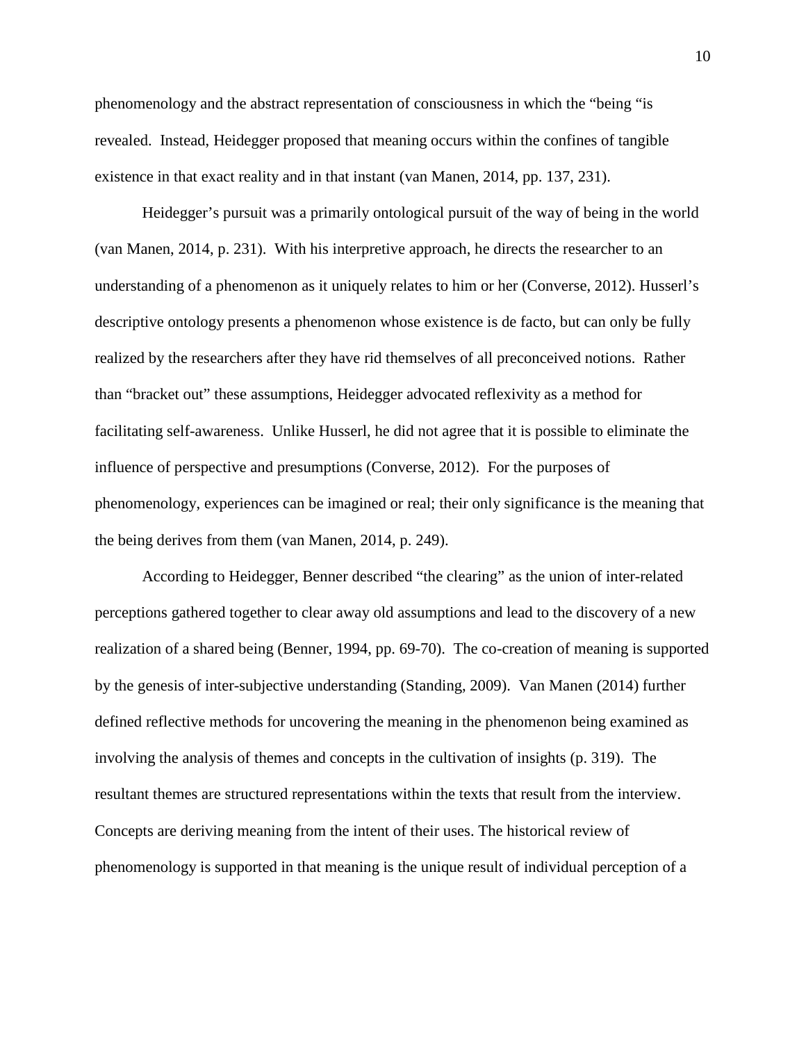phenomenology and the abstract representation of consciousness in which the "being "is revealed. Instead, Heidegger proposed that meaning occurs within the confines of tangible existence in that exact reality and in that instant (van Manen, 2014, pp. 137, 231).

Heidegger's pursuit was a primarily ontological pursuit of the way of being in the world (van Manen, 2014, p. 231). With his interpretive approach, he directs the researcher to an understanding of a phenomenon as it uniquely relates to him or her (Converse, 2012). Husserl's descriptive ontology presents a phenomenon whose existence is de facto, but can only be fully realized by the researchers after they have rid themselves of all preconceived notions. Rather than "bracket out" these assumptions, Heidegger advocated reflexivity as a method for facilitating self-awareness. Unlike Husserl, he did not agree that it is possible to eliminate the influence of perspective and presumptions (Converse, 2012). For the purposes of phenomenology, experiences can be imagined or real; their only significance is the meaning that the being derives from them (van Manen, 2014, p. 249).

According to Heidegger, Benner described "the clearing" as the union of inter-related perceptions gathered together to clear away old assumptions and lead to the discovery of a new realization of a shared being (Benner, 1994, pp. 69-70). The co-creation of meaning is supported by the genesis of inter-subjective understanding (Standing, 2009). Van Manen (2014) further defined reflective methods for uncovering the meaning in the phenomenon being examined as involving the analysis of themes and concepts in the cultivation of insights (p. 319). The resultant themes are structured representations within the texts that result from the interview. Concepts are deriving meaning from the intent of their uses. The historical review of phenomenology is supported in that meaning is the unique result of individual perception of a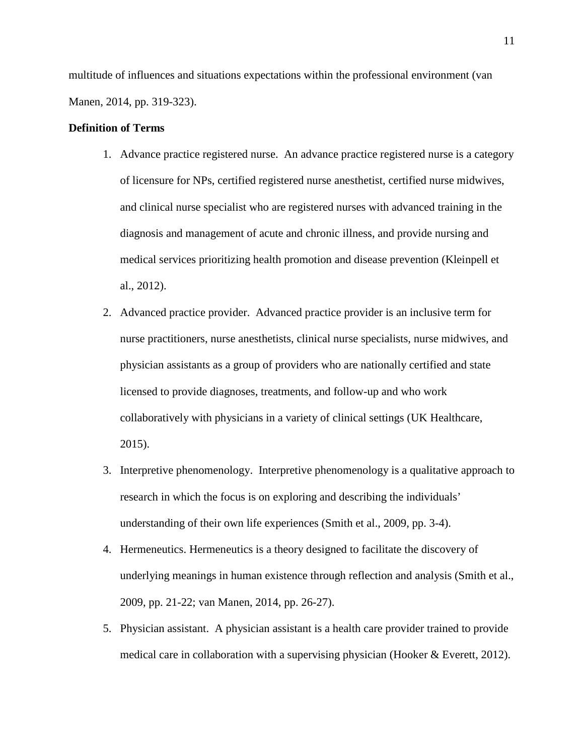multitude of influences and situations expectations within the professional environment (van Manen, 2014, pp. 319-323).

**Definition of Terms**

1. Advance practice registered nurse. An advance practice registered nurse is a category of licensure for NPs, certified registered nurse anesthetist, certified nurse midwives, and clinical nurse specialist who are registered nurses with advanced training in the diagnosis and management of acute and chronic illness, and provide nursing and medical services prioritizing health promotion and disease prevention (Kleinpell et al., 2012).
2. Advanced practice provider. Advanced practice provider is an inclusive term for nurse practitioners, nurse anesthetists, clinical nurse specialists, nurse midwives, and physician assistants as a group of providers who are nationally certified and state licensed to provide diagnoses, treatments, and follow-up and who work collaboratively with physicians in a variety of clinical settings (UK Healthcare, 2015).
3. Interpretive phenomenology. Interpretive phenomenology is a qualitative approach to research in which the focus is on exploring and describing the individuals' understanding of their own life experiences (Smith et al., 2009, pp. 3-4).
4. Hermeneutics. Hermeneutics is a theory designed to facilitate the discovery of underlying meanings in human existence through reflection and analysis (Smith et al., 2009, pp. 21-22; van Manen, 2014, pp. 26-27).
5. Physician assistant. A physician assistant is a health care provider trained to provide medical care in collaboration with a supervising physician (Hooker & Everett, 2012).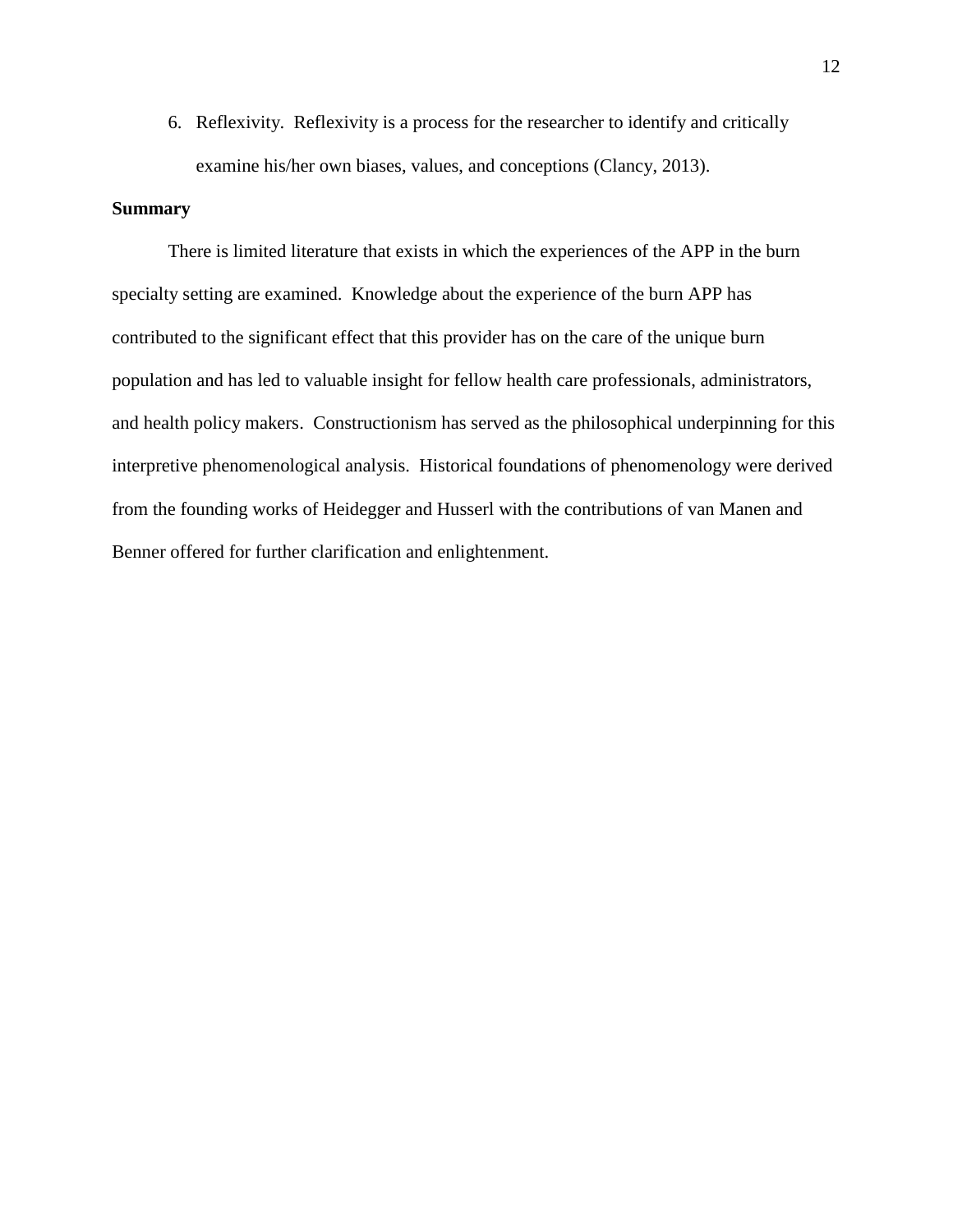6. Reflexivity. Reflexivity is a process for the researcher to identify and critically examine his/her own biases, values, and conceptions (Clancy, 2013).

**Summary**

There is limited literature that exists in which the experiences of the APP in the burn specialty setting are examined. Knowledge about the experience of the burn APP has contributed to the significant effect that this provider has on the care of the unique burn population and has led to valuable insight for fellow health care professionals, administrators, and health policy makers. Constructionism has served as the philosophical underpinning for this interpretive phenomenological analysis. Historical foundations of phenomenology were derived from the founding works of Heidegger and Husserl with the contributions of van Manen and Benner offered for further clarification and enlightenment.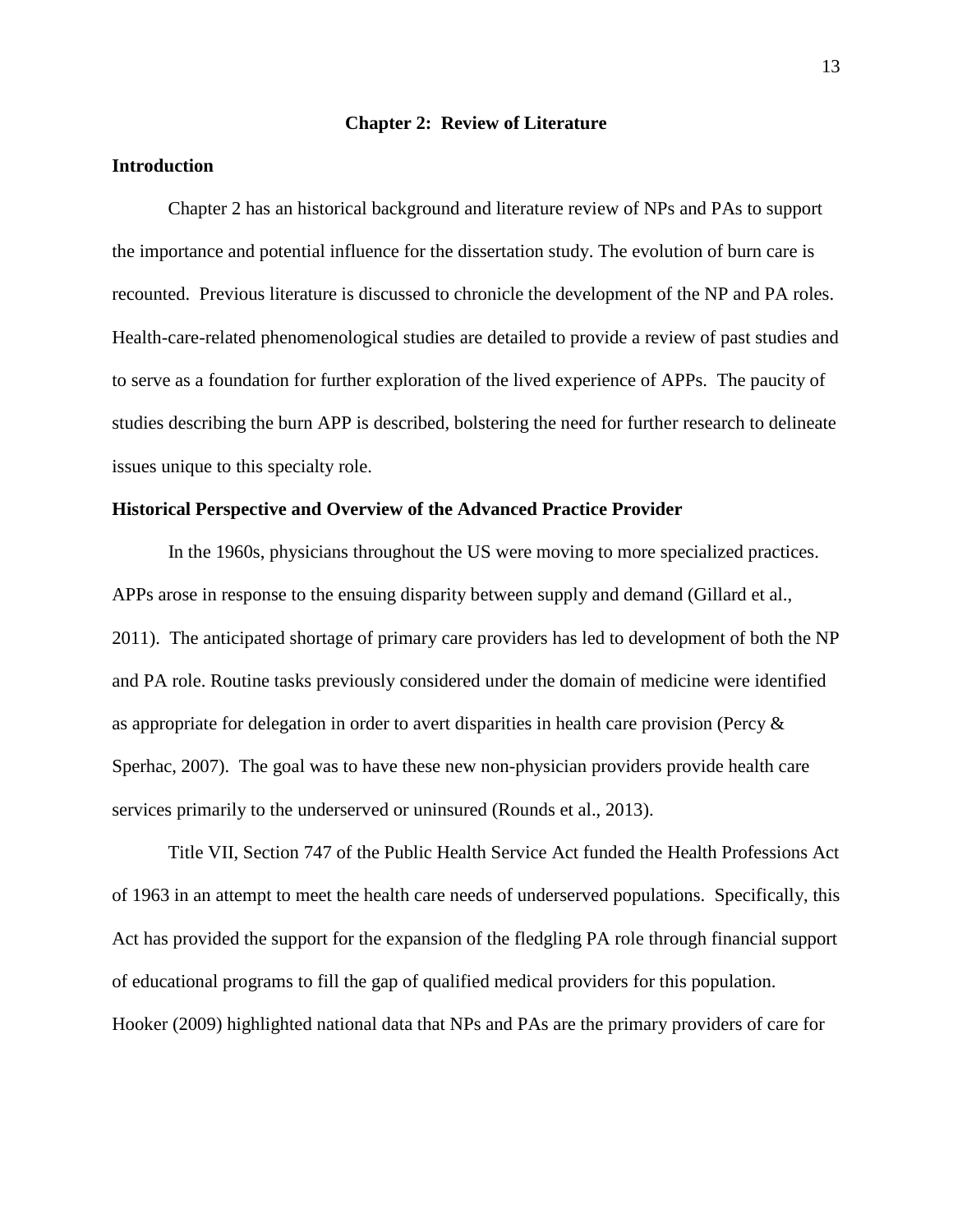## Chapter 2: Review of Literature

### Introduction

Chapter 2 has an historical background and literature review of NPs and PAs to support the importance and potential influence for the dissertation study. The evolution of burn care is recounted. Previous literature is discussed to chronicle the development of the NP and PA roles. Health-care-related phenomenological studies are detailed to provide a review of past studies and to serve as a foundation for further exploration of the lived experience of APPs. The paucity of studies describing the burn APP is described, bolstering the need for further research to delineate issues unique to this specialty role.

### Historical Perspective and Overview of the Advanced Practice Provider

In the 1960s, physicians throughout the US were moving to more specialized practices. APPs arose in response to the ensuing disparity between supply and demand (Gillard et al., 2011). The anticipated shortage of primary care providers has led to development of both the NP and PA role. Routine tasks previously considered under the domain of medicine were identified as appropriate for delegation in order to avert disparities in health care provision (Percy & Sperhac, 2007). The goal was to have these new non-physician providers provide health care services primarily to the underserved or uninsured (Rounds et al., 2013).

Title VII, Section 747 of the Public Health Service Act funded the Health Professions Act of 1963 in an attempt to meet the health care needs of underserved populations. Specifically, this Act has provided the support for the expansion of the fledgling PA role through financial support of educational programs to fill the gap of qualified medical providers for this population. Hooker (2009) highlighted national data that NPs and PAs are the primary providers of care for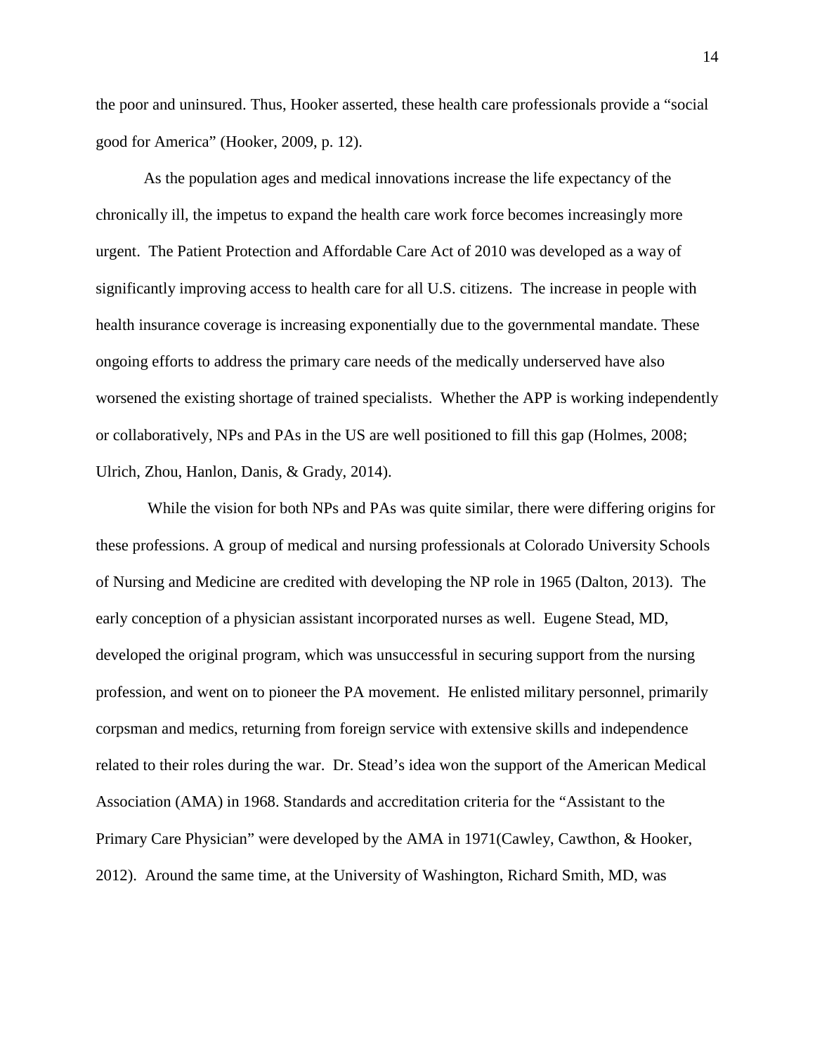the poor and uninsured. Thus, Hooker asserted, these health care professionals provide a "social good for America" (Hooker, 2009, p. 12).

As the population ages and medical innovations increase the life expectancy of the chronically ill, the impetus to expand the health care work force becomes increasingly more urgent. The Patient Protection and Affordable Care Act of 2010 was developed as a way of significantly improving access to health care for all U.S. citizens. The increase in people with health insurance coverage is increasing exponentially due to the governmental mandate. These ongoing efforts to address the primary care needs of the medically underserved have also worsened the existing shortage of trained specialists. Whether the APP is working independently or collaboratively, NPs and PAs in the US are well positioned to fill this gap (Holmes, 2008; Ulrich, Zhou, Hanlon, Danis, & Grady, 2014).

While the vision for both NPs and PAs was quite similar, there were differing origins for these professions. A group of medical and nursing professionals at Colorado University Schools of Nursing and Medicine are credited with developing the NP role in 1965 (Dalton, 2013). The early conception of a physician assistant incorporated nurses as well. Eugene Stead, MD, developed the original program, which was unsuccessful in securing support from the nursing profession, and went on to pioneer the PA movement. He enlisted military personnel, primarily corpsman and medics, returning from foreign service with extensive skills and independence related to their roles during the war. Dr. Stead's idea won the support of the American Medical Association (AMA) in 1968. Standards and accreditation criteria for the "Assistant to the Primary Care Physician" were developed by the AMA in 1971(Cawley, Cawthon, & Hooker, 2012). Around the same time, at the University of Washington, Richard Smith, MD, was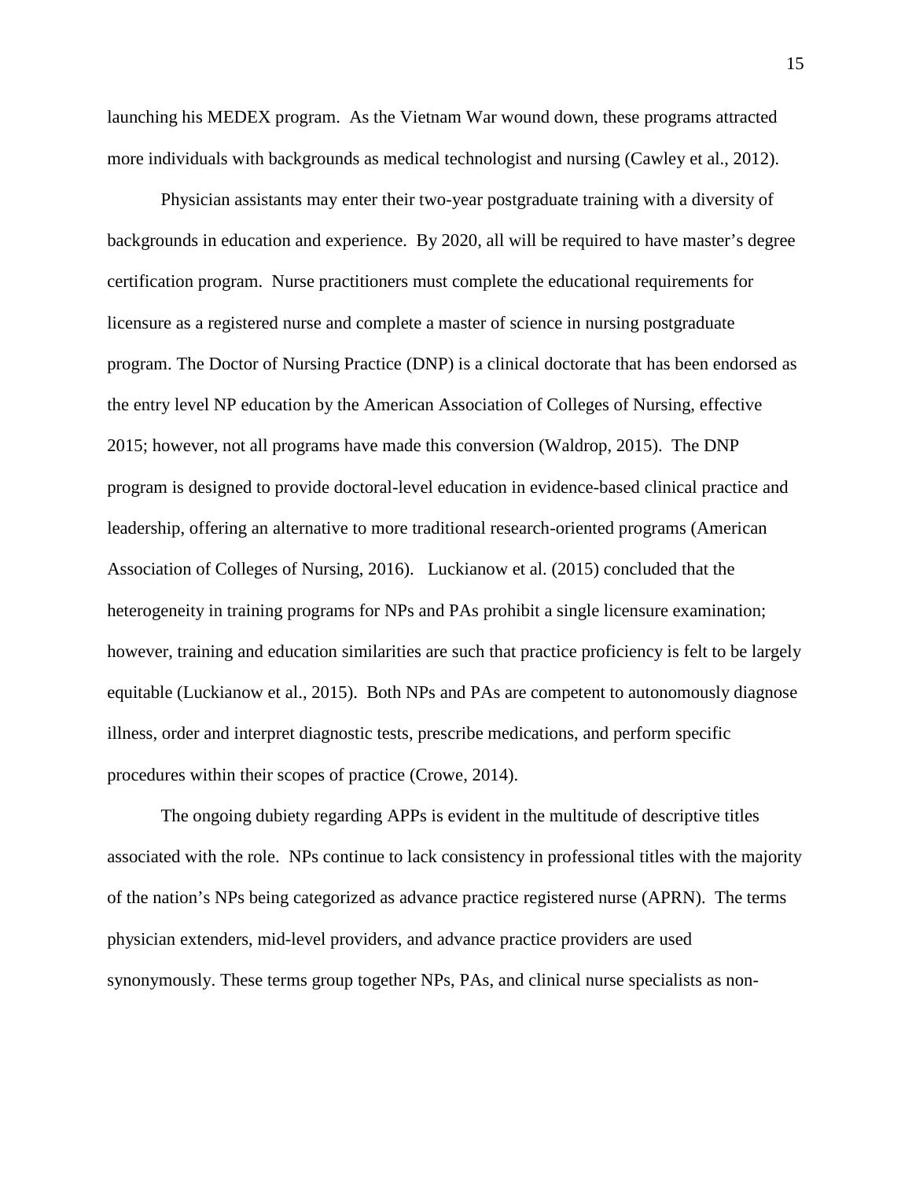launching his MEDEX program. As the Vietnam War wound down, these programs attracted more individuals with backgrounds as medical technologist and nursing (Cawley et al., 2012).

Physician assistants may enter their two-year postgraduate training with a diversity of backgrounds in education and experience. By 2020, all will be required to have master's degree certification program. Nurse practitioners must complete the educational requirements for licensure as a registered nurse and complete a master of science in nursing postgraduate program. The Doctor of Nursing Practice (DNP) is a clinical doctorate that has been endorsed as the entry level NP education by the American Association of Colleges of Nursing, effective 2015; however, not all programs have made this conversion (Waldrop, 2015). The DNP program is designed to provide doctoral-level education in evidence-based clinical practice and leadership, offering an alternative to more traditional research-oriented programs (American Association of Colleges of Nursing, 2016). Luckianow et al. (2015) concluded that the heterogeneity in training programs for NPs and PAs prohibit a single licensure examination; however, training and education similarities are such that practice proficiency is felt to be largely equitable (Luckianow et al., 2015). Both NPs and PAs are competent to autonomously diagnose illness, order and interpret diagnostic tests, prescribe medications, and perform specific procedures within their scopes of practice (Crowe, 2014).

The ongoing dubiety regarding APPs is evident in the multitude of descriptive titles associated with the role. NPs continue to lack consistency in professional titles with the majority of the nation's NPs being categorized as advance practice registered nurse (APRN). The terms physician extenders, mid-level providers, and advance practice providers are used synonymously. These terms group together NPs, PAs, and clinical nurse specialists as non-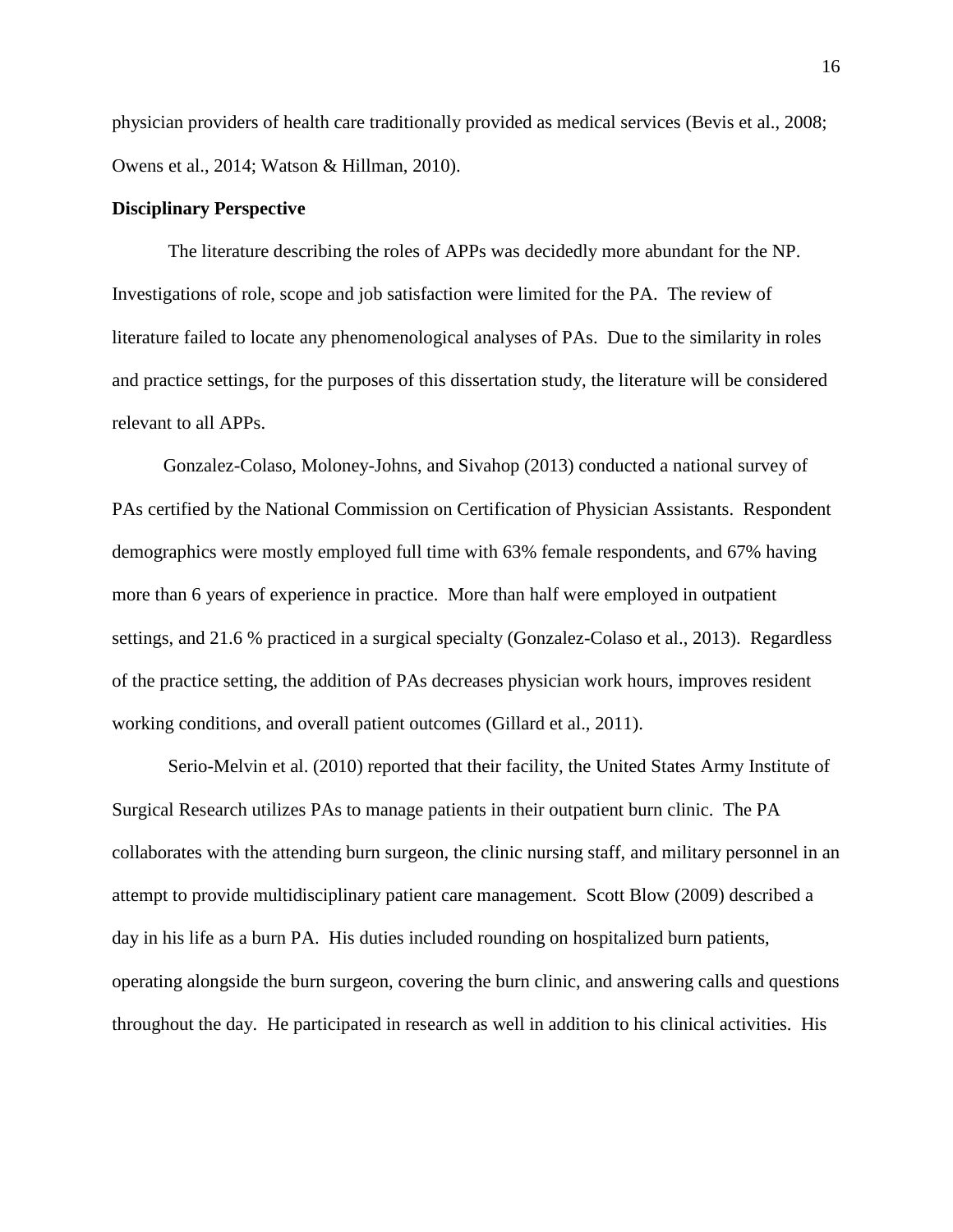physician providers of health care traditionally provided as medical services (Bevis et al., 2008; Owens et al., 2014; Watson & Hillman, 2010).

**Disciplinary Perspective**

The literature describing the roles of APPs was decidedly more abundant for the NP. Investigations of role, scope and job satisfaction were limited for the PA. The review of literature failed to locate any phenomenological analyses of PAs. Due to the similarity in roles and practice settings, for the purposes of this dissertation study, the literature will be considered relevant to all APPs.

Gonzalez-Colaso, Moloney-Johns, and Sivahop (2013) conducted a national survey of PAs certified by the National Commission on Certification of Physician Assistants. Respondent demographics were mostly employed full time with 63% female respondents, and 67% having more than 6 years of experience in practice. More than half were employed in outpatient settings, and 21.6 % practiced in a surgical specialty (Gonzalez-Colaso et al., 2013). Regardless of the practice setting, the addition of PAs decreases physician work hours, improves resident working conditions, and overall patient outcomes (Gillard et al., 2011).

Serio-Melvin et al. (2010) reported that their facility, the United States Army Institute of Surgical Research utilizes PAs to manage patients in their outpatient burn clinic. The PA collaborates with the attending burn surgeon, the clinic nursing staff, and military personnel in an attempt to provide multidisciplinary patient care management. Scott Blow (2009) described a day in his life as a burn PA. His duties included rounding on hospitalized burn patients, operating alongside the burn surgeon, covering the burn clinic, and answering calls and questions throughout the day. He participated in research as well in addition to his clinical activities. His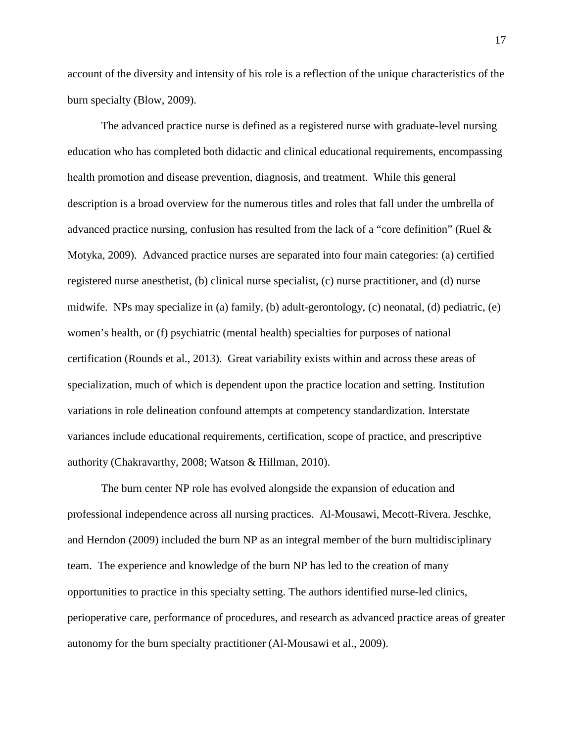account of the diversity and intensity of his role is a reflection of the unique characteristics of the burn specialty (Blow, 2009).

The advanced practice nurse is defined as a registered nurse with graduate-level nursing education who has completed both didactic and clinical educational requirements, encompassing health promotion and disease prevention, diagnosis, and treatment. While this general description is a broad overview for the numerous titles and roles that fall under the umbrella of advanced practice nursing, confusion has resulted from the lack of a "core definition" (Ruel & Motyka, 2009). Advanced practice nurses are separated into four main categories: (a) certified registered nurse anesthetist, (b) clinical nurse specialist, (c) nurse practitioner, and (d) nurse midwife. NPs may specialize in (a) family, (b) adult-gerontology, (c) neonatal, (d) pediatric, (e) women's health, or (f) psychiatric (mental health) specialties for purposes of national certification (Rounds et al., 2013). Great variability exists within and across these areas of specialization, much of which is dependent upon the practice location and setting. Institution variations in role delineation confound attempts at competency standardization. Interstate variances include educational requirements, certification, scope of practice, and prescriptive authority (Chakravarthy, 2008; Watson & Hillman, 2010).

The burn center NP role has evolved alongside the expansion of education and professional independence across all nursing practices. Al-Mousawi, Mecott-Rivera. Jeschke, and Herndon (2009) included the burn NP as an integral member of the burn multidisciplinary team. The experience and knowledge of the burn NP has led to the creation of many opportunities to practice in this specialty setting. The authors identified nurse-led clinics, perioperative care, performance of procedures, and research as advanced practice areas of greater autonomy for the burn specialty practitioner (Al-Mousawi et al., 2009).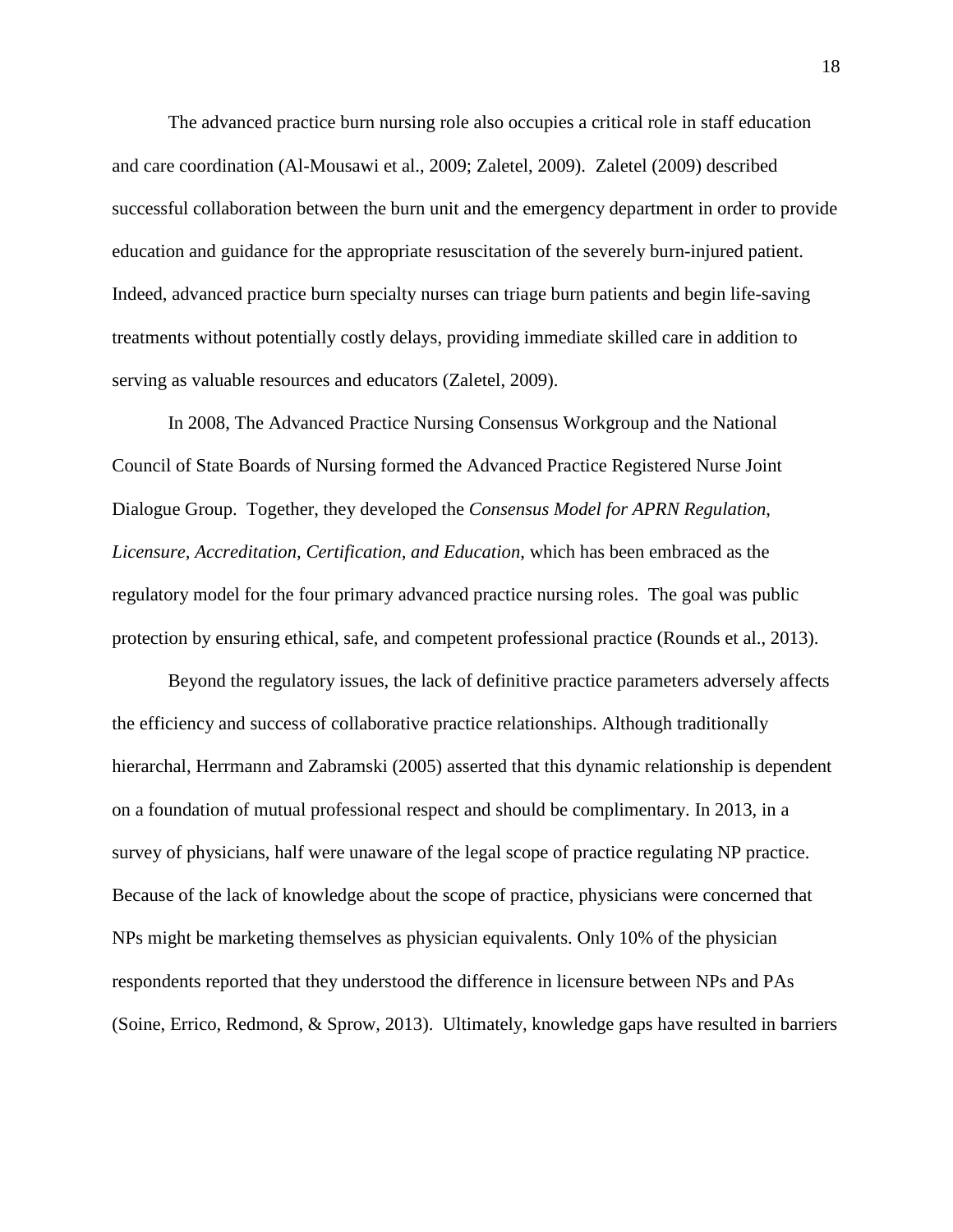The advanced practice burn nursing role also occupies a critical role in staff education and care coordination (Al-Mousawi et al., 2009; Zaletel, 2009). Zaletel (2009) described successful collaboration between the burn unit and the emergency department in order to provide education and guidance for the appropriate resuscitation of the severely burn-injured patient. Indeed, advanced practice burn specialty nurses can triage burn patients and begin life-saving treatments without potentially costly delays, providing immediate skilled care in addition to serving as valuable resources and educators (Zaletel, 2009).

In 2008, The Advanced Practice Nursing Consensus Workgroup and the National Council of State Boards of Nursing formed the Advanced Practice Registered Nurse Joint Dialogue Group. Together, they developed the *Consensus Model for APRN Regulation, Licensure, Accreditation, Certification, and Education*, which has been embraced as the regulatory model for the four primary advanced practice nursing roles. The goal was public protection by ensuring ethical, safe, and competent professional practice (Rounds et al., 2013).

Beyond the regulatory issues, the lack of definitive practice parameters adversely affects the efficiency and success of collaborative practice relationships. Although traditionally hierarchal, Herrmann and Zabramski (2005) asserted that this dynamic relationship is dependent on a foundation of mutual professional respect and should be complimentary. In 2013, in a survey of physicians, half were unaware of the legal scope of practice regulating NP practice. Because of the lack of knowledge about the scope of practice, physicians were concerned that NPs might be marketing themselves as physician equivalents. Only 10% of the physician respondents reported that they understood the difference in licensure between NPs and PAs (Soine, Errico, Redmond, & Sprow, 2013). Ultimately, knowledge gaps have resulted in barriers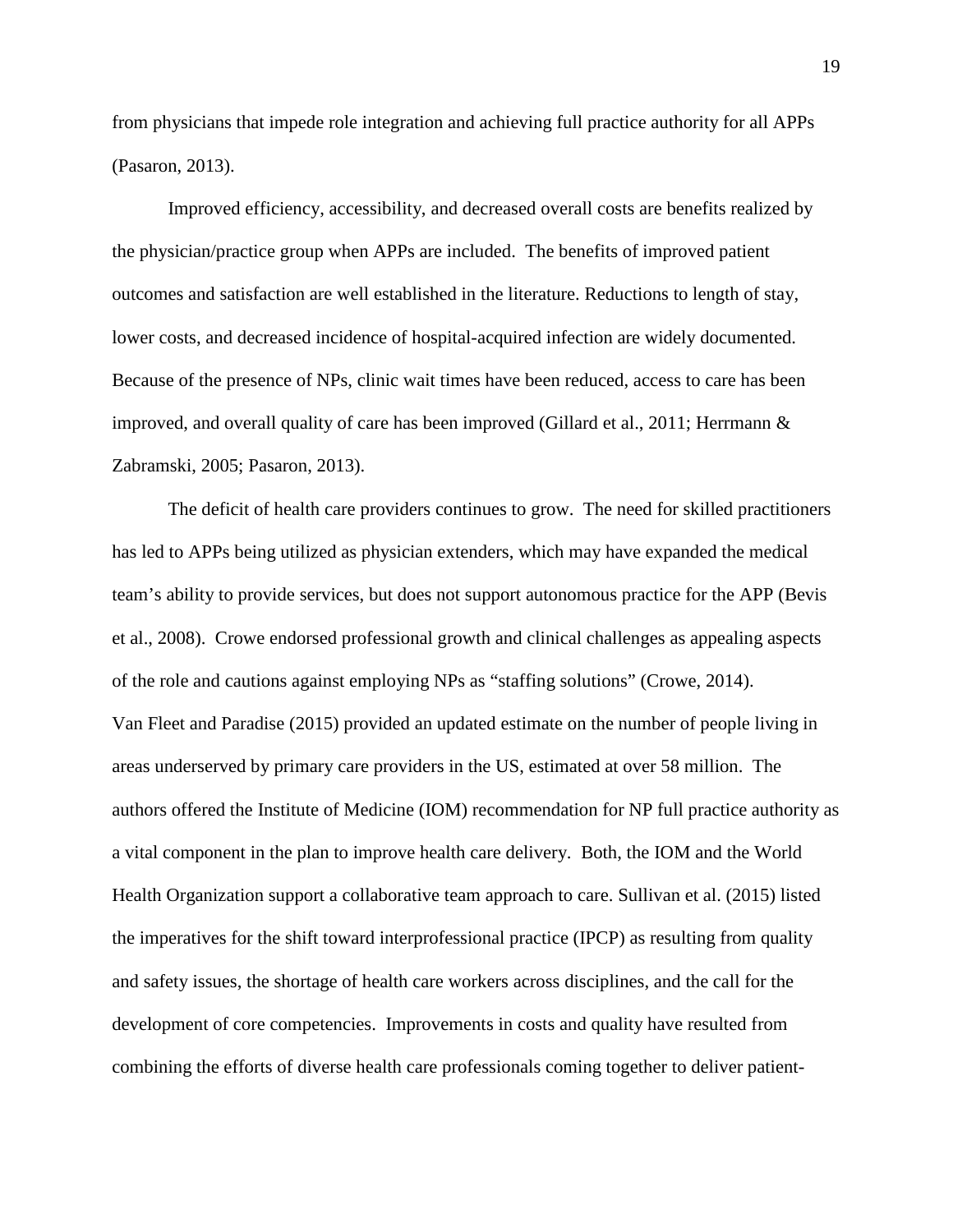from physicians that impede role integration and achieving full practice authority for all APPs (Pasaron, 2013).

Improved efficiency, accessibility, and decreased overall costs are benefits realized by the physician/practice group when APPs are included. The benefits of improved patient outcomes and satisfaction are well established in the literature. Reductions to length of stay, lower costs, and decreased incidence of hospital-acquired infection are widely documented. Because of the presence of NPs, clinic wait times have been reduced, access to care has been improved, and overall quality of care has been improved (Gillard et al., 2011; Herrmann & Zabramski, 2005; Pasaron, 2013).

The deficit of health care providers continues to grow. The need for skilled practitioners has led to APPs being utilized as physician extenders, which may have expanded the medical team's ability to provide services, but does not support autonomous practice for the APP (Bevis et al., 2008). Crowe endorsed professional growth and clinical challenges as appealing aspects of the role and cautions against employing NPs as "staffing solutions" (Crowe, 2014). Van Fleet and Paradise (2015) provided an updated estimate on the number of people living in areas underserved by primary care providers in the US, estimated at over 58 million. The authors offered the Institute of Medicine (IOM) recommendation for NP full practice authority as a vital component in the plan to improve health care delivery. Both, the IOM and the World Health Organization support a collaborative team approach to care. Sullivan et al. (2015) listed the imperatives for the shift toward interprofessional practice (IPCP) as resulting from quality and safety issues, the shortage of health care workers across disciplines, and the call for the development of core competencies. Improvements in costs and quality have resulted from combining the efforts of diverse health care professionals coming together to deliver patient-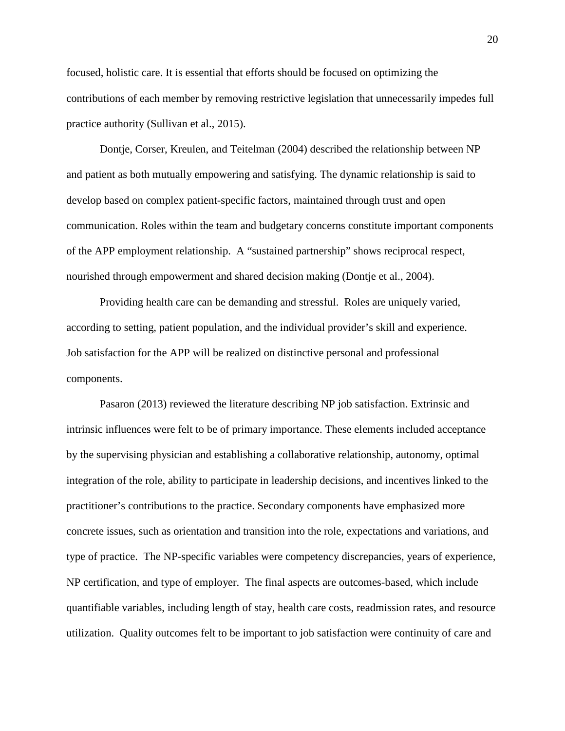focused, holistic care. It is essential that efforts should be focused on optimizing the contributions of each member by removing restrictive legislation that unnecessarily impedes full practice authority (Sullivan et al., 2015).

Dontje, Corser, Kreulen, and Teitelman (2004) described the relationship between NP and patient as both mutually empowering and satisfying. The dynamic relationship is said to develop based on complex patient-specific factors, maintained through trust and open communication. Roles within the team and budgetary concerns constitute important components of the APP employment relationship. A "sustained partnership" shows reciprocal respect, nourished through empowerment and shared decision making (Dontje et al., 2004).

Providing health care can be demanding and stressful. Roles are uniquely varied, according to setting, patient population, and the individual provider's skill and experience. Job satisfaction for the APP will be realized on distinctive personal and professional components.

Pasaron (2013) reviewed the literature describing NP job satisfaction. Extrinsic and intrinsic influences were felt to be of primary importance. These elements included acceptance by the supervising physician and establishing a collaborative relationship, autonomy, optimal integration of the role, ability to participate in leadership decisions, and incentives linked to the practitioner's contributions to the practice. Secondary components have emphasized more concrete issues, such as orientation and transition into the role, expectations and variations, and type of practice. The NP-specific variables were competency discrepancies, years of experience, NP certification, and type of employer. The final aspects are outcomes-based, which include quantifiable variables, including length of stay, health care costs, readmission rates, and resource utilization. Quality outcomes felt to be important to job satisfaction were continuity of care and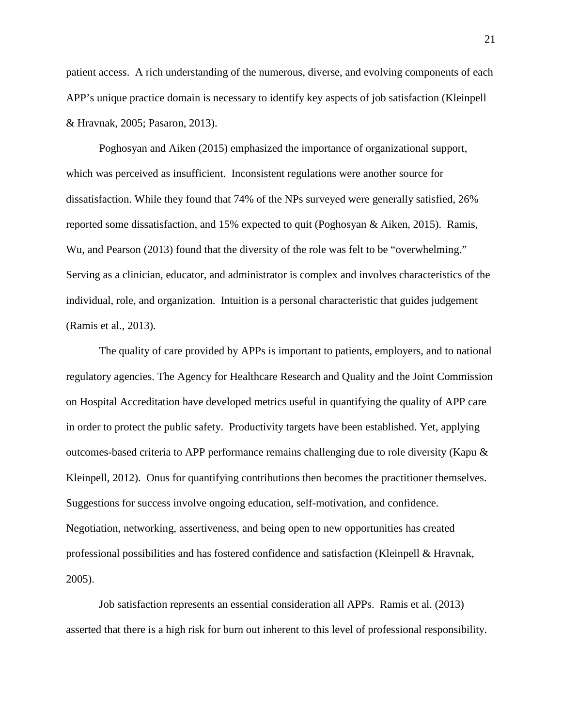patient access. A rich understanding of the numerous, diverse, and evolving components of each APP's unique practice domain is necessary to identify key aspects of job satisfaction (Kleinpell & Hravnak, 2005; Pasaron, 2013).

Poghosyan and Aiken (2015) emphasized the importance of organizational support, which was perceived as insufficient. Inconsistent regulations were another source for dissatisfaction. While they found that 74% of the NPs surveyed were generally satisfied, 26% reported some dissatisfaction, and 15% expected to quit (Poghosyan & Aiken, 2015). Ramis, Wu, and Pearson (2013) found that the diversity of the role was felt to be "overwhelming." Serving as a clinician, educator, and administrator is complex and involves characteristics of the individual, role, and organization. Intuition is a personal characteristic that guides judgement (Ramis et al., 2013).

The quality of care provided by APPs is important to patients, employers, and to national regulatory agencies. The Agency for Healthcare Research and Quality and the Joint Commission on Hospital Accreditation have developed metrics useful in quantifying the quality of APP care in order to protect the public safety. Productivity targets have been established. Yet, applying outcomes-based criteria to APP performance remains challenging due to role diversity (Kapu & Kleinpell, 2012). Onus for quantifying contributions then becomes the practitioner themselves. Suggestions for success involve ongoing education, self-motivation, and confidence. Negotiation, networking, assertiveness, and being open to new opportunities has created professional possibilities and has fostered confidence and satisfaction (Kleinpell & Hravnak, 2005).

Job satisfaction represents an essential consideration all APPs. Ramis et al. (2013) asserted that there is a high risk for burn out inherent to this level of professional responsibility.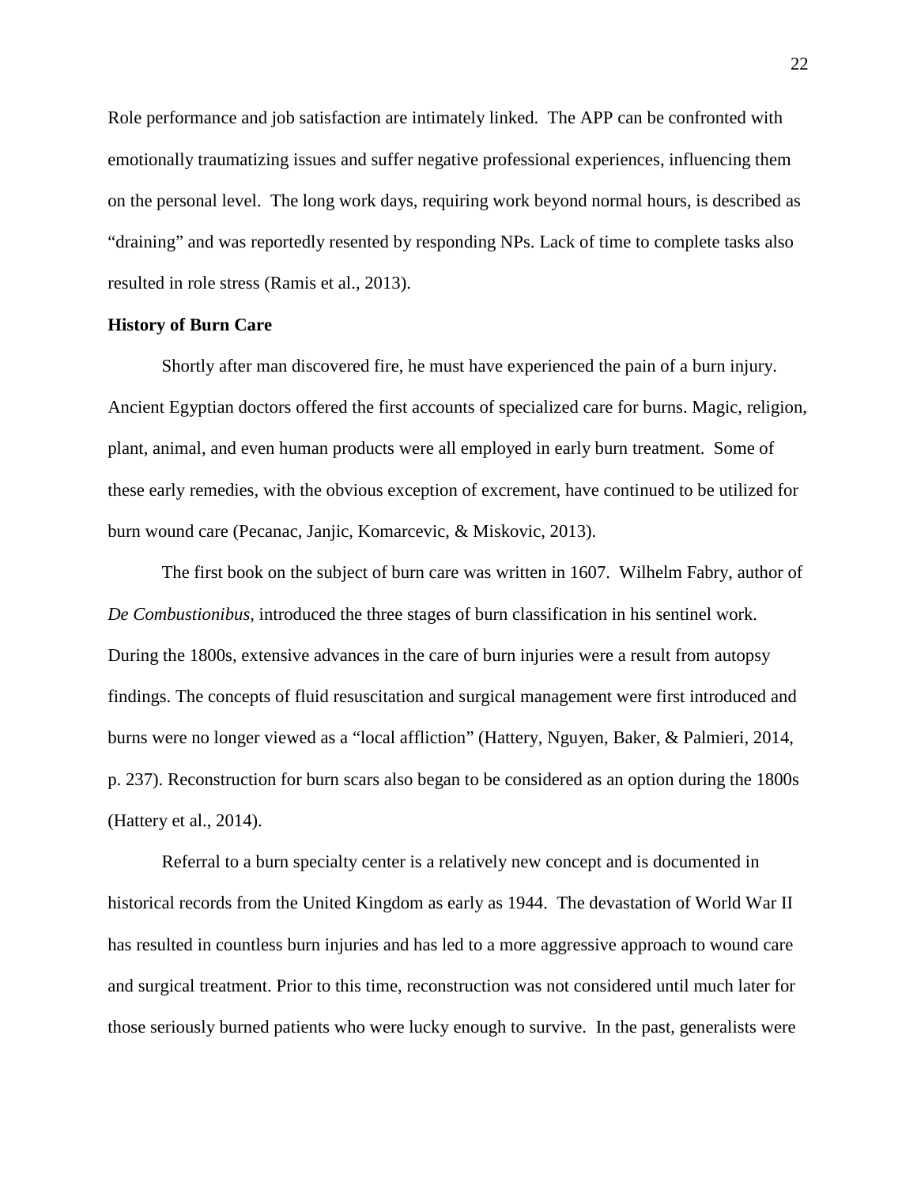Role performance and job satisfaction are intimately linked. The APP can be confronted with emotionally traumatizing issues and suffer negative professional experiences, influencing them on the personal level. The long work days, requiring work beyond normal hours, is described as "draining" and was reportedly resented by responding NPs. Lack of time to complete tasks also resulted in role stress (Ramis et al., 2013).

**History of Burn Care**

Shortly after man discovered fire, he must have experienced the pain of a burn injury. Ancient Egyptian doctors offered the first accounts of specialized care for burns. Magic, religion, plant, animal, and even human products were all employed in early burn treatment. Some of these early remedies, with the obvious exception of excrement, have continued to be utilized for burn wound care (Pecanac, Janjic, Komarcevic, & Miskovic, 2013).

The first book on the subject of burn care was written in 1607. Wilhelm Fabry, author of *De Combustionibus,* introduced the three stages of burn classification in his sentinel work. During the 1800s, extensive advances in the care of burn injuries were a result from autopsy findings. The concepts of fluid resuscitation and surgical management were first introduced and burns were no longer viewed as a "local affliction" (Hattery, Nguyen, Baker, & Palmieri, 2014, p. 237). Reconstruction for burn scars also began to be considered as an option during the 1800s (Hattery et al., 2014).

Referral to a burn specialty center is a relatively new concept and is documented in historical records from the United Kingdom as early as 1944. The devastation of World War II has resulted in countless burn injuries and has led to a more aggressive approach to wound care and surgical treatment. Prior to this time, reconstruction was not considered until much later for those seriously burned patients who were lucky enough to survive. In the past, generalists were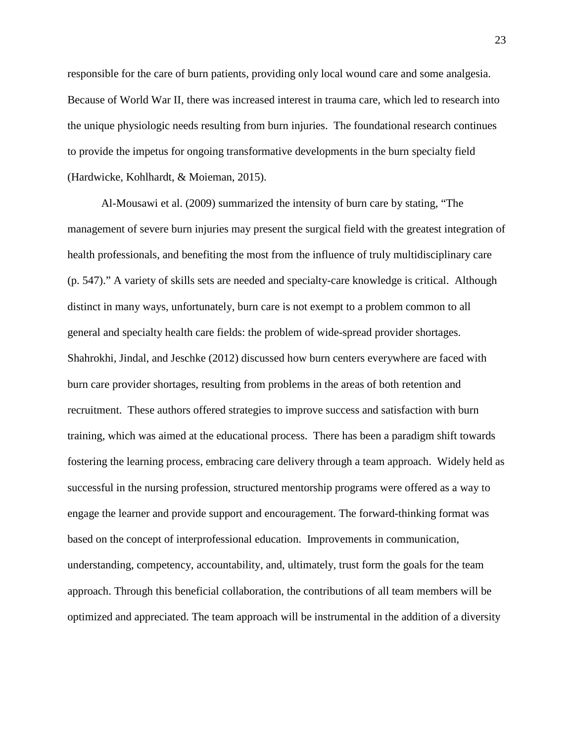responsible for the care of burn patients, providing only local wound care and some analgesia. Because of World War II, there was increased interest in trauma care, which led to research into the unique physiologic needs resulting from burn injuries. The foundational research continues to provide the impetus for ongoing transformative developments in the burn specialty field (Hardwicke, Kohlhardt, & Moieman, 2015).

Al-Mousawi et al. (2009) summarized the intensity of burn care by stating, "The management of severe burn injuries may present the surgical field with the greatest integration of health professionals, and benefiting the most from the influence of truly multidisciplinary care (p. 547)." A variety of skills sets are needed and specialty-care knowledge is critical. Although distinct in many ways, unfortunately, burn care is not exempt to a problem common to all general and specialty health care fields: the problem of wide-spread provider shortages. Shahrokhi, Jindal, and Jeschke (2012) discussed how burn centers everywhere are faced with burn care provider shortages, resulting from problems in the areas of both retention and recruitment. These authors offered strategies to improve success and satisfaction with burn training, which was aimed at the educational process. There has been a paradigm shift towards fostering the learning process, embracing care delivery through a team approach. Widely held as successful in the nursing profession, structured mentorship programs were offered as a way to engage the learner and provide support and encouragement. The forward-thinking format was based on the concept of interprofessional education. Improvements in communication, understanding, competency, accountability, and, ultimately, trust form the goals for the team approach. Through this beneficial collaboration, the contributions of all team members will be optimized and appreciated. The team approach will be instrumental in the addition of a diversity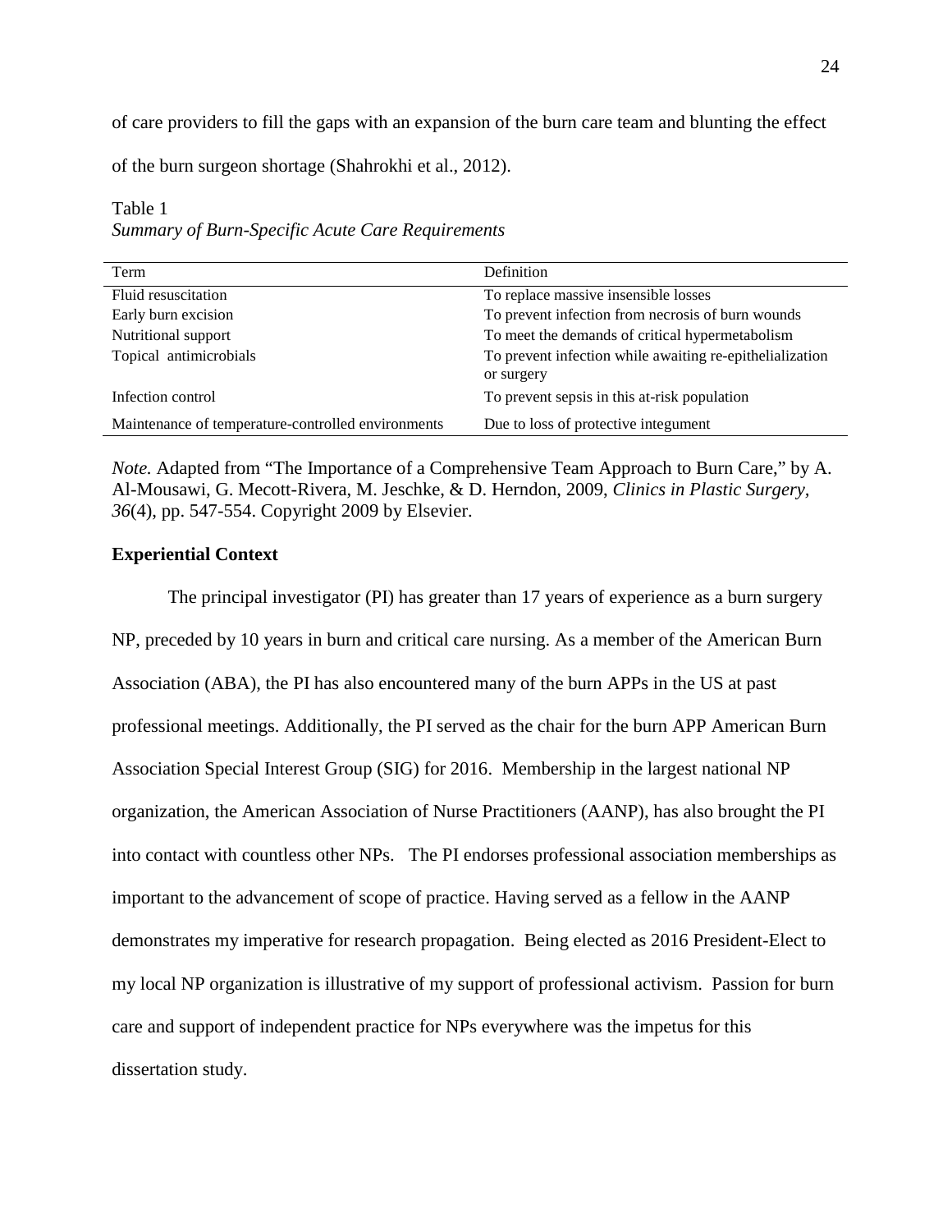of care providers to fill the gaps with an expansion of the burn care team and blunting the effect of the burn surgeon shortage (Shahrokhi et al., 2012).

Table 1
*Summary of Burn-Specific Acute Care Requirements*

| Term | Definition |
|---|---|
| Fluid resuscitation | To replace massive insensible losses |
| Early burn excision | To prevent infection from necrosis of burn wounds |
| Nutritional support | To meet the demands of critical hypermetabolism |
| Topical antimicrobials | To prevent infection while awaiting re-epithelialization or surgery |
| Infection control | To prevent sepsis in this at-risk population |
| Maintenance of temperature-controlled environments | Due to loss of protective integument |

*Note.* Adapted from "The Importance of a Comprehensive Team Approach to Burn Care," by A. Al-Mousawi, G. Mecott-Rivera, M. Jeschke, & D. Herndon, 2009, *Clinics in Plastic Surgery, 36*(4), pp. 547-554. Copyright 2009 by Elsevier.

**Experiential Context**

The principal investigator (PI) has greater than 17 years of experience as a burn surgery NP, preceded by 10 years in burn and critical care nursing. As a member of the American Burn Association (ABA), the PI has also encountered many of the burn APPs in the US at past professional meetings. Additionally, the PI served as the chair for the burn APP American Burn Association Special Interest Group (SIG) for 2016. Membership in the largest national NP organization, the American Association of Nurse Practitioners (AANP), has also brought the PI into contact with countless other NPs. The PI endorses professional association memberships as important to the advancement of scope of practice. Having served as a fellow in the AANP demonstrates my imperative for research propagation. Being elected as 2016 President-Elect to my local NP organization is illustrative of my support of professional activism. Passion for burn care and support of independent practice for NPs everywhere was the impetus for this dissertation study.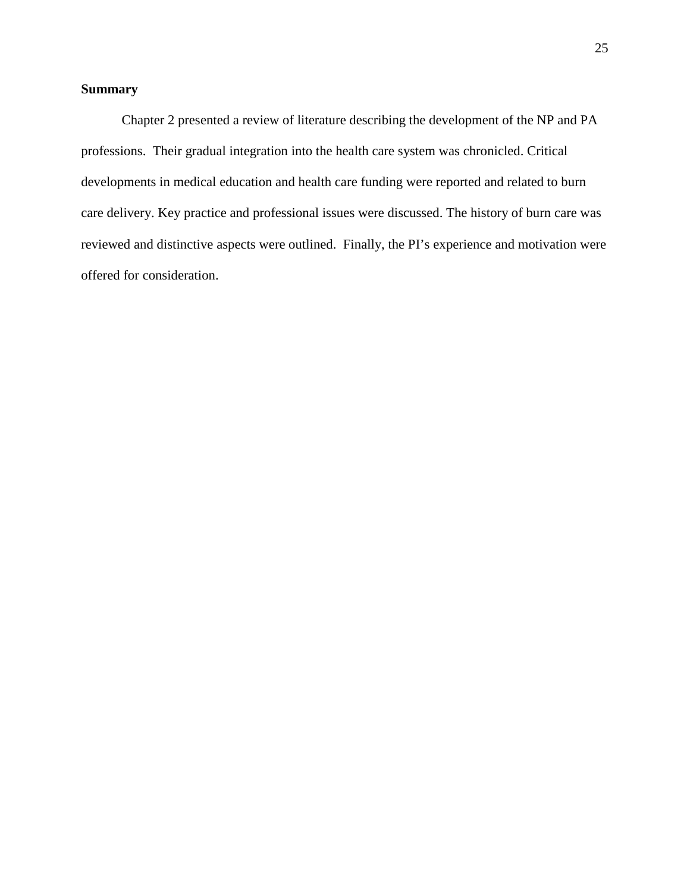**Summary**

Chapter 2 presented a review of literature describing the development of the NP and PA professions. Their gradual integration into the health care system was chronicled. Critical developments in medical education and health care funding were reported and related to burn care delivery. Key practice and professional issues were discussed. The history of burn care was reviewed and distinctive aspects were outlined. Finally, the PI's experience and motivation were offered for consideration.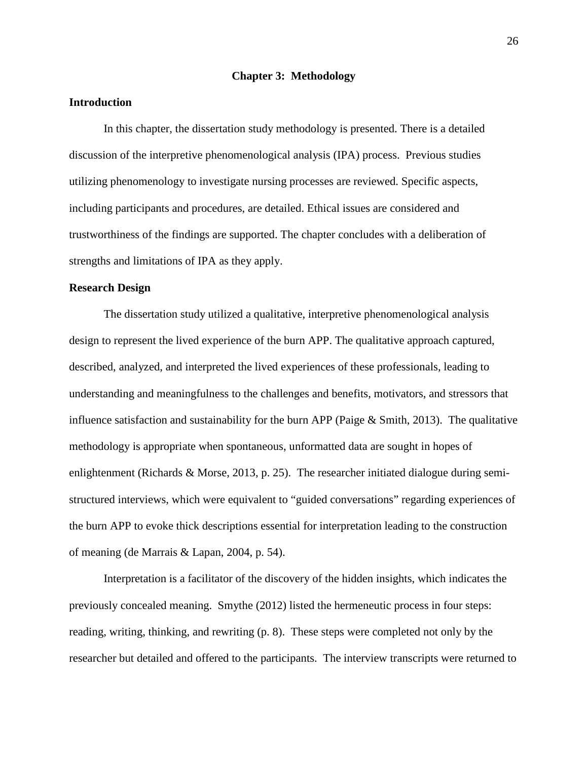# Chapter 3: Methodology

## Introduction

In this chapter, the dissertation study methodology is presented. There is a detailed discussion of the interpretive phenomenological analysis (IPA) process. Previous studies utilizing phenomenology to investigate nursing processes are reviewed. Specific aspects, including participants and procedures, are detailed. Ethical issues are considered and trustworthiness of the findings are supported. The chapter concludes with a deliberation of strengths and limitations of IPA as they apply.

## Research Design

The dissertation study utilized a qualitative, interpretive phenomenological analysis design to represent the lived experience of the burn APP. The qualitative approach captured, described, analyzed, and interpreted the lived experiences of these professionals, leading to understanding and meaningfulness to the challenges and benefits, motivators, and stressors that influence satisfaction and sustainability for the burn APP (Paige & Smith, 2013). The qualitative methodology is appropriate when spontaneous, unformatted data are sought in hopes of enlightenment (Richards & Morse, 2013, p. 25). The researcher initiated dialogue during semi-structured interviews, which were equivalent to "guided conversations" regarding experiences of the burn APP to evoke thick descriptions essential for interpretation leading to the construction of meaning (de Marrais & Lapan, 2004, p. 54).

Interpretation is a facilitator of the discovery of the hidden insights, which indicates the previously concealed meaning. Smythe (2012) listed the hermeneutic process in four steps: reading, writing, thinking, and rewriting (p. 8). These steps were completed not only by the researcher but detailed and offered to the participants. The interview transcripts were returned to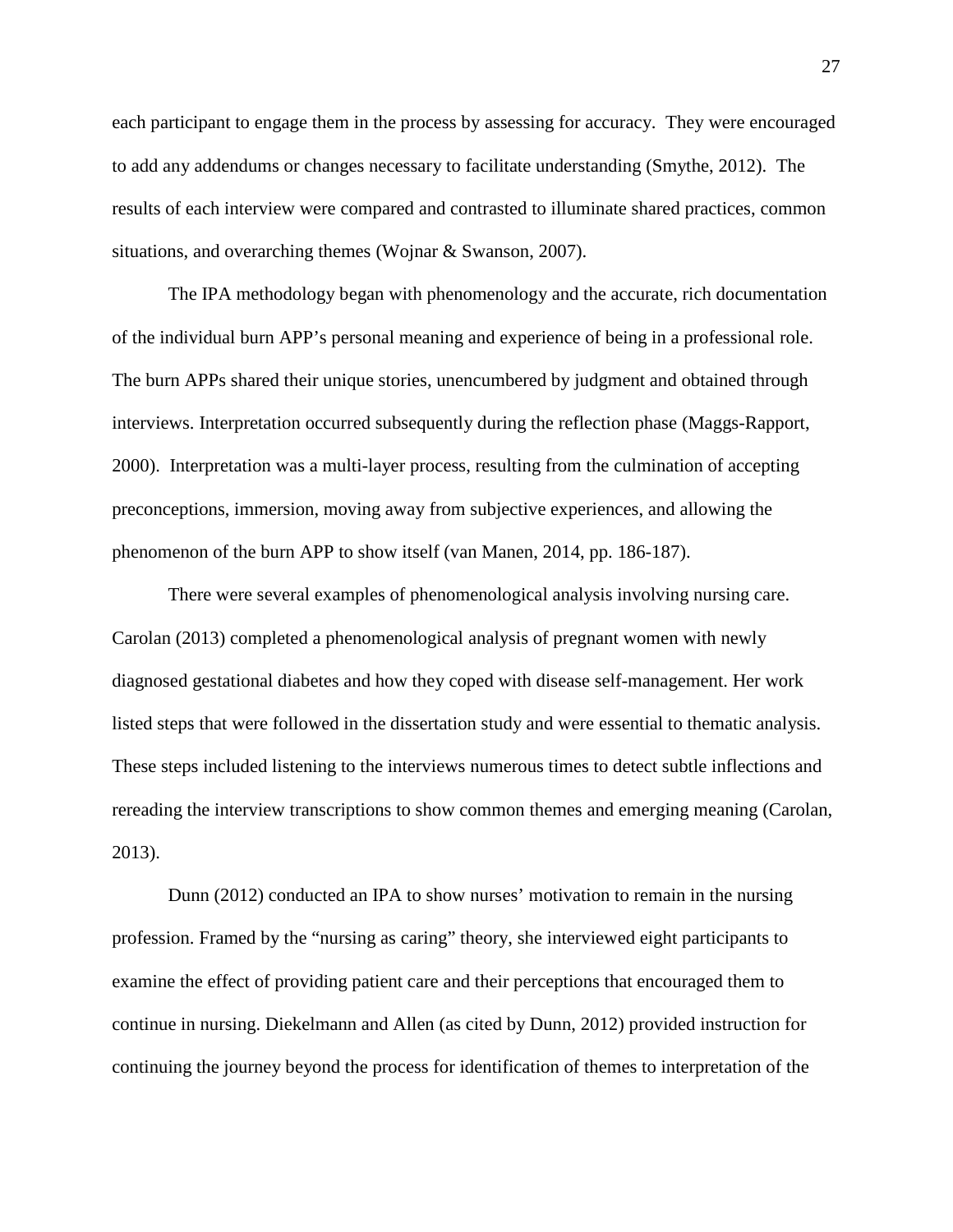each participant to engage them in the process by assessing for accuracy. They were encouraged to add any addendums or changes necessary to facilitate understanding (Smythe, 2012). The results of each interview were compared and contrasted to illuminate shared practices, common situations, and overarching themes (Wojnar & Swanson, 2007).

The IPA methodology began with phenomenology and the accurate, rich documentation of the individual burn APP's personal meaning and experience of being in a professional role. The burn APPs shared their unique stories, unencumbered by judgment and obtained through interviews. Interpretation occurred subsequently during the reflection phase (Maggs-Rapport, 2000). Interpretation was a multi-layer process, resulting from the culmination of accepting preconceptions, immersion, moving away from subjective experiences, and allowing the phenomenon of the burn APP to show itself (van Manen, 2014, pp. 186-187).

There were several examples of phenomenological analysis involving nursing care. Carolan (2013) completed a phenomenological analysis of pregnant women with newly diagnosed gestational diabetes and how they coped with disease self-management. Her work listed steps that were followed in the dissertation study and were essential to thematic analysis. These steps included listening to the interviews numerous times to detect subtle inflections and rereading the interview transcriptions to show common themes and emerging meaning (Carolan, 2013).

Dunn (2012) conducted an IPA to show nurses' motivation to remain in the nursing profession. Framed by the "nursing as caring" theory, she interviewed eight participants to examine the effect of providing patient care and their perceptions that encouraged them to continue in nursing. Diekelmann and Allen (as cited by Dunn, 2012) provided instruction for continuing the journey beyond the process for identification of themes to interpretation of the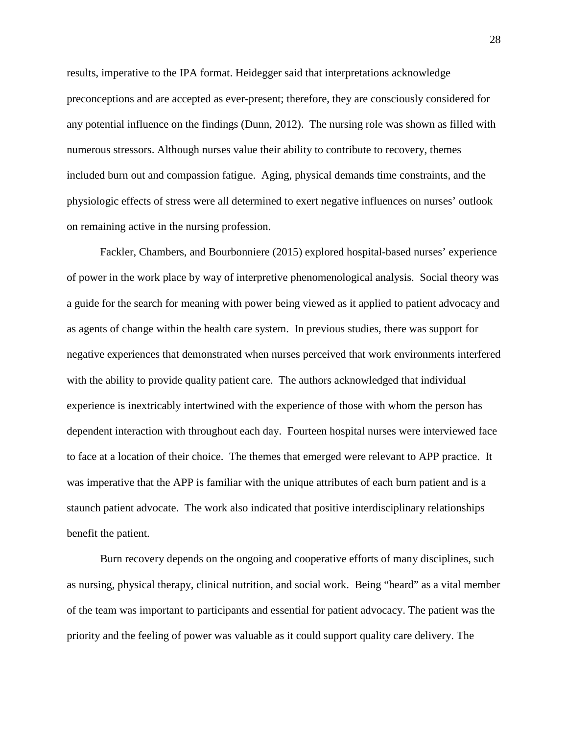results, imperative to the IPA format. Heidegger said that interpretations acknowledge preconceptions and are accepted as ever-present; therefore, they are consciously considered for any potential influence on the findings (Dunn, 2012). The nursing role was shown as filled with numerous stressors. Although nurses value their ability to contribute to recovery, themes included burn out and compassion fatigue. Aging, physical demands time constraints, and the physiologic effects of stress were all determined to exert negative influences on nurses' outlook on remaining active in the nursing profession.

Fackler, Chambers, and Bourbonniere (2015) explored hospital-based nurses' experience of power in the work place by way of interpretive phenomenological analysis. Social theory was a guide for the search for meaning with power being viewed as it applied to patient advocacy and as agents of change within the health care system. In previous studies, there was support for negative experiences that demonstrated when nurses perceived that work environments interfered with the ability to provide quality patient care. The authors acknowledged that individual experience is inextricably intertwined with the experience of those with whom the person has dependent interaction with throughout each day. Fourteen hospital nurses were interviewed face to face at a location of their choice. The themes that emerged were relevant to APP practice. It was imperative that the APP is familiar with the unique attributes of each burn patient and is a staunch patient advocate. The work also indicated that positive interdisciplinary relationships benefit the patient.

Burn recovery depends on the ongoing and cooperative efforts of many disciplines, such as nursing, physical therapy, clinical nutrition, and social work. Being "heard" as a vital member of the team was important to participants and essential for patient advocacy. The patient was the priority and the feeling of power was valuable as it could support quality care delivery. The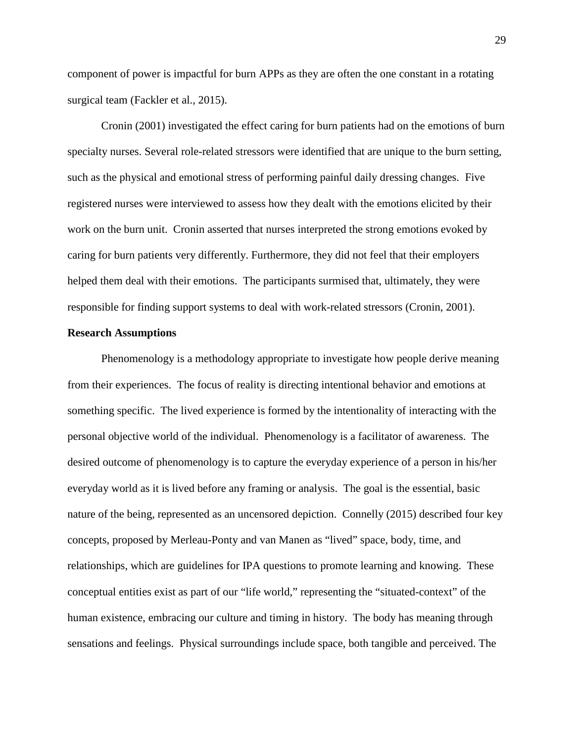component of power is impactful for burn APPs as they are often the one constant in a rotating surgical team (Fackler et al., 2015).

Cronin (2001) investigated the effect caring for burn patients had on the emotions of burn specialty nurses. Several role-related stressors were identified that are unique to the burn setting, such as the physical and emotional stress of performing painful daily dressing changes. Five registered nurses were interviewed to assess how they dealt with the emotions elicited by their work on the burn unit. Cronin asserted that nurses interpreted the strong emotions evoked by caring for burn patients very differently. Furthermore, they did not feel that their employers helped them deal with their emotions. The participants surmised that, ultimately, they were responsible for finding support systems to deal with work-related stressors (Cronin, 2001).

**Research Assumptions**

Phenomenology is a methodology appropriate to investigate how people derive meaning from their experiences. The focus of reality is directing intentional behavior and emotions at something specific. The lived experience is formed by the intentionality of interacting with the personal objective world of the individual. Phenomenology is a facilitator of awareness. The desired outcome of phenomenology is to capture the everyday experience of a person in his/her everyday world as it is lived before any framing or analysis. The goal is the essential, basic nature of the being, represented as an uncensored depiction. Connelly (2015) described four key concepts, proposed by Merleau-Ponty and van Manen as "lived" space, body, time, and relationships, which are guidelines for IPA questions to promote learning and knowing. These conceptual entities exist as part of our "life world," representing the "situated-context" of the human existence, embracing our culture and timing in history. The body has meaning through sensations and feelings. Physical surroundings include space, both tangible and perceived. The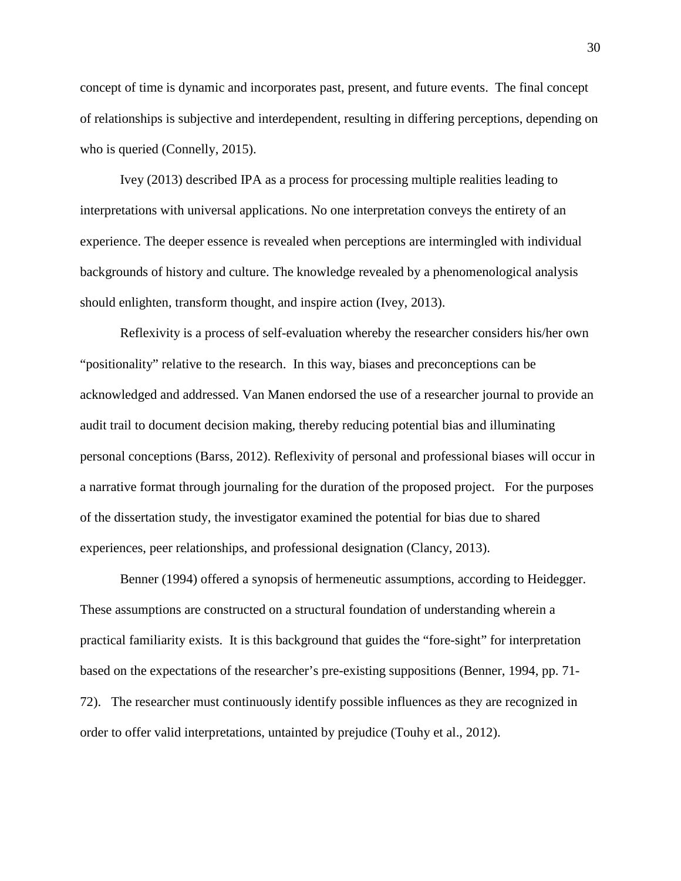concept of time is dynamic and incorporates past, present, and future events. The final concept of relationships is subjective and interdependent, resulting in differing perceptions, depending on who is queried (Connelly, 2015).

Ivey (2013) described IPA as a process for processing multiple realities leading to interpretations with universal applications. No one interpretation conveys the entirety of an experience. The deeper essence is revealed when perceptions are intermingled with individual backgrounds of history and culture. The knowledge revealed by a phenomenological analysis should enlighten, transform thought, and inspire action (Ivey, 2013).

Reflexivity is a process of self-evaluation whereby the researcher considers his/her own "positionality" relative to the research. In this way, biases and preconceptions can be acknowledged and addressed. Van Manen endorsed the use of a researcher journal to provide an audit trail to document decision making, thereby reducing potential bias and illuminating personal conceptions (Barss, 2012). Reflexivity of personal and professional biases will occur in a narrative format through journaling for the duration of the proposed project. For the purposes of the dissertation study, the investigator examined the potential for bias due to shared experiences, peer relationships, and professional designation (Clancy, 2013).

Benner (1994) offered a synopsis of hermeneutic assumptions, according to Heidegger. These assumptions are constructed on a structural foundation of understanding wherein a practical familiarity exists. It is this background that guides the "fore-sight" for interpretation based on the expectations of the researcher's pre-existing suppositions (Benner, 1994, pp. 71-72). The researcher must continuously identify possible influences as they are recognized in order to offer valid interpretations, untainted by prejudice (Touhy et al., 2012).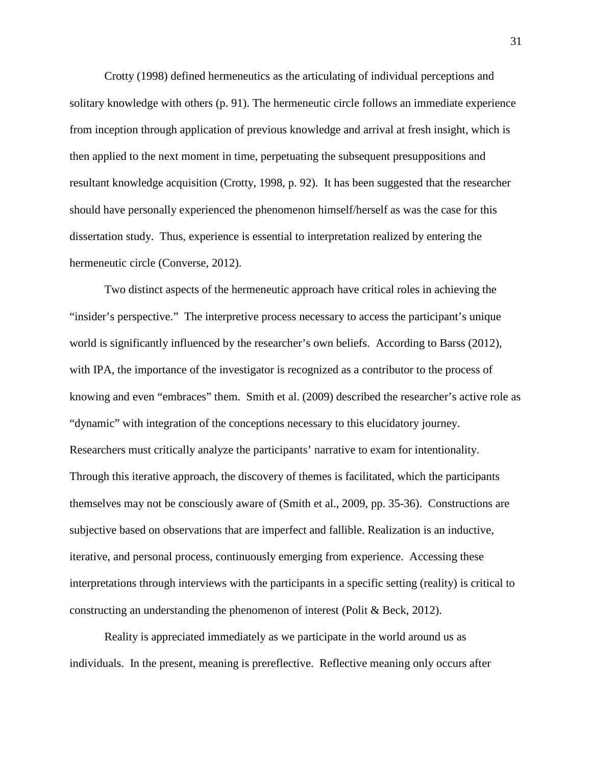Crotty (1998) defined hermeneutics as the articulating of individual perceptions and solitary knowledge with others (p. 91). The hermeneutic circle follows an immediate experience from inception through application of previous knowledge and arrival at fresh insight, which is then applied to the next moment in time, perpetuating the subsequent presuppositions and resultant knowledge acquisition (Crotty, 1998, p. 92). It has been suggested that the researcher should have personally experienced the phenomenon himself/herself as was the case for this dissertation study. Thus, experience is essential to interpretation realized by entering the hermeneutic circle (Converse, 2012).

Two distinct aspects of the hermeneutic approach have critical roles in achieving the "insider's perspective." The interpretive process necessary to access the participant's unique world is significantly influenced by the researcher's own beliefs. According to Barss (2012), with IPA, the importance of the investigator is recognized as a contributor to the process of knowing and even "embraces" them. Smith et al. (2009) described the researcher's active role as "dynamic" with integration of the conceptions necessary to this elucidatory journey. Researchers must critically analyze the participants' narrative to exam for intentionality. Through this iterative approach, the discovery of themes is facilitated, which the participants themselves may not be consciously aware of (Smith et al., 2009, pp. 35-36). Constructions are subjective based on observations that are imperfect and fallible. Realization is an inductive, iterative, and personal process, continuously emerging from experience. Accessing these interpretations through interviews with the participants in a specific setting (reality) is critical to constructing an understanding the phenomenon of interest (Polit & Beck, 2012).

Reality is appreciated immediately as we participate in the world around us as individuals. In the present, meaning is prereflective. Reflective meaning only occurs after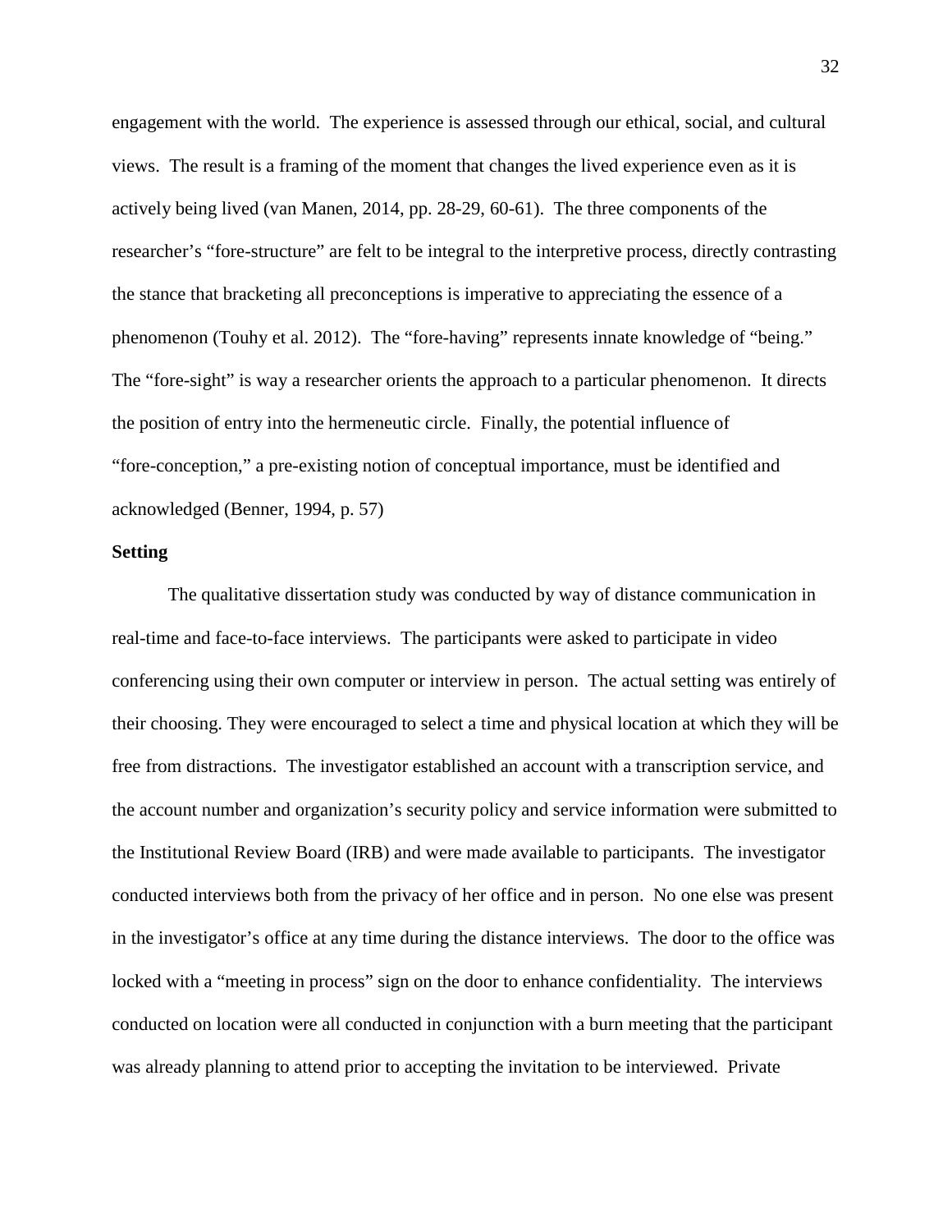engagement with the world. The experience is assessed through our ethical, social, and cultural views. The result is a framing of the moment that changes the lived experience even as it is actively being lived (van Manen, 2014, pp. 28-29, 60-61). The three components of the researcher's "fore-structure" are felt to be integral to the interpretive process, directly contrasting the stance that bracketing all preconceptions is imperative to appreciating the essence of a phenomenon (Touhy et al. 2012). The "fore-having" represents innate knowledge of "being." The "fore-sight" is way a researcher orients the approach to a particular phenomenon. It directs the position of entry into the hermeneutic circle. Finally, the potential influence of "fore-conception," a pre-existing notion of conceptual importance, must be identified and acknowledged (Benner, 1994, p. 57)

**Setting**

The qualitative dissertation study was conducted by way of distance communication in real-time and face-to-face interviews. The participants were asked to participate in video conferencing using their own computer or interview in person. The actual setting was entirely of their choosing. They were encouraged to select a time and physical location at which they will be free from distractions. The investigator established an account with a transcription service, and the account number and organization's security policy and service information were submitted to the Institutional Review Board (IRB) and were made available to participants. The investigator conducted interviews both from the privacy of her office and in person. No one else was present in the investigator's office at any time during the distance interviews. The door to the office was locked with a "meeting in process" sign on the door to enhance confidentiality. The interviews conducted on location were all conducted in conjunction with a burn meeting that the participant was already planning to attend prior to accepting the invitation to be interviewed. Private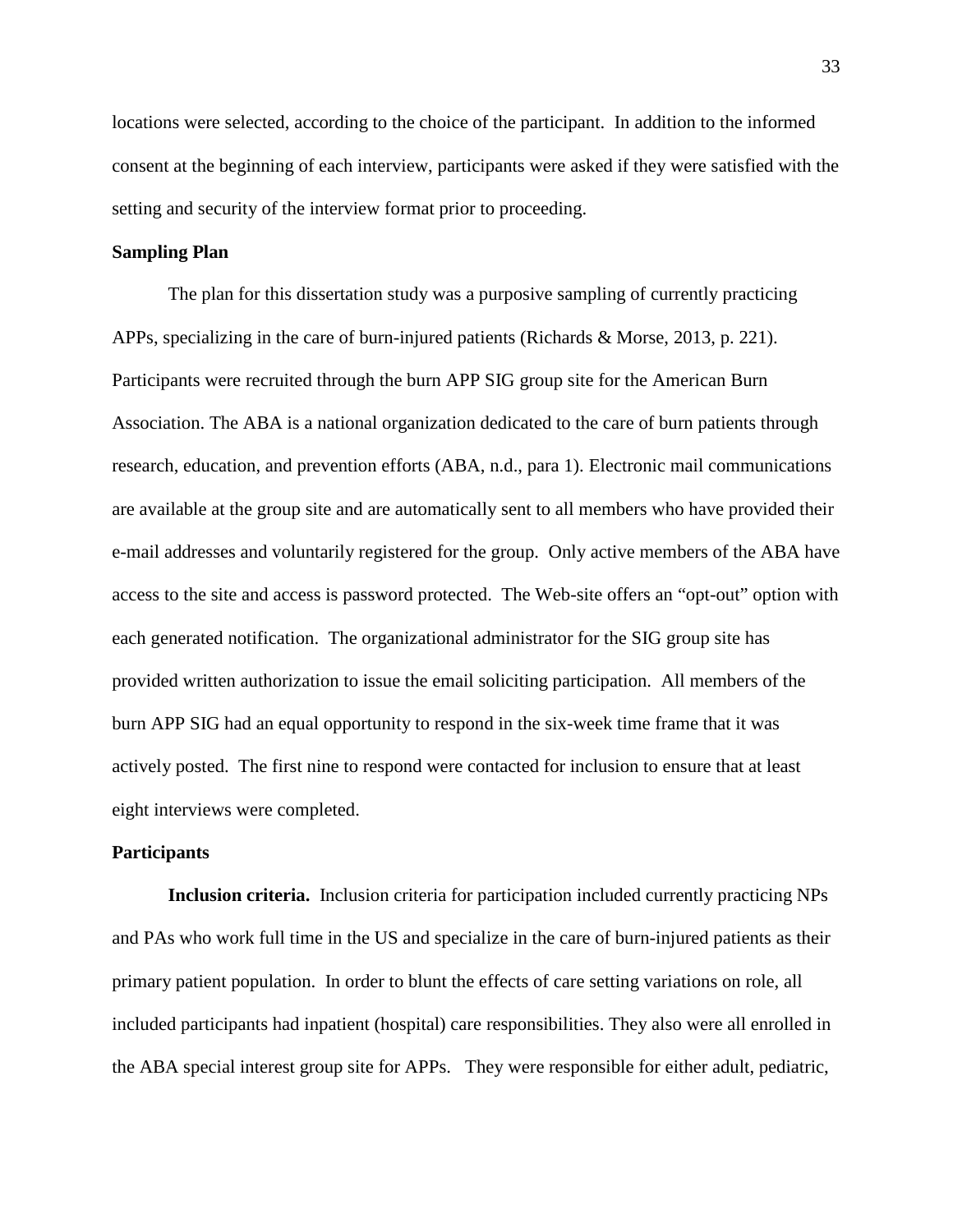locations were selected, according to the choice of the participant. In addition to the informed consent at the beginning of each interview, participants were asked if they were satisfied with the setting and security of the interview format prior to proceeding.

## Sampling Plan

The plan for this dissertation study was a purposive sampling of currently practicing APPs, specializing in the care of burn-injured patients (Richards & Morse, 2013, p. 221). Participants were recruited through the burn APP SIG group site for the American Burn Association. The ABA is a national organization dedicated to the care of burn patients through research, education, and prevention efforts (ABA, n.d., para 1). Electronic mail communications are available at the group site and are automatically sent to all members who have provided their e-mail addresses and voluntarily registered for the group. Only active members of the ABA have access to the site and access is password protected. The Web-site offers an "opt-out" option with each generated notification. The organizational administrator for the SIG group site has provided written authorization to issue the email soliciting participation. All members of the burn APP SIG had an equal opportunity to respond in the six-week time frame that it was actively posted. The first nine to respond were contacted for inclusion to ensure that at least eight interviews were completed.

## Participants

**Inclusion criteria.** Inclusion criteria for participation included currently practicing NPs and PAs who work full time in the US and specialize in the care of burn-injured patients as their primary patient population. In order to blunt the effects of care setting variations on role, all included participants had inpatient (hospital) care responsibilities. They also were all enrolled in the ABA special interest group site for APPs. They were responsible for either adult, pediatric,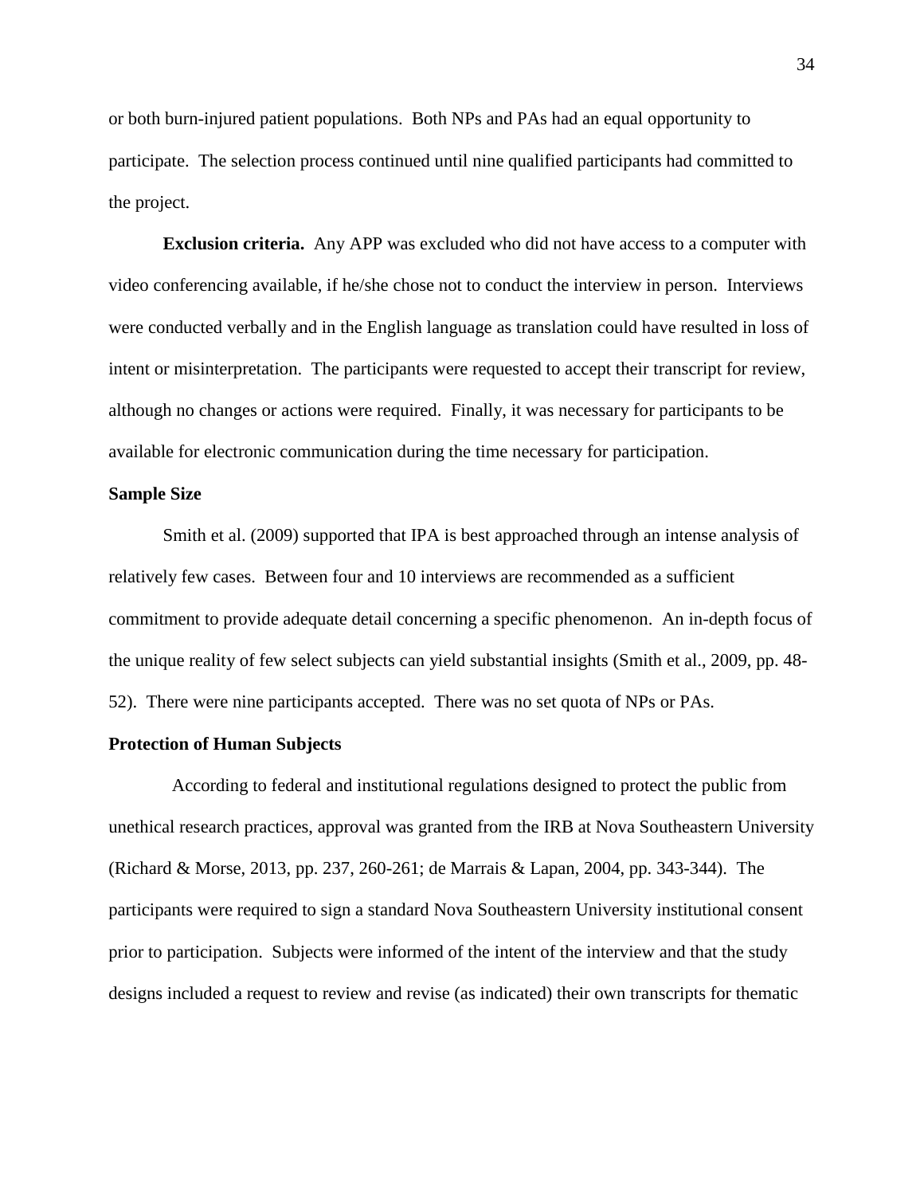or both burn-injured patient populations. Both NPs and PAs had an equal opportunity to participate. The selection process continued until nine qualified participants had committed to the project.

**Exclusion criteria.** Any APP was excluded who did not have access to a computer with video conferencing available, if he/she chose not to conduct the interview in person. Interviews were conducted verbally and in the English language as translation could have resulted in loss of intent or misinterpretation. The participants were requested to accept their transcript for review, although no changes or actions were required. Finally, it was necessary for participants to be available for electronic communication during the time necessary for participation.

## Sample Size

Smith et al. (2009) supported that IPA is best approached through an intense analysis of relatively few cases. Between four and 10 interviews are recommended as a sufficient commitment to provide adequate detail concerning a specific phenomenon. An in-depth focus of the unique reality of few select subjects can yield substantial insights (Smith et al., 2009, pp. 48-52). There were nine participants accepted. There was no set quota of NPs or PAs.

## Protection of Human Subjects

According to federal and institutional regulations designed to protect the public from unethical research practices, approval was granted from the IRB at Nova Southeastern University (Richard & Morse, 2013, pp. 237, 260-261; de Marrais & Lapan, 2004, pp. 343-344). The participants were required to sign a standard Nova Southeastern University institutional consent prior to participation. Subjects were informed of the intent of the interview and that the study designs included a request to review and revise (as indicated) their own transcripts for thematic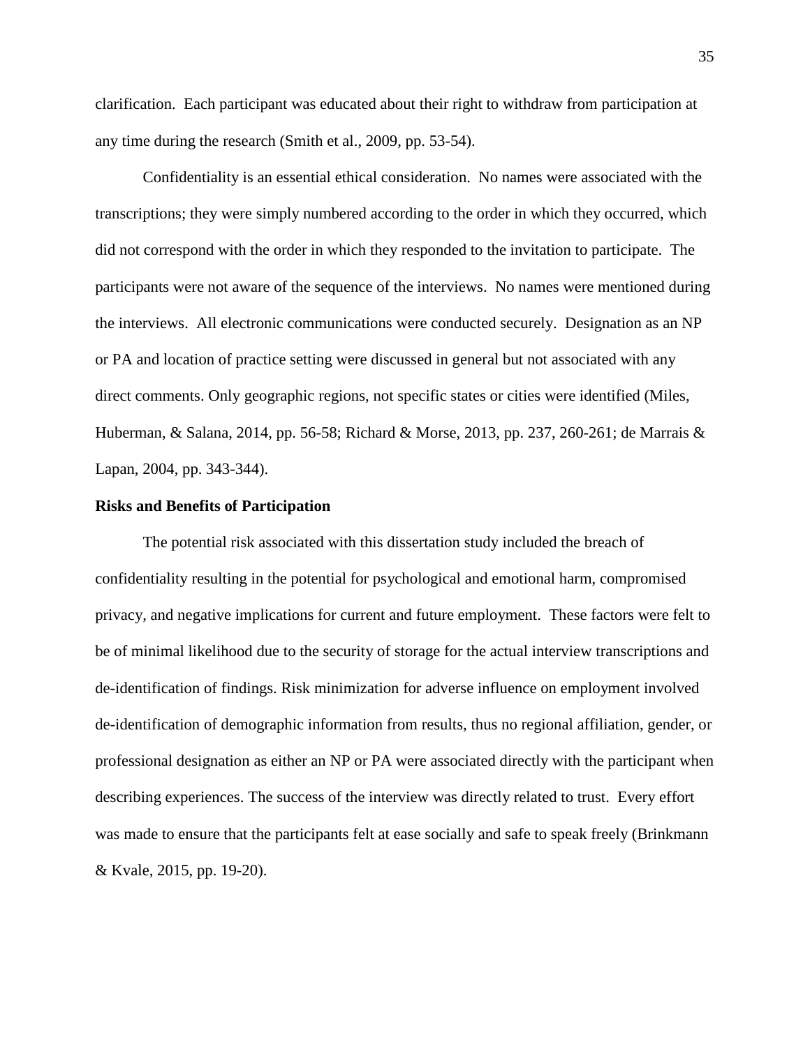clarification. Each participant was educated about their right to withdraw from participation at any time during the research (Smith et al., 2009, pp. 53-54).

Confidentiality is an essential ethical consideration. No names were associated with the transcriptions; they were simply numbered according to the order in which they occurred, which did not correspond with the order in which they responded to the invitation to participate. The participants were not aware of the sequence of the interviews. No names were mentioned during the interviews. All electronic communications were conducted securely. Designation as an NP or PA and location of practice setting were discussed in general but not associated with any direct comments. Only geographic regions, not specific states or cities were identified (Miles, Huberman, & Salana, 2014, pp. 56-58; Richard & Morse, 2013, pp. 237, 260-261; de Marrais & Lapan, 2004, pp. 343-344).

**Risks and Benefits of Participation**

The potential risk associated with this dissertation study included the breach of confidentiality resulting in the potential for psychological and emotional harm, compromised privacy, and negative implications for current and future employment. These factors were felt to be of minimal likelihood due to the security of storage for the actual interview transcriptions and de-identification of findings. Risk minimization for adverse influence on employment involved de-identification of demographic information from results, thus no regional affiliation, gender, or professional designation as either an NP or PA were associated directly with the participant when describing experiences. The success of the interview was directly related to trust. Every effort was made to ensure that the participants felt at ease socially and safe to speak freely (Brinkmann & Kvale, 2015, pp. 19-20).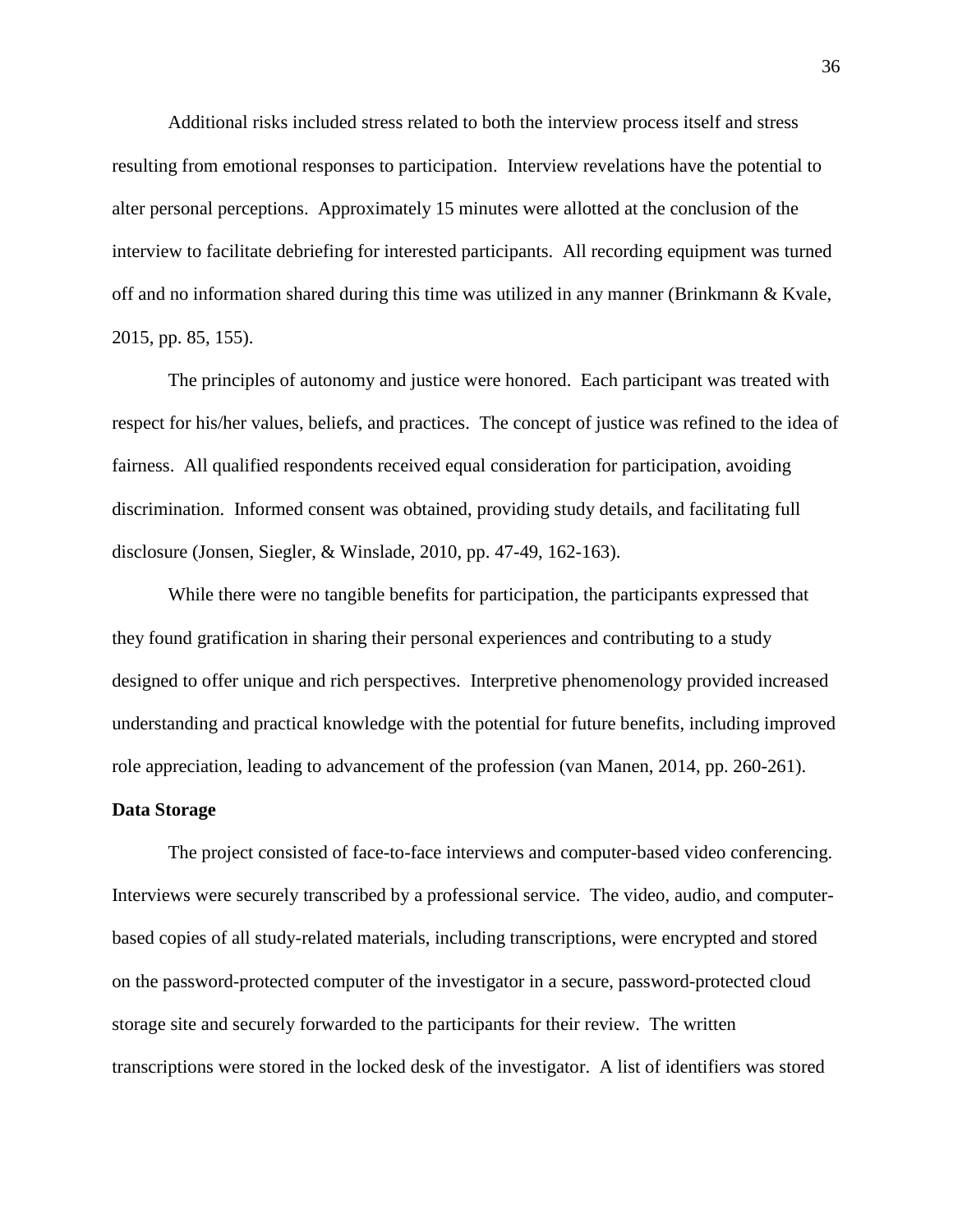Additional risks included stress related to both the interview process itself and stress resulting from emotional responses to participation. Interview revelations have the potential to alter personal perceptions. Approximately 15 minutes were allotted at the conclusion of the interview to facilitate debriefing for interested participants. All recording equipment was turned off and no information shared during this time was utilized in any manner (Brinkmann & Kvale, 2015, pp. 85, 155).

The principles of autonomy and justice were honored. Each participant was treated with respect for his/her values, beliefs, and practices. The concept of justice was refined to the idea of fairness. All qualified respondents received equal consideration for participation, avoiding discrimination. Informed consent was obtained, providing study details, and facilitating full disclosure (Jonsen, Siegler, & Winslade, 2010, pp. 47-49, 162-163).

While there were no tangible benefits for participation, the participants expressed that they found gratification in sharing their personal experiences and contributing to a study designed to offer unique and rich perspectives. Interpretive phenomenology provided increased understanding and practical knowledge with the potential for future benefits, including improved role appreciation, leading to advancement of the profession (van Manen, 2014, pp. 260-261).

**Data Storage**

The project consisted of face-to-face interviews and computer-based video conferencing. Interviews were securely transcribed by a professional service. The video, audio, and computer-based copies of all study-related materials, including transcriptions, were encrypted and stored on the password-protected computer of the investigator in a secure, password-protected cloud storage site and securely forwarded to the participants for their review. The written transcriptions were stored in the locked desk of the investigator. A list of identifiers was stored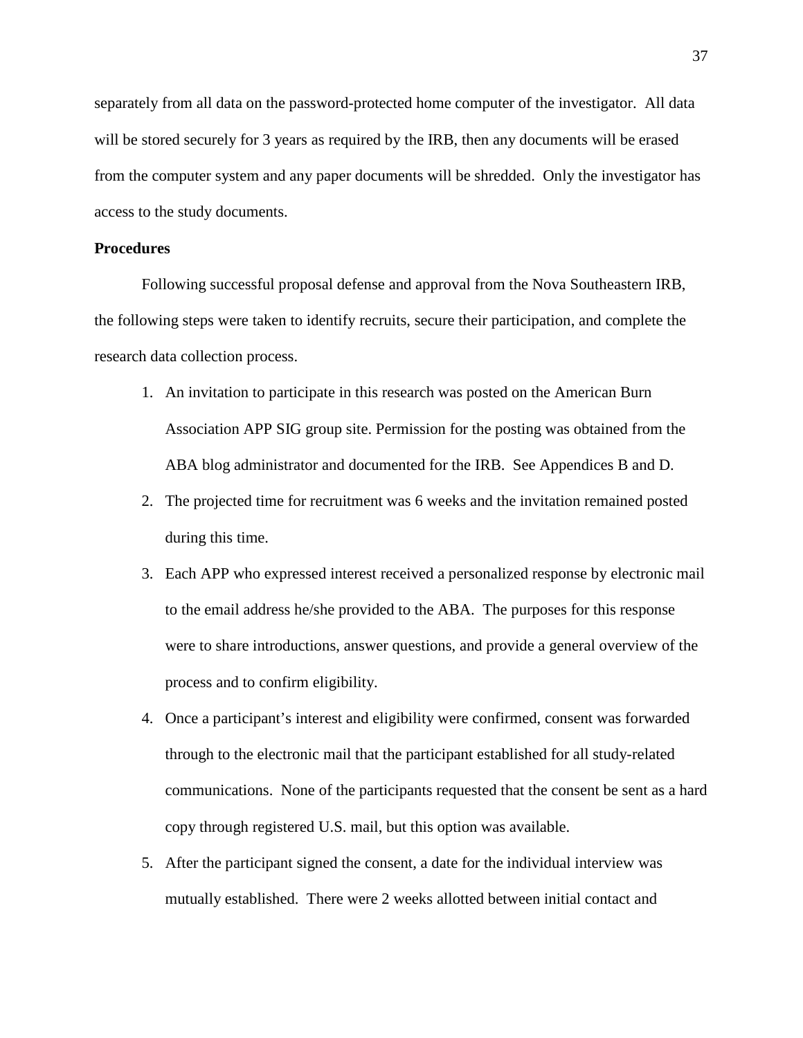separately from all data on the password-protected home computer of the investigator. All data will be stored securely for 3 years as required by the IRB, then any documents will be erased from the computer system and any paper documents will be shredded. Only the investigator has access to the study documents.

**Procedures**

Following successful proposal defense and approval from the Nova Southeastern IRB, the following steps were taken to identify recruits, secure their participation, and complete the research data collection process.

1. An invitation to participate in this research was posted on the American Burn Association APP SIG group site. Permission for the posting was obtained from the ABA blog administrator and documented for the IRB. See Appendices B and D.
2. The projected time for recruitment was 6 weeks and the invitation remained posted during this time.
3. Each APP who expressed interest received a personalized response by electronic mail to the email address he/she provided to the ABA. The purposes for this response were to share introductions, answer questions, and provide a general overview of the process and to confirm eligibility.
4. Once a participant's interest and eligibility were confirmed, consent was forwarded through to the electronic mail that the participant established for all study-related communications. None of the participants requested that the consent be sent as a hard copy through registered U.S. mail, but this option was available.
5. After the participant signed the consent, a date for the individual interview was mutually established. There were 2 weeks allotted between initial contact and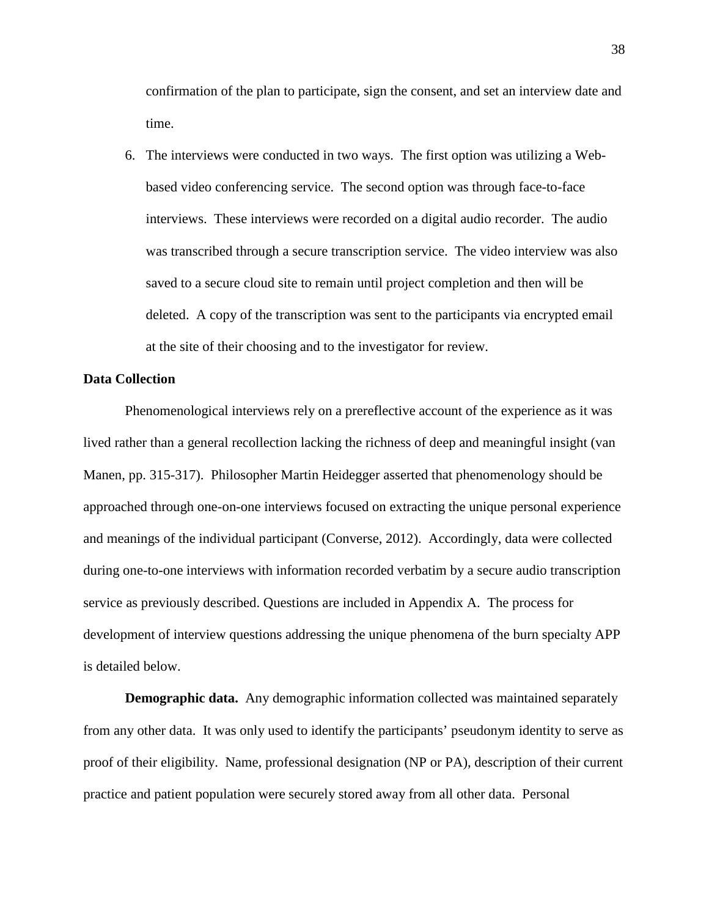confirmation of the plan to participate, sign the consent, and set an interview date and time.

6. The interviews were conducted in two ways. The first option was utilizing a Web-based video conferencing service. The second option was through face-to-face interviews. These interviews were recorded on a digital audio recorder. The audio was transcribed through a secure transcription service. The video interview was also saved to a secure cloud site to remain until project completion and then will be deleted. A copy of the transcription was sent to the participants via encrypted email at the site of their choosing and to the investigator for review.

## Data Collection

Phenomenological interviews rely on a prereflective account of the experience as it was lived rather than a general recollection lacking the richness of deep and meaningful insight (van Manen, pp. 315-317). Philosopher Martin Heidegger asserted that phenomenology should be approached through one-on-one interviews focused on extracting the unique personal experience and meanings of the individual participant (Converse, 2012). Accordingly, data were collected during one-to-one interviews with information recorded verbatim by a secure audio transcription service as previously described. Questions are included in Appendix A. The process for development of interview questions addressing the unique phenomena of the burn specialty APP is detailed below.

**Demographic data.** Any demographic information collected was maintained separately from any other data. It was only used to identify the participants' pseudonym identity to serve as proof of their eligibility. Name, professional designation (NP or PA), description of their current practice and patient population were securely stored away from all other data. Personal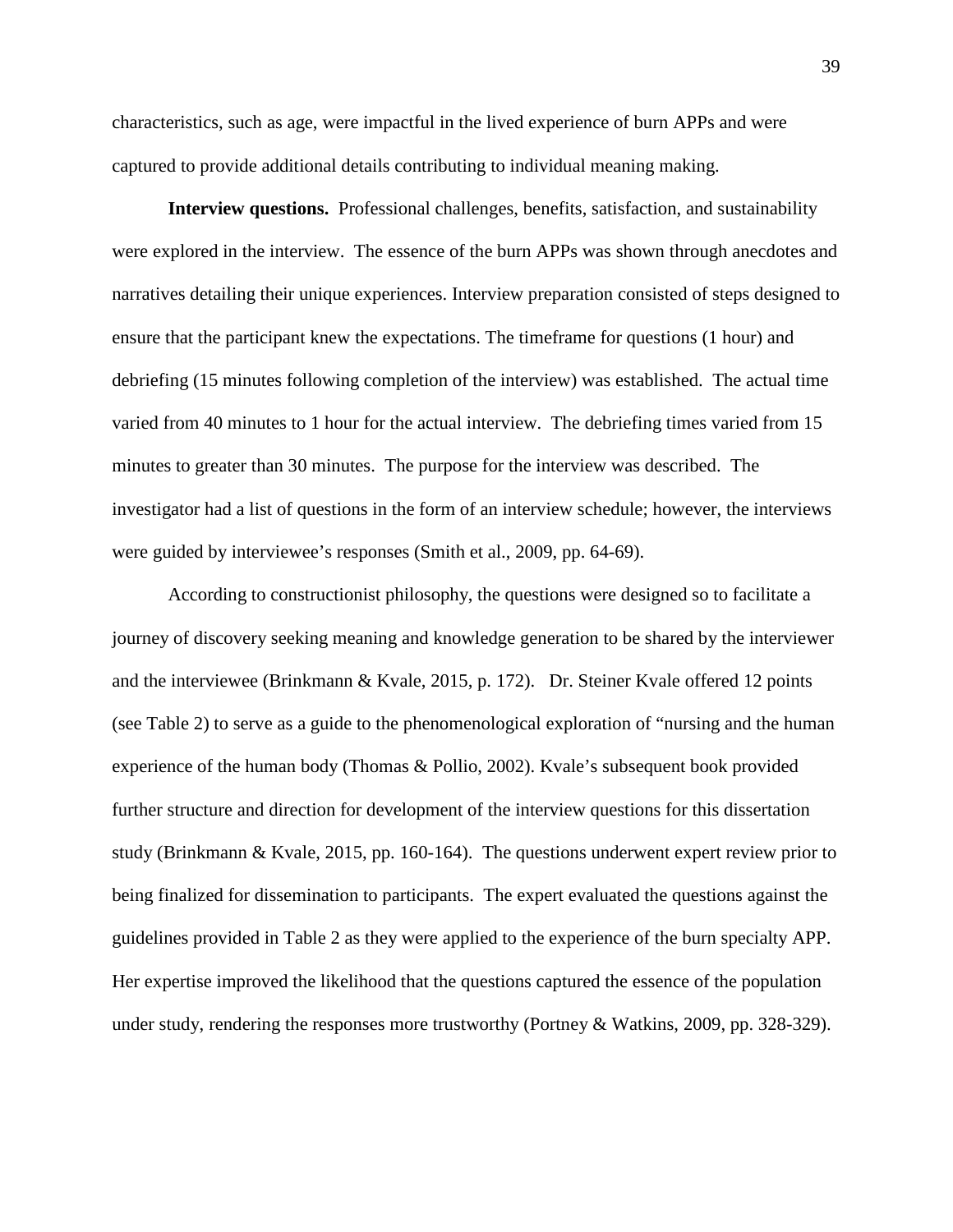characteristics, such as age, were impactful in the lived experience of burn APPs and were captured to provide additional details contributing to individual meaning making.

**Interview questions.** Professional challenges, benefits, satisfaction, and sustainability were explored in the interview. The essence of the burn APPs was shown through anecdotes and narratives detailing their unique experiences. Interview preparation consisted of steps designed to ensure that the participant knew the expectations. The timeframe for questions (1 hour) and debriefing (15 minutes following completion of the interview) was established. The actual time varied from 40 minutes to 1 hour for the actual interview. The debriefing times varied from 15 minutes to greater than 30 minutes. The purpose for the interview was described. The investigator had a list of questions in the form of an interview schedule; however, the interviews were guided by interviewee's responses (Smith et al., 2009, pp. 64-69).

According to constructionist philosophy, the questions were designed so to facilitate a journey of discovery seeking meaning and knowledge generation to be shared by the interviewer and the interviewee (Brinkmann & Kvale, 2015, p. 172). Dr. Steiner Kvale offered 12 points (see Table 2) to serve as a guide to the phenomenological exploration of "nursing and the human experience of the human body (Thomas & Pollio, 2002). Kvale's subsequent book provided further structure and direction for development of the interview questions for this dissertation study (Brinkmann & Kvale, 2015, pp. 160-164). The questions underwent expert review prior to being finalized for dissemination to participants. The expert evaluated the questions against the guidelines provided in Table 2 as they were applied to the experience of the burn specialty APP. Her expertise improved the likelihood that the questions captured the essence of the population under study, rendering the responses more trustworthy (Portney & Watkins, 2009, pp. 328-329).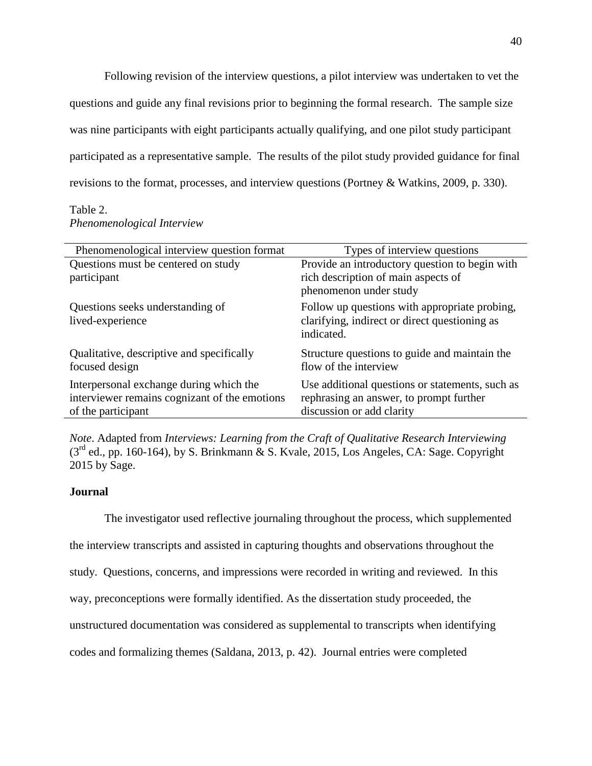Following revision of the interview questions, a pilot interview was undertaken to vet the questions and guide any final revisions prior to beginning the formal research. The sample size was nine participants with eight participants actually qualifying, and one pilot study participant participated as a representative sample. The results of the pilot study provided guidance for final revisions to the format, processes, and interview questions (Portney & Watkins, 2009, p. 330).

Table 2.
*Phenomenological Interview*

| Phenomenological interview question format | Types of interview questions |
| --- | --- |
| Questions must be centered on study participant | Provide an introductory question to begin with rich description of main aspects of phenomenon under study |
| Questions seeks understanding of lived-experience | Follow up questions with appropriate probing, clarifying, indirect or direct questioning as indicated. |
| Qualitative, descriptive and specifically focused design | Structure questions to guide and maintain the flow of the interview |
| Interpersonal exchange during which the interviewer remains cognizant of the emotions of the participant | Use additional questions or statements, such as rephrasing an answer, to prompt further discussion or add clarity |

*Note*. Adapted from *Interviews: Learning from the Craft of Qualitative Research Interviewing* (3rd ed., pp. 160-164), by S. Brinkmann & S. Kvale, 2015, Los Angeles, CA: Sage. Copyright 2015 by Sage.

**Journal**

The investigator used reflective journaling throughout the process, which supplemented the interview transcripts and assisted in capturing thoughts and observations throughout the study. Questions, concerns, and impressions were recorded in writing and reviewed. In this way, preconceptions were formally identified. As the dissertation study proceeded, the unstructured documentation was considered as supplemental to transcripts when identifying codes and formalizing themes (Saldana, 2013, p. 42). Journal entries were completed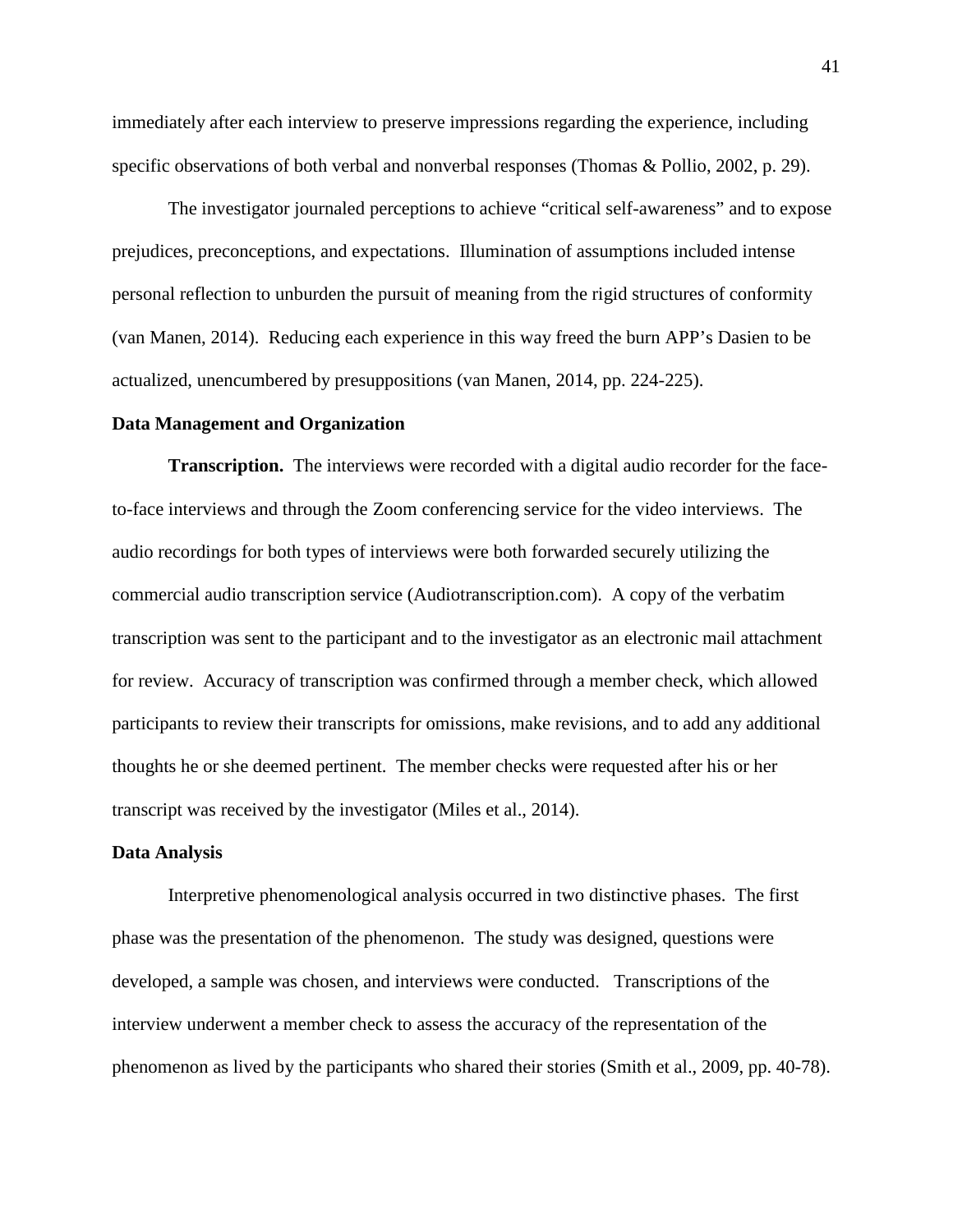immediately after each interview to preserve impressions regarding the experience, including specific observations of both verbal and nonverbal responses (Thomas & Pollio, 2002, p. 29).

The investigator journaled perceptions to achieve "critical self-awareness" and to expose prejudices, preconceptions, and expectations. Illumination of assumptions included intense personal reflection to unburden the pursuit of meaning from the rigid structures of conformity (van Manen, 2014). Reducing each experience in this way freed the burn APP's Dasien to be actualized, unencumbered by presuppositions (van Manen, 2014, pp. 224-225).

## Data Management and Organization

**Transcription.** The interviews were recorded with a digital audio recorder for the face-to-face interviews and through the Zoom conferencing service for the video interviews. The audio recordings for both types of interviews were both forwarded securely utilizing the commercial audio transcription service (Audiotranscription.com). A copy of the verbatim transcription was sent to the participant and to the investigator as an electronic mail attachment for review. Accuracy of transcription was confirmed through a member check, which allowed participants to review their transcripts for omissions, make revisions, and to add any additional thoughts he or she deemed pertinent. The member checks were requested after his or her transcript was received by the investigator (Miles et al., 2014).

## Data Analysis

Interpretive phenomenological analysis occurred in two distinctive phases. The first phase was the presentation of the phenomenon. The study was designed, questions were developed, a sample was chosen, and interviews were conducted. Transcriptions of the interview underwent a member check to assess the accuracy of the representation of the phenomenon as lived by the participants who shared their stories (Smith et al., 2009, pp. 40-78).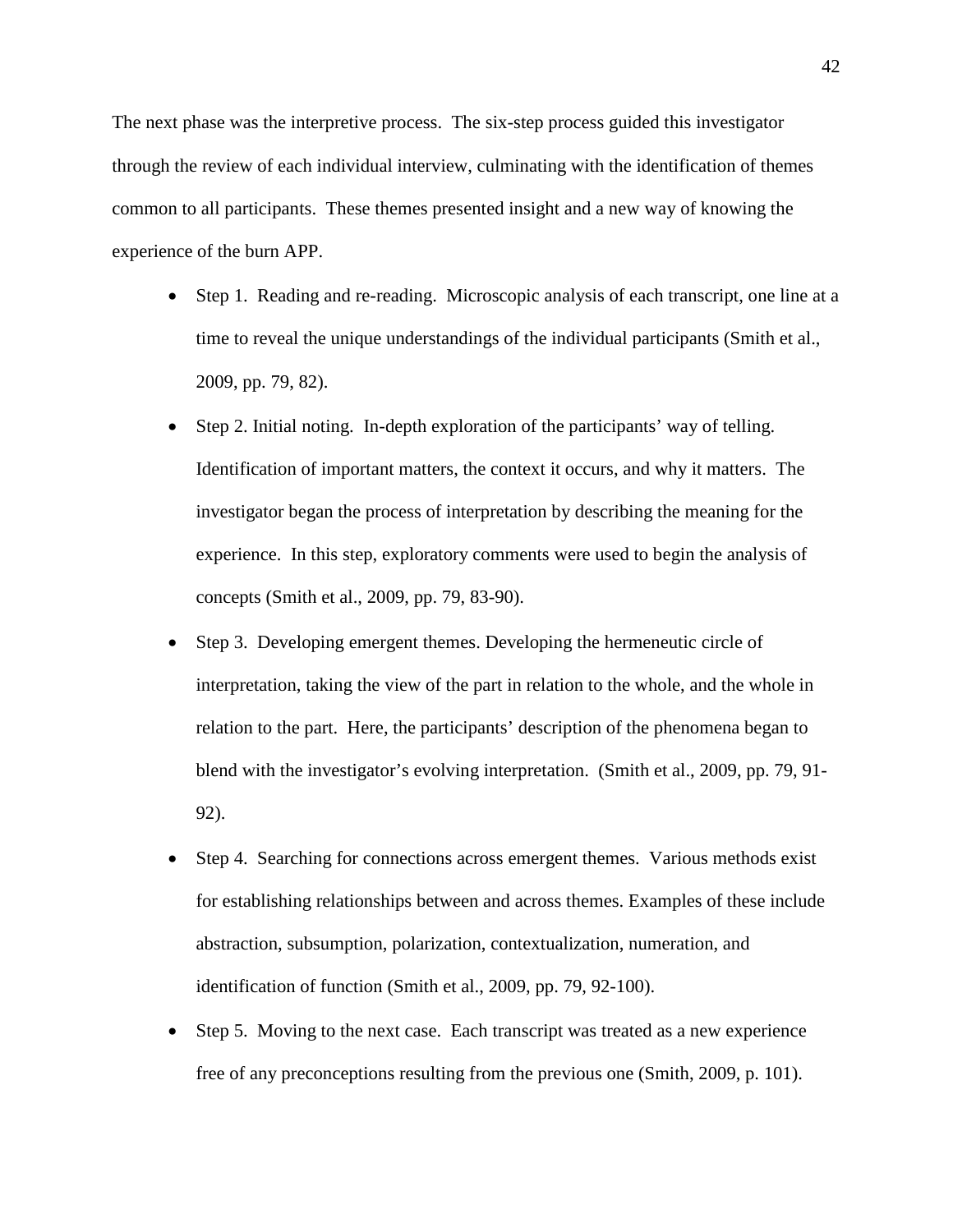The next phase was the interpretive process. The six-step process guided this investigator through the review of each individual interview, culminating with the identification of themes common to all participants. These themes presented insight and a new way of knowing the experience of the burn APP.

- Step 1. Reading and re-reading. Microscopic analysis of each transcript, one line at a time to reveal the unique understandings of the individual participants (Smith et al., 2009, pp. 79, 82).
- Step 2. Initial noting. In-depth exploration of the participants' way of telling. Identification of important matters, the context it occurs, and why it matters. The investigator began the process of interpretation by describing the meaning for the experience. In this step, exploratory comments were used to begin the analysis of concepts (Smith et al., 2009, pp. 79, 83-90).
- Step 3. Developing emergent themes. Developing the hermeneutic circle of interpretation, taking the view of the part in relation to the whole, and the whole in relation to the part. Here, the participants' description of the phenomena began to blend with the investigator's evolving interpretation. (Smith et al., 2009, pp. 79, 91-92).
- Step 4. Searching for connections across emergent themes. Various methods exist for establishing relationships between and across themes. Examples of these include abstraction, subsumption, polarization, contextualization, numeration, and identification of function (Smith et al., 2009, pp. 79, 92-100).
- Step 5. Moving to the next case. Each transcript was treated as a new experience free of any preconceptions resulting from the previous one (Smith, 2009, p. 101).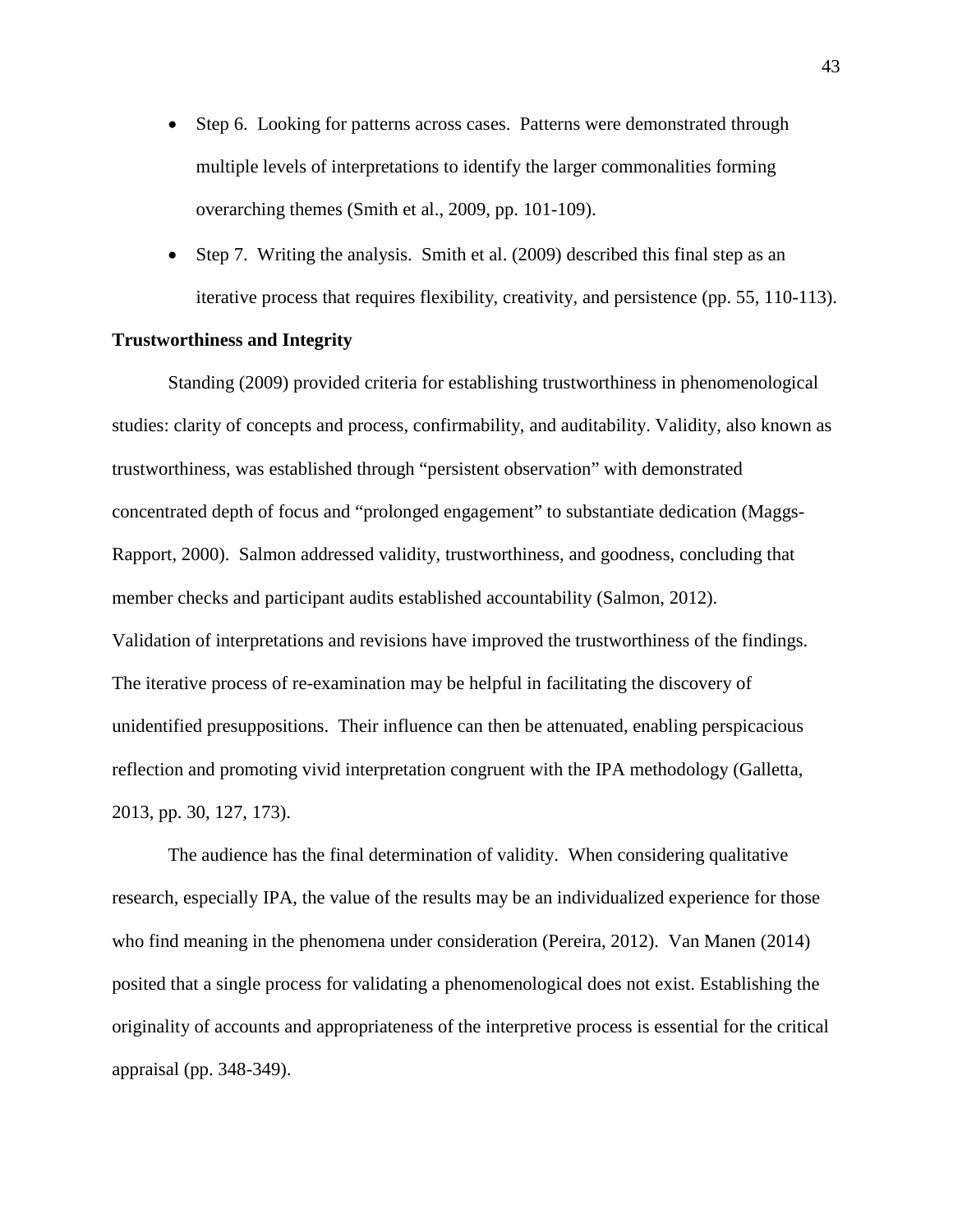- Step 6. Looking for patterns across cases. Patterns were demonstrated through multiple levels of interpretations to identify the larger commonalities forming overarching themes (Smith et al., 2009, pp. 101-109).
- Step 7. Writing the analysis. Smith et al. (2009) described this final step as an iterative process that requires flexibility, creativity, and persistence (pp. 55, 110-113).

**Trustworthiness and Integrity**

Standing (2009) provided criteria for establishing trustworthiness in phenomenological studies: clarity of concepts and process, confirmability, and auditability. Validity, also known as trustworthiness, was established through "persistent observation" with demonstrated concentrated depth of focus and "prolonged engagement" to substantiate dedication (Maggs-Rapport, 2000). Salmon addressed validity, trustworthiness, and goodness, concluding that member checks and participant audits established accountability (Salmon, 2012). Validation of interpretations and revisions have improved the trustworthiness of the findings. The iterative process of re-examination may be helpful in facilitating the discovery of unidentified presuppositions. Their influence can then be attenuated, enabling perspicacious reflection and promoting vivid interpretation congruent with the IPA methodology (Galletta, 2013, pp. 30, 127, 173).

The audience has the final determination of validity. When considering qualitative research, especially IPA, the value of the results may be an individualized experience for those who find meaning in the phenomena under consideration (Pereira, 2012). Van Manen (2014) posited that a single process for validating a phenomenological does not exist. Establishing the originality of accounts and appropriateness of the interpretive process is essential for the critical appraisal (pp. 348-349).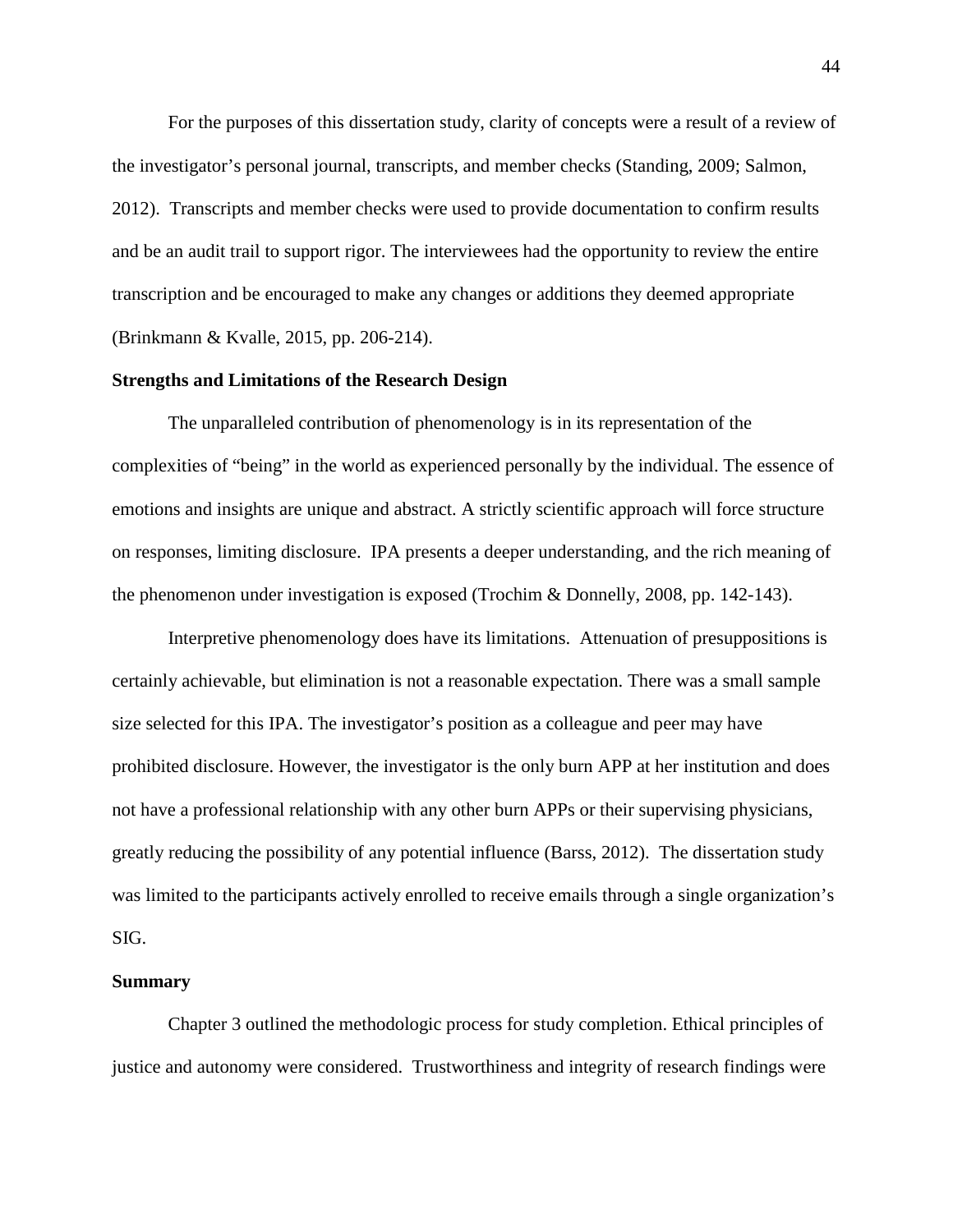For the purposes of this dissertation study, clarity of concepts were a result of a review of the investigator's personal journal, transcripts, and member checks (Standing, 2009; Salmon, 2012). Transcripts and member checks were used to provide documentation to confirm results and be an audit trail to support rigor. The interviewees had the opportunity to review the entire transcription and be encouraged to make any changes or additions they deemed appropriate (Brinkmann & Kvalle, 2015, pp. 206-214).

**Strengths and Limitations of the Research Design**

The unparalleled contribution of phenomenology is in its representation of the complexities of "being" in the world as experienced personally by the individual. The essence of emotions and insights are unique and abstract. A strictly scientific approach will force structure on responses, limiting disclosure. IPA presents a deeper understanding, and the rich meaning of the phenomenon under investigation is exposed (Trochim & Donnelly, 2008, pp. 142-143).

Interpretive phenomenology does have its limitations. Attenuation of presuppositions is certainly achievable, but elimination is not a reasonable expectation. There was a small sample size selected for this IPA. The investigator's position as a colleague and peer may have prohibited disclosure. However, the investigator is the only burn APP at her institution and does not have a professional relationship with any other burn APPs or their supervising physicians, greatly reducing the possibility of any potential influence (Barss, 2012). The dissertation study was limited to the participants actively enrolled to receive emails through a single organization's SIG.

**Summary**

Chapter 3 outlined the methodologic process for study completion. Ethical principles of justice and autonomy were considered. Trustworthiness and integrity of research findings were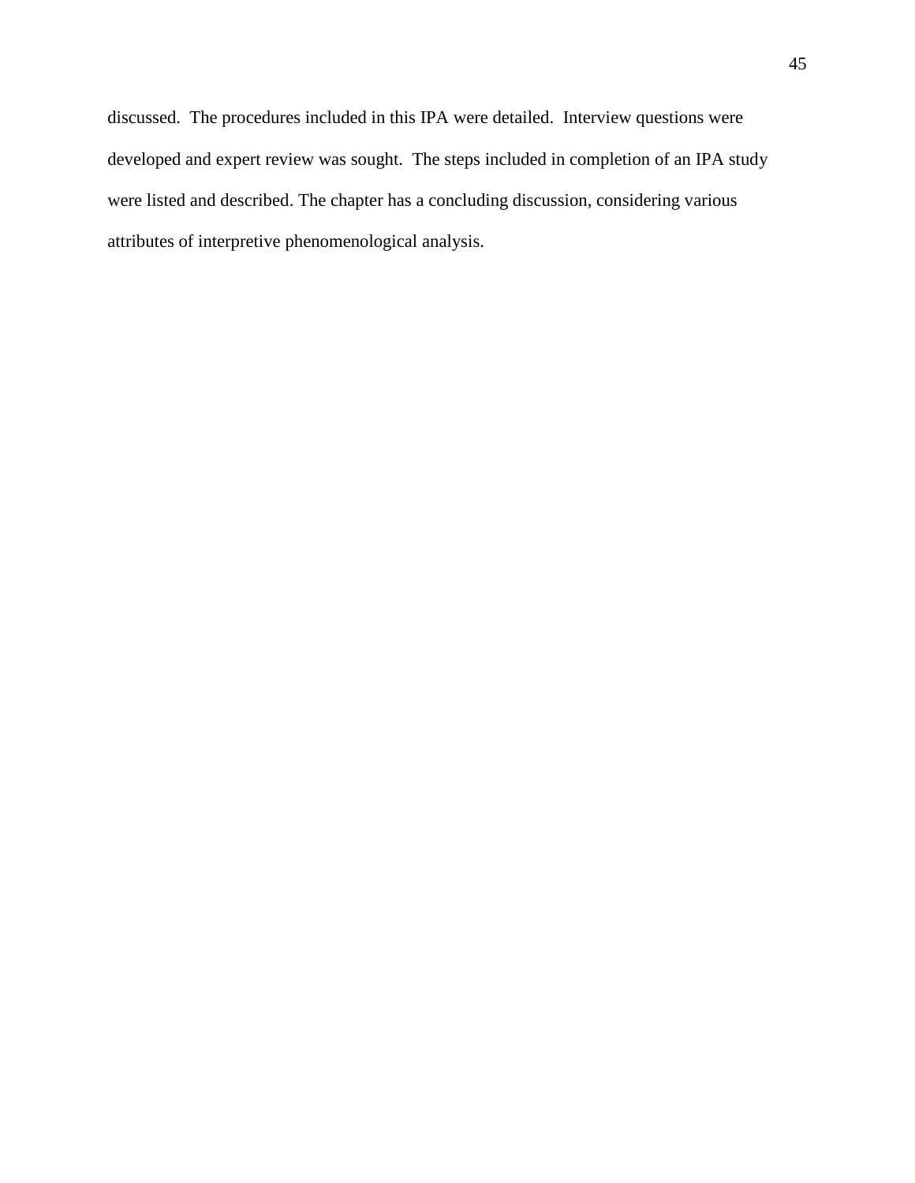discussed. The procedures included in this IPA were detailed. Interview questions were developed and expert review was sought. The steps included in completion of an IPA study were listed and described. The chapter has a concluding discussion, considering various attributes of interpretive phenomenological analysis.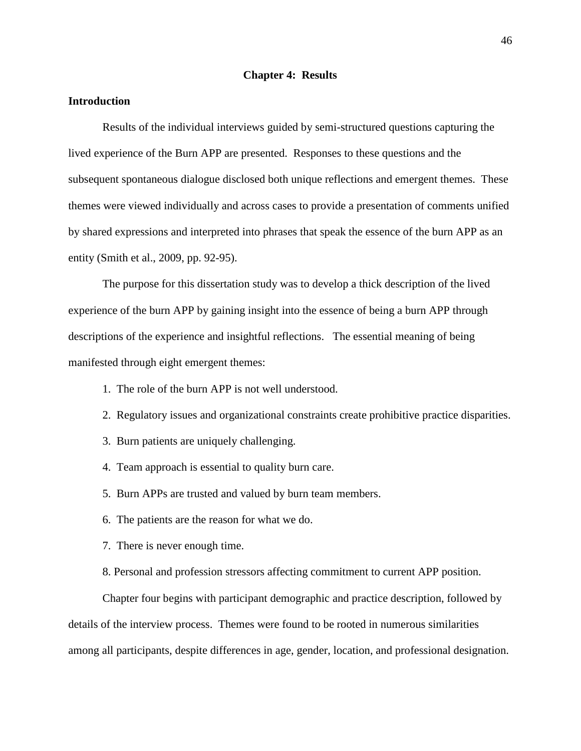# Chapter 4: Results

## Introduction

Results of the individual interviews guided by semi-structured questions capturing the lived experience of the Burn APP are presented. Responses to these questions and the subsequent spontaneous dialogue disclosed both unique reflections and emergent themes. These themes were viewed individually and across cases to provide a presentation of comments unified by shared expressions and interpreted into phrases that speak the essence of the burn APP as an entity (Smith et al., 2009, pp. 92-95).

The purpose for this dissertation study was to develop a thick description of the lived experience of the burn APP by gaining insight into the essence of being a burn APP through descriptions of the experience and insightful reflections. The essential meaning of being manifested through eight emergent themes:

1. The role of the burn APP is not well understood.
2. Regulatory issues and organizational constraints create prohibitive practice disparities.
3. Burn patients are uniquely challenging.
4. Team approach is essential to quality burn care.
5. Burn APPs are trusted and valued by burn team members.
6. The patients are the reason for what we do.
7. There is never enough time.
8. Personal and profession stressors affecting commitment to current APP position.

Chapter four begins with participant demographic and practice description, followed by details of the interview process. Themes were found to be rooted in numerous similarities among all participants, despite differences in age, gender, location, and professional designation.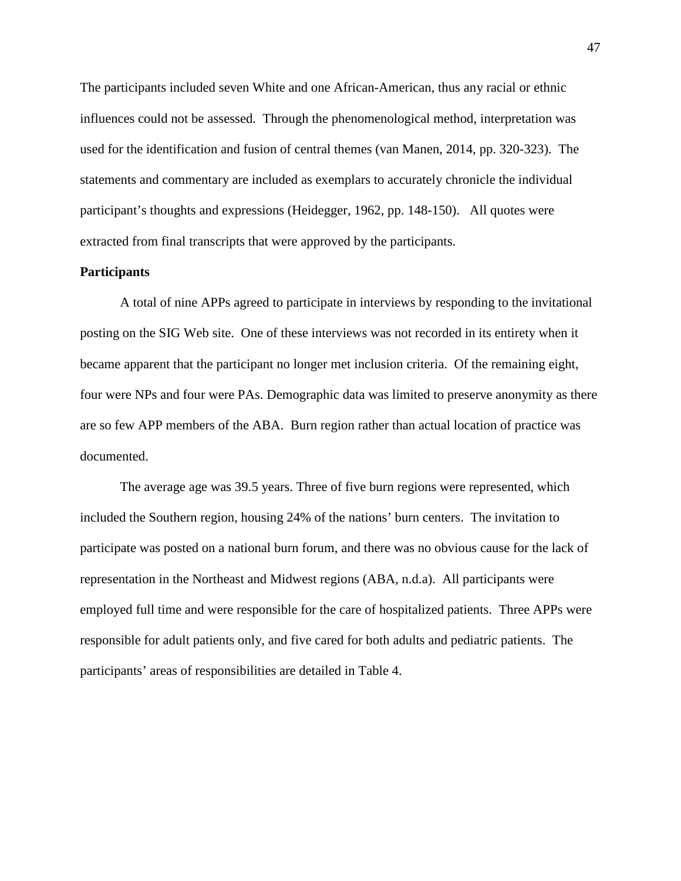The participants included seven White and one African-American, thus any racial or ethnic influences could not be assessed. Through the phenomenological method, interpretation was used for the identification and fusion of central themes (van Manen, 2014, pp. 320-323). The statements and commentary are included as exemplars to accurately chronicle the individual participant's thoughts and expressions (Heidegger, 1962, pp. 148-150). All quotes were extracted from final transcripts that were approved by the participants.

**Participants**

A total of nine APPs agreed to participate in interviews by responding to the invitational posting on the SIG Web site. One of these interviews was not recorded in its entirety when it became apparent that the participant no longer met inclusion criteria. Of the remaining eight, four were NPs and four were PAs. Demographic data was limited to preserve anonymity as there are so few APP members of the ABA. Burn region rather than actual location of practice was documented.

The average age was 39.5 years. Three of five burn regions were represented, which included the Southern region, housing 24% of the nations' burn centers. The invitation to participate was posted on a national burn forum, and there was no obvious cause for the lack of representation in the Northeast and Midwest regions (ABA, n.d.a). All participants were employed full time and were responsible for the care of hospitalized patients. Three APPs were responsible for adult patients only, and five cared for both adults and pediatric patients. The participants' areas of responsibilities are detailed in Table 4.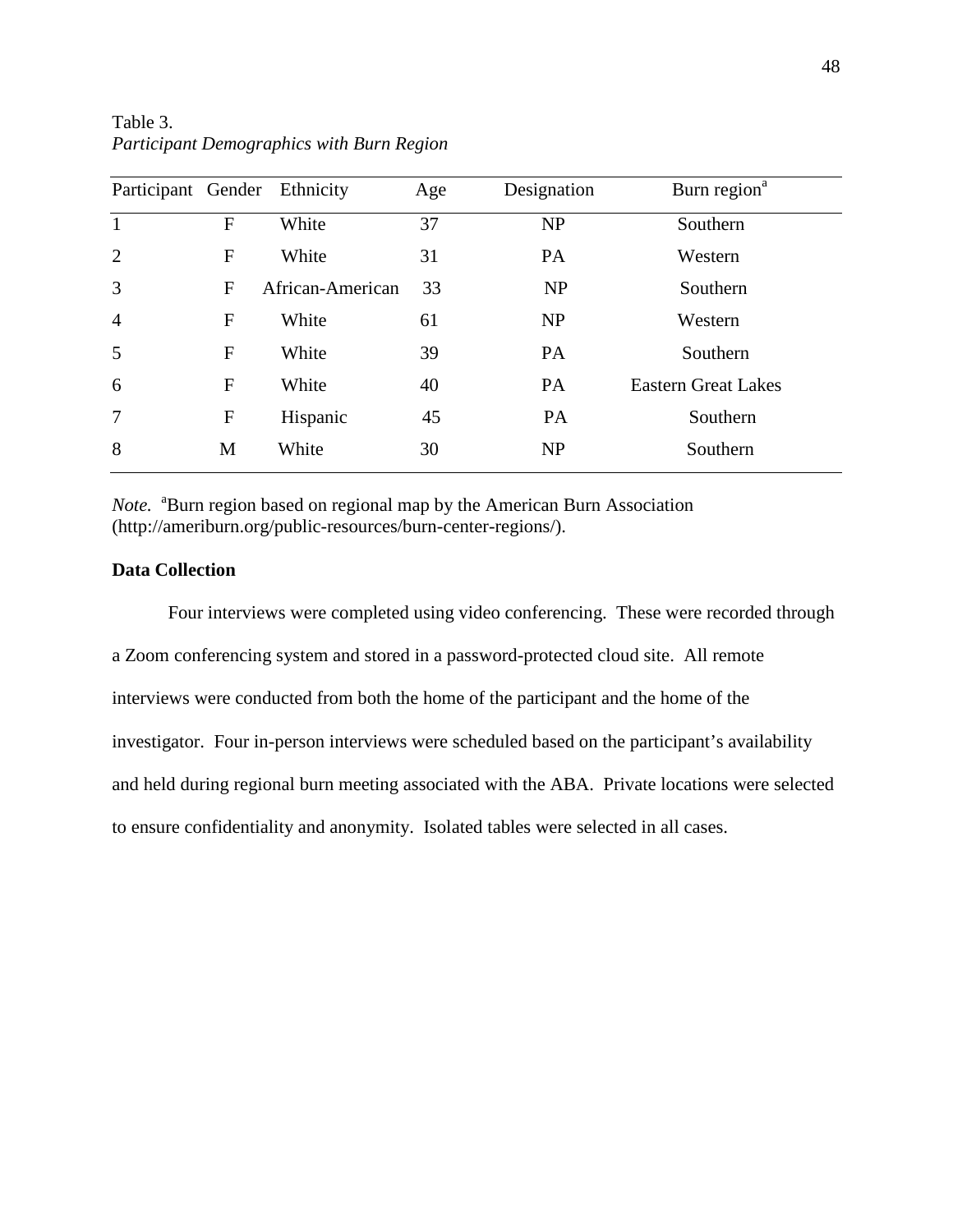Table 3.
*Participant Demographics with Burn Region*

| Participant | Gender | Ethnicity | Age | Designation | Burn region[a] |
|---|---|---|---|---|---|
| 1 | F | White | 37 | NP | Southern |
| 2 | F | White | 31 | PA | Western |
| 3 | F | African-American | 33 | NP | Southern |
| 4 | F | White | 61 | NP | Western |
| 5 | F | White | 39 | PA | Southern |
| 6 | F | White | 40 | PA | Eastern Great Lakes |
| 7 | F | Hispanic | 45 | PA | Southern |
| 8 | M | White | 30 | NP | Southern |

*Note.* [a]Burn region based on regional map by the American Burn Association (http://ameriburn.org/public-resources/burn-center-regions/).

**Data Collection**

Four interviews were completed using video conferencing. These were recorded through a Zoom conferencing system and stored in a password-protected cloud site. All remote interviews were conducted from both the home of the participant and the home of the investigator. Four in-person interviews were scheduled based on the participant's availability and held during regional burn meeting associated with the ABA. Private locations were selected to ensure confidentiality and anonymity. Isolated tables were selected in all cases.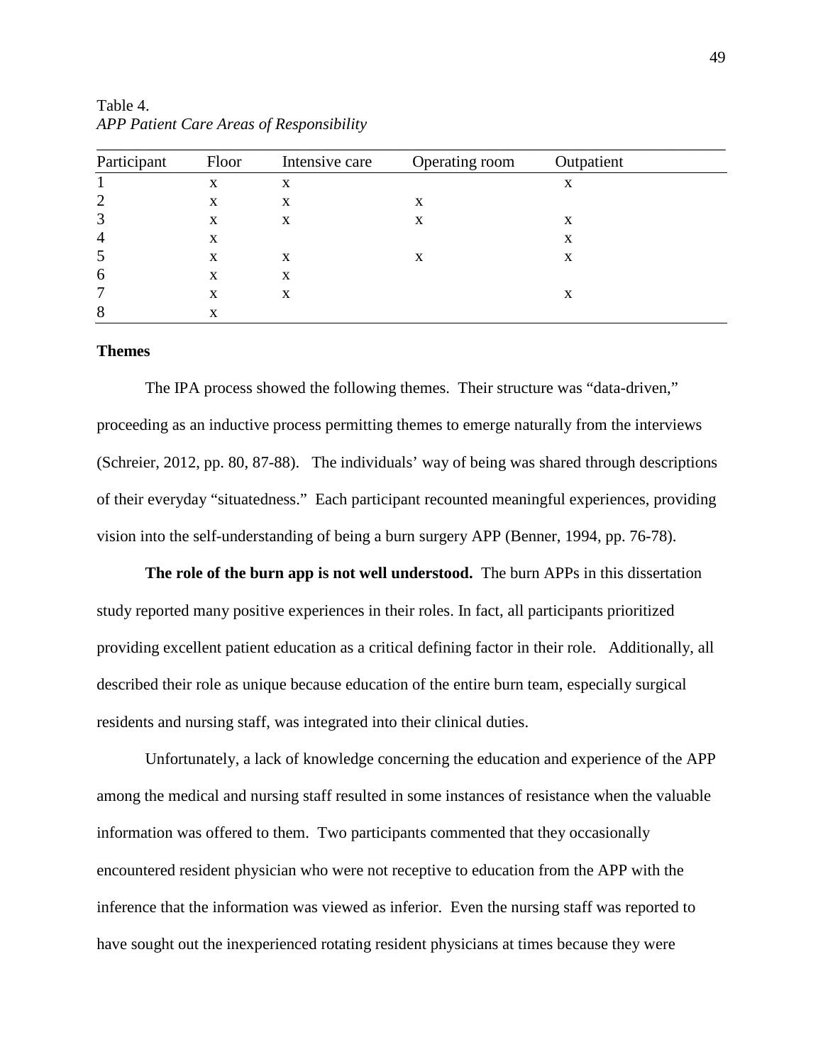Table 4.
*APP Patient Care Areas of Responsibility*

| Participant | Floor | Intensive care | Operating room | Outpatient |
|---|---|---|---|---|
| 1 | x | x | | x |
| 2 | x | x | x | |
| 3 | x | x | x | x |
| 4 | x | | | x |
| 5 | x | x | x | x |
| 6 | x | x | | |
| 7 | x | x | | x |
| 8 | x | | | |

### Themes

The IPA process showed the following themes. Their structure was "data-driven," proceeding as an inductive process permitting themes to emerge naturally from the interviews (Schreier, 2012, pp. 80, 87-88). The individuals' way of being was shared through descriptions of their everyday "situatedness." Each participant recounted meaningful experiences, providing vision into the self-understanding of being a burn surgery APP (Benner, 1994, pp. 76-78).

**The role of the burn app is not well understood.** The burn APPs in this dissertation study reported many positive experiences in their roles. In fact, all participants prioritized providing excellent patient education as a critical defining factor in their role. Additionally, all described their role as unique because education of the entire burn team, especially surgical residents and nursing staff, was integrated into their clinical duties.

Unfortunately, a lack of knowledge concerning the education and experience of the APP among the medical and nursing staff resulted in some instances of resistance when the valuable information was offered to them. Two participants commented that they occasionally encountered resident physician who were not receptive to education from the APP with the inference that the information was viewed as inferior. Even the nursing staff was reported to have sought out the inexperienced rotating resident physicians at times because they were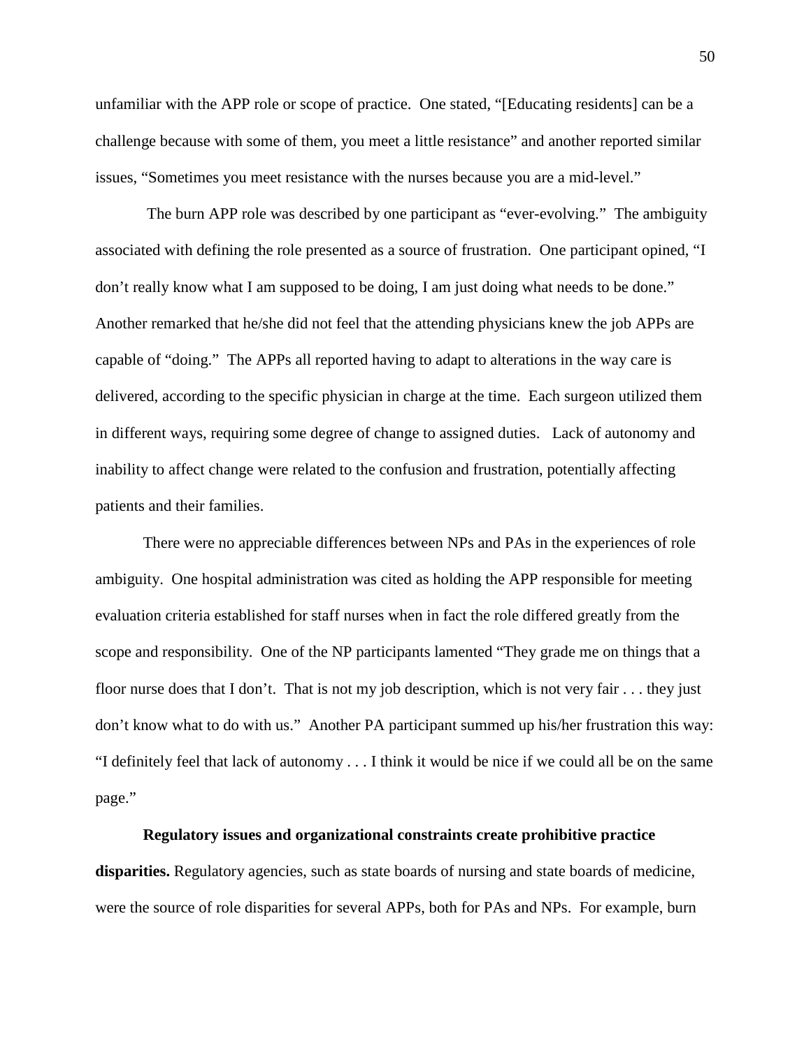unfamiliar with the APP role or scope of practice. One stated, "[Educating residents] can be a challenge because with some of them, you meet a little resistance" and another reported similar issues, "Sometimes you meet resistance with the nurses because you are a mid-level."

The burn APP role was described by one participant as "ever-evolving." The ambiguity associated with defining the role presented as a source of frustration. One participant opined, "I don't really know what I am supposed to be doing, I am just doing what needs to be done." Another remarked that he/she did not feel that the attending physicians knew the job APPs are capable of "doing." The APPs all reported having to adapt to alterations in the way care is delivered, according to the specific physician in charge at the time. Each surgeon utilized them in different ways, requiring some degree of change to assigned duties. Lack of autonomy and inability to affect change were related to the confusion and frustration, potentially affecting patients and their families.

There were no appreciable differences between NPs and PAs in the experiences of role ambiguity. One hospital administration was cited as holding the APP responsible for meeting evaluation criteria established for staff nurses when in fact the role differed greatly from the scope and responsibility. One of the NP participants lamented "They grade me on things that a floor nurse does that I don't. That is not my job description, which is not very fair . . . they just don't know what to do with us." Another PA participant summed up his/her frustration this way: "I definitely feel that lack of autonomy . . . I think it would be nice if we could all be on the same page."

**Regulatory issues and organizational constraints create prohibitive practice disparities.** Regulatory agencies, such as state boards of nursing and state boards of medicine, were the source of role disparities for several APPs, both for PAs and NPs. For example, burn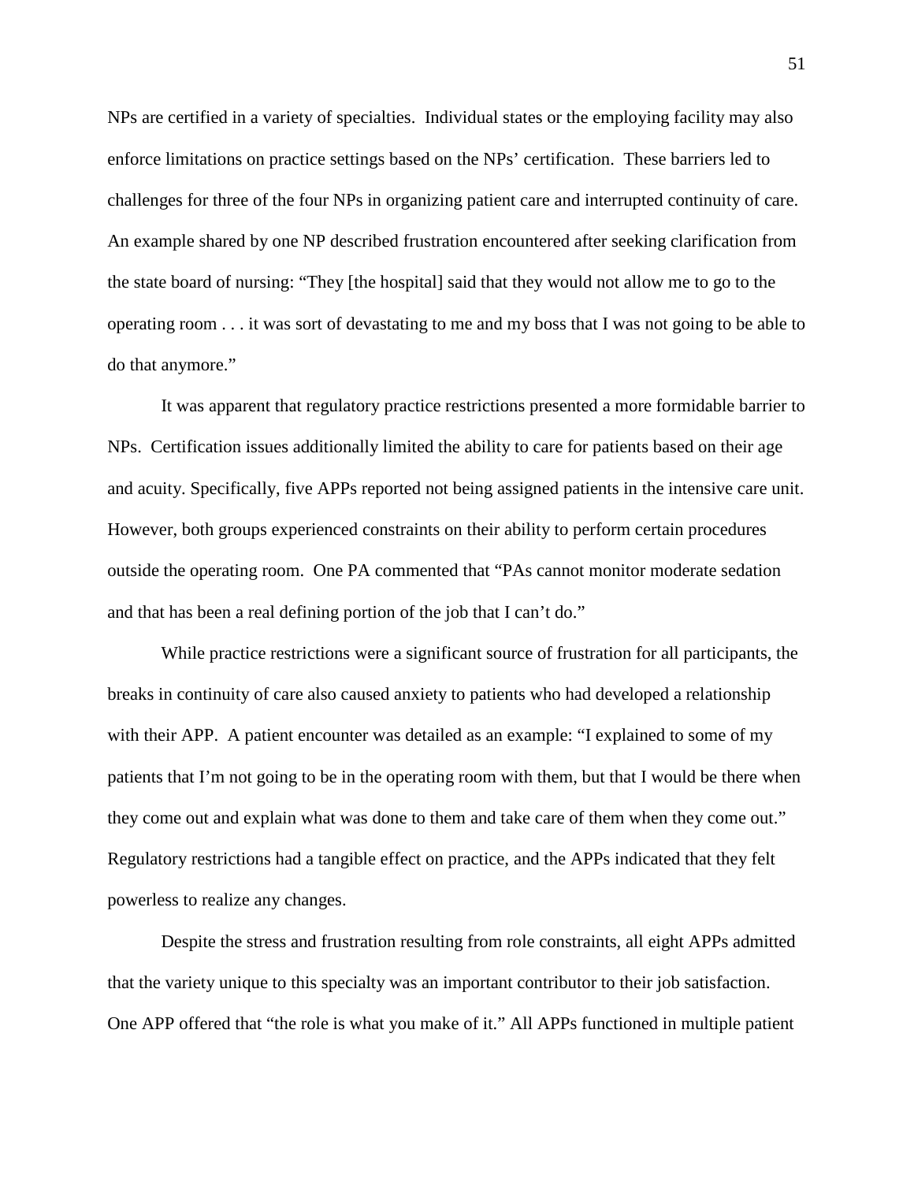NPs are certified in a variety of specialties. Individual states or the employing facility may also enforce limitations on practice settings based on the NPs' certification. These barriers led to challenges for three of the four NPs in organizing patient care and interrupted continuity of care. An example shared by one NP described frustration encountered after seeking clarification from the state board of nursing: "They [the hospital] said that they would not allow me to go to the operating room . . . it was sort of devastating to me and my boss that I was not going to be able to do that anymore."

It was apparent that regulatory practice restrictions presented a more formidable barrier to NPs. Certification issues additionally limited the ability to care for patients based on their age and acuity. Specifically, five APPs reported not being assigned patients in the intensive care unit. However, both groups experienced constraints on their ability to perform certain procedures outside the operating room. One PA commented that "PAs cannot monitor moderate sedation and that has been a real defining portion of the job that I can't do."

While practice restrictions were a significant source of frustration for all participants, the breaks in continuity of care also caused anxiety to patients who had developed a relationship with their APP. A patient encounter was detailed as an example: "I explained to some of my patients that I'm not going to be in the operating room with them, but that I would be there when they come out and explain what was done to them and take care of them when they come out." Regulatory restrictions had a tangible effect on practice, and the APPs indicated that they felt powerless to realize any changes.

Despite the stress and frustration resulting from role constraints, all eight APPs admitted that the variety unique to this specialty was an important contributor to their job satisfaction. One APP offered that "the role is what you make of it." All APPs functioned in multiple patient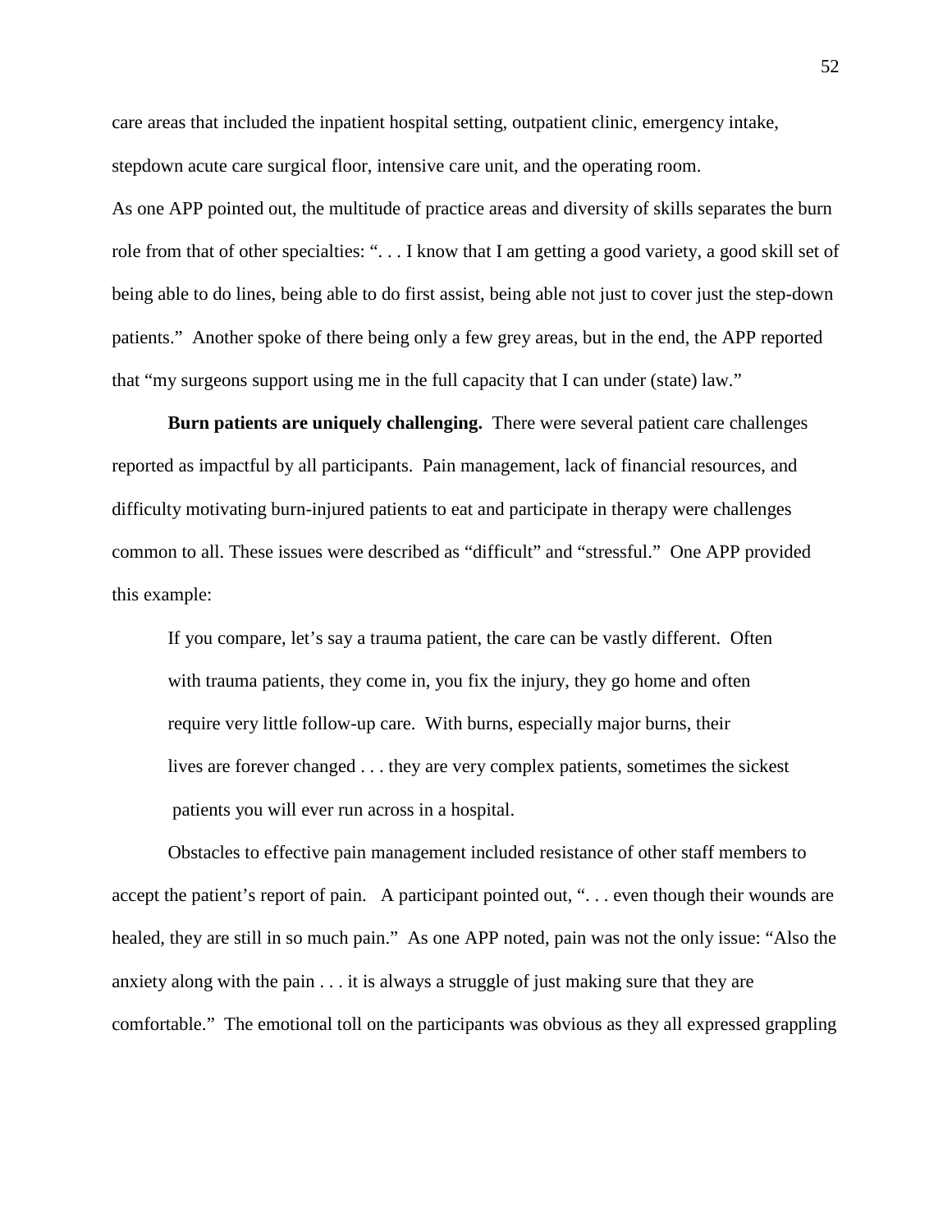care areas that included the inpatient hospital setting, outpatient clinic, emergency intake, stepdown acute care surgical floor, intensive care unit, and the operating room.

As one APP pointed out, the multitude of practice areas and diversity of skills separates the burn role from that of other specialties: ". . . I know that I am getting a good variety, a good skill set of being able to do lines, being able to do first assist, being able not just to cover just the step-down patients." Another spoke of there being only a few grey areas, but in the end, the APP reported that "my surgeons support using me in the full capacity that I can under (state) law."

**Burn patients are uniquely challenging.** There were several patient care challenges reported as impactful by all participants. Pain management, lack of financial resources, and difficulty motivating burn-injured patients to eat and participate in therapy were challenges common to all. These issues were described as "difficult" and "stressful." One APP provided this example:

> If you compare, let's say a trauma patient, the care can be vastly different. Often with trauma patients, they come in, you fix the injury, they go home and often require very little follow-up care. With burns, especially major burns, their lives are forever changed . . . they are very complex patients, sometimes the sickest patients you will ever run across in a hospital.

Obstacles to effective pain management included resistance of other staff members to accept the patient's report of pain. A participant pointed out, ". . . even though their wounds are healed, they are still in so much pain." As one APP noted, pain was not the only issue: "Also the anxiety along with the pain . . . it is always a struggle of just making sure that they are comfortable." The emotional toll on the participants was obvious as they all expressed grappling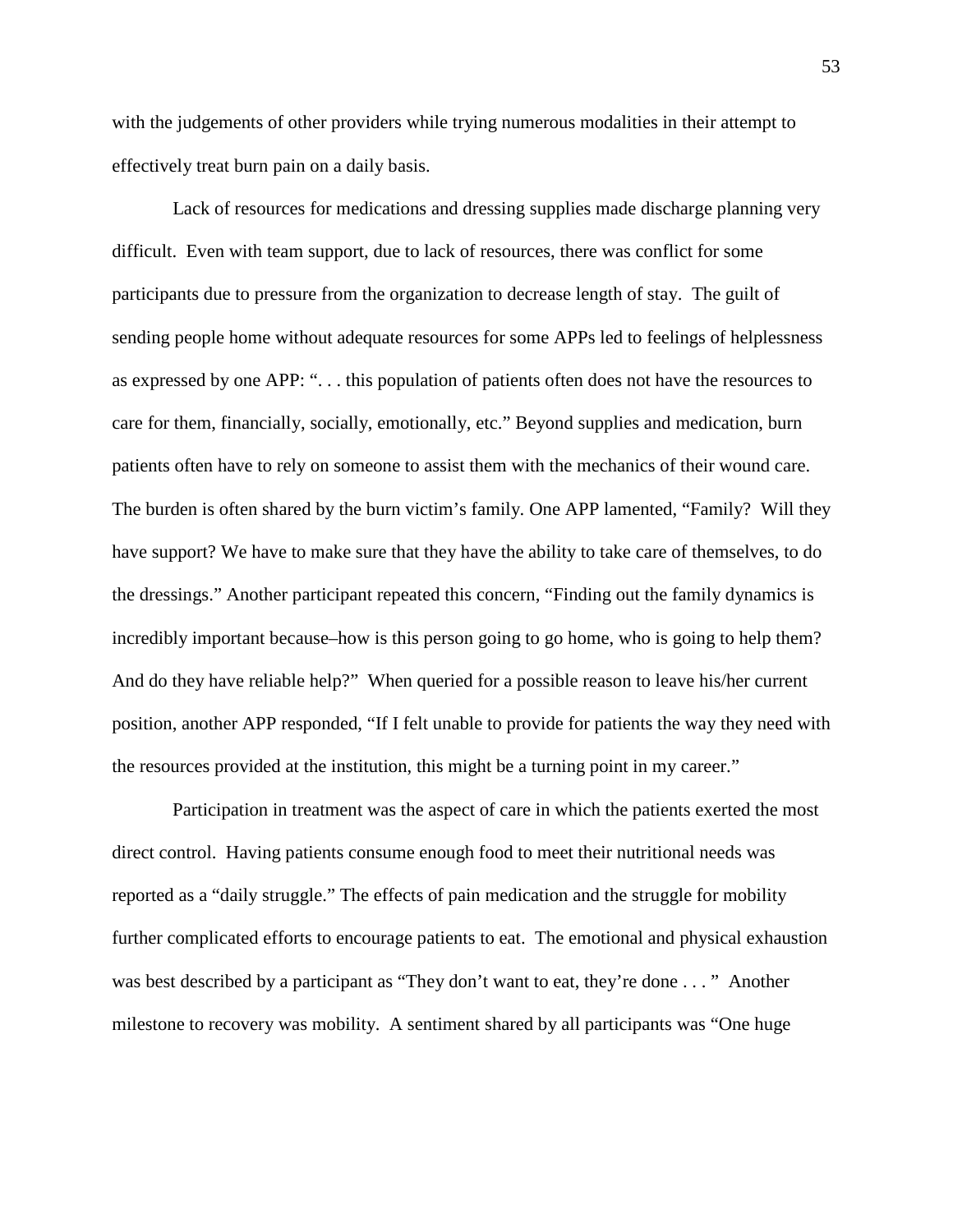with the judgements of other providers while trying numerous modalities in their attempt to effectively treat burn pain on a daily basis.

Lack of resources for medications and dressing supplies made discharge planning very difficult. Even with team support, due to lack of resources, there was conflict for some participants due to pressure from the organization to decrease length of stay. The guilt of sending people home without adequate resources for some APPs led to feelings of helplessness as expressed by one APP: ". . . this population of patients often does not have the resources to care for them, financially, socially, emotionally, etc." Beyond supplies and medication, burn patients often have to rely on someone to assist them with the mechanics of their wound care. The burden is often shared by the burn victim's family. One APP lamented, "Family? Will they have support? We have to make sure that they have the ability to take care of themselves, to do the dressings." Another participant repeated this concern, "Finding out the family dynamics is incredibly important because–how is this person going to go home, who is going to help them? And do they have reliable help?" When queried for a possible reason to leave his/her current position, another APP responded, "If I felt unable to provide for patients the way they need with the resources provided at the institution, this might be a turning point in my career."

Participation in treatment was the aspect of care in which the patients exerted the most direct control. Having patients consume enough food to meet their nutritional needs was reported as a "daily struggle." The effects of pain medication and the struggle for mobility further complicated efforts to encourage patients to eat. The emotional and physical exhaustion was best described by a participant as "They don't want to eat, they're done . . . " Another milestone to recovery was mobility. A sentiment shared by all participants was "One huge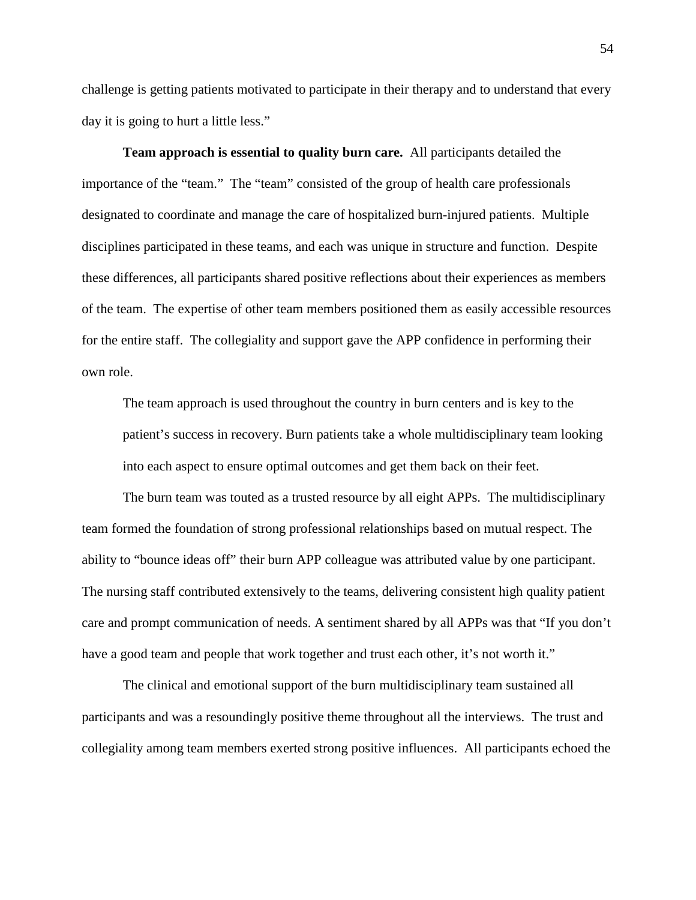challenge is getting patients motivated to participate in their therapy and to understand that every day it is going to hurt a little less."

**Team approach is essential to quality burn care.** All participants detailed the importance of the "team." The "team" consisted of the group of health care professionals designated to coordinate and manage the care of hospitalized burn-injured patients. Multiple disciplines participated in these teams, and each was unique in structure and function. Despite these differences, all participants shared positive reflections about their experiences as members of the team. The expertise of other team members positioned them as easily accessible resources for the entire staff. The collegiality and support gave the APP confidence in performing their own role.

> The team approach is used throughout the country in burn centers and is key to the patient's success in recovery. Burn patients take a whole multidisciplinary team looking into each aspect to ensure optimal outcomes and get them back on their feet.

The burn team was touted as a trusted resource by all eight APPs. The multidisciplinary team formed the foundation of strong professional relationships based on mutual respect. The ability to "bounce ideas off" their burn APP colleague was attributed value by one participant. The nursing staff contributed extensively to the teams, delivering consistent high quality patient care and prompt communication of needs. A sentiment shared by all APPs was that "If you don't have a good team and people that work together and trust each other, it's not worth it."

The clinical and emotional support of the burn multidisciplinary team sustained all participants and was a resoundingly positive theme throughout all the interviews. The trust and collegiality among team members exerted strong positive influences. All participants echoed the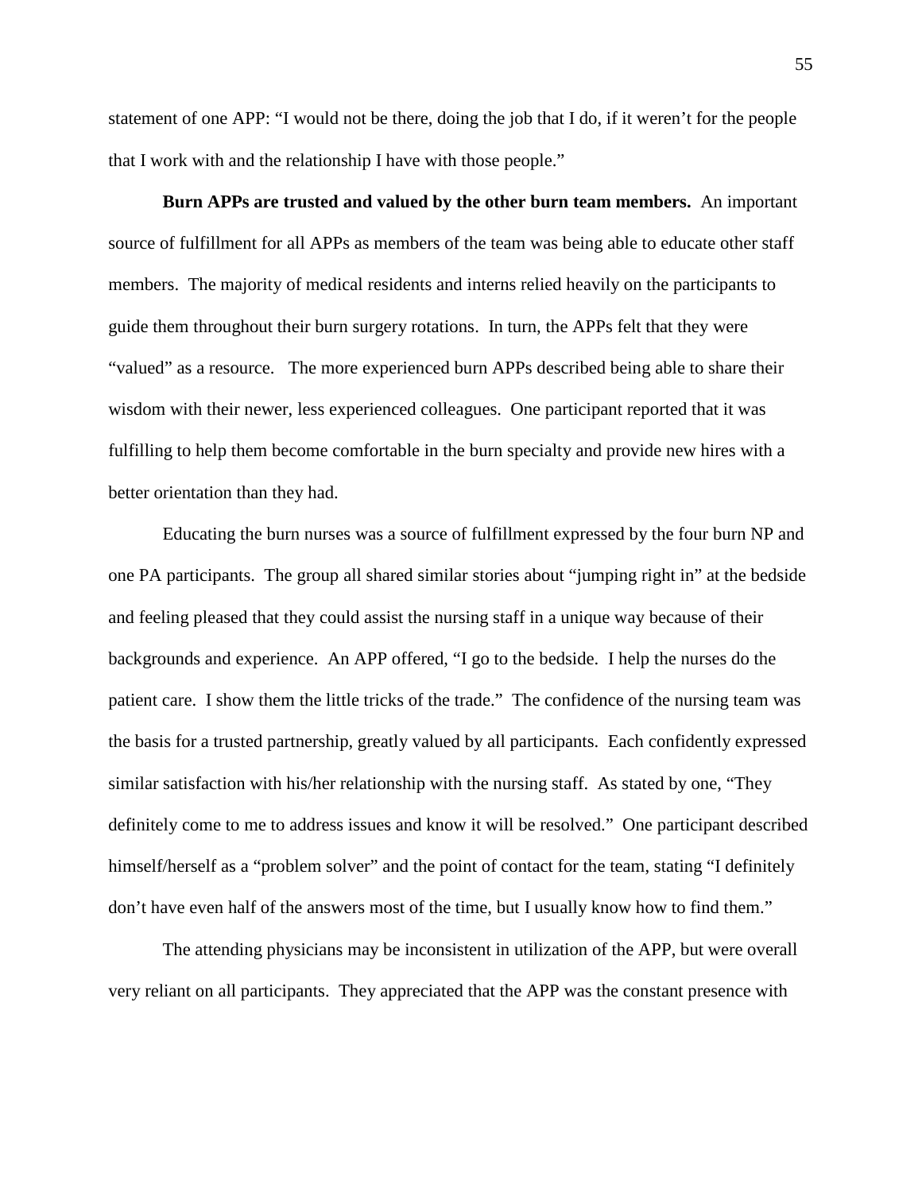statement of one APP: "I would not be there, doing the job that I do, if it weren't for the people that I work with and the relationship I have with those people."

**Burn APPs are trusted and valued by the other burn team members.** An important source of fulfillment for all APPs as members of the team was being able to educate other staff members. The majority of medical residents and interns relied heavily on the participants to guide them throughout their burn surgery rotations. In turn, the APPs felt that they were "valued" as a resource. The more experienced burn APPs described being able to share their wisdom with their newer, less experienced colleagues. One participant reported that it was fulfilling to help them become comfortable in the burn specialty and provide new hires with a better orientation than they had.

Educating the burn nurses was a source of fulfillment expressed by the four burn NP and one PA participants. The group all shared similar stories about "jumping right in" at the bedside and feeling pleased that they could assist the nursing staff in a unique way because of their backgrounds and experience. An APP offered, "I go to the bedside. I help the nurses do the patient care. I show them the little tricks of the trade." The confidence of the nursing team was the basis for a trusted partnership, greatly valued by all participants. Each confidently expressed similar satisfaction with his/her relationship with the nursing staff. As stated by one, "They definitely come to me to address issues and know it will be resolved." One participant described himself/herself as a "problem solver" and the point of contact for the team, stating "I definitely don't have even half of the answers most of the time, but I usually know how to find them."

The attending physicians may be inconsistent in utilization of the APP, but were overall very reliant on all participants. They appreciated that the APP was the constant presence with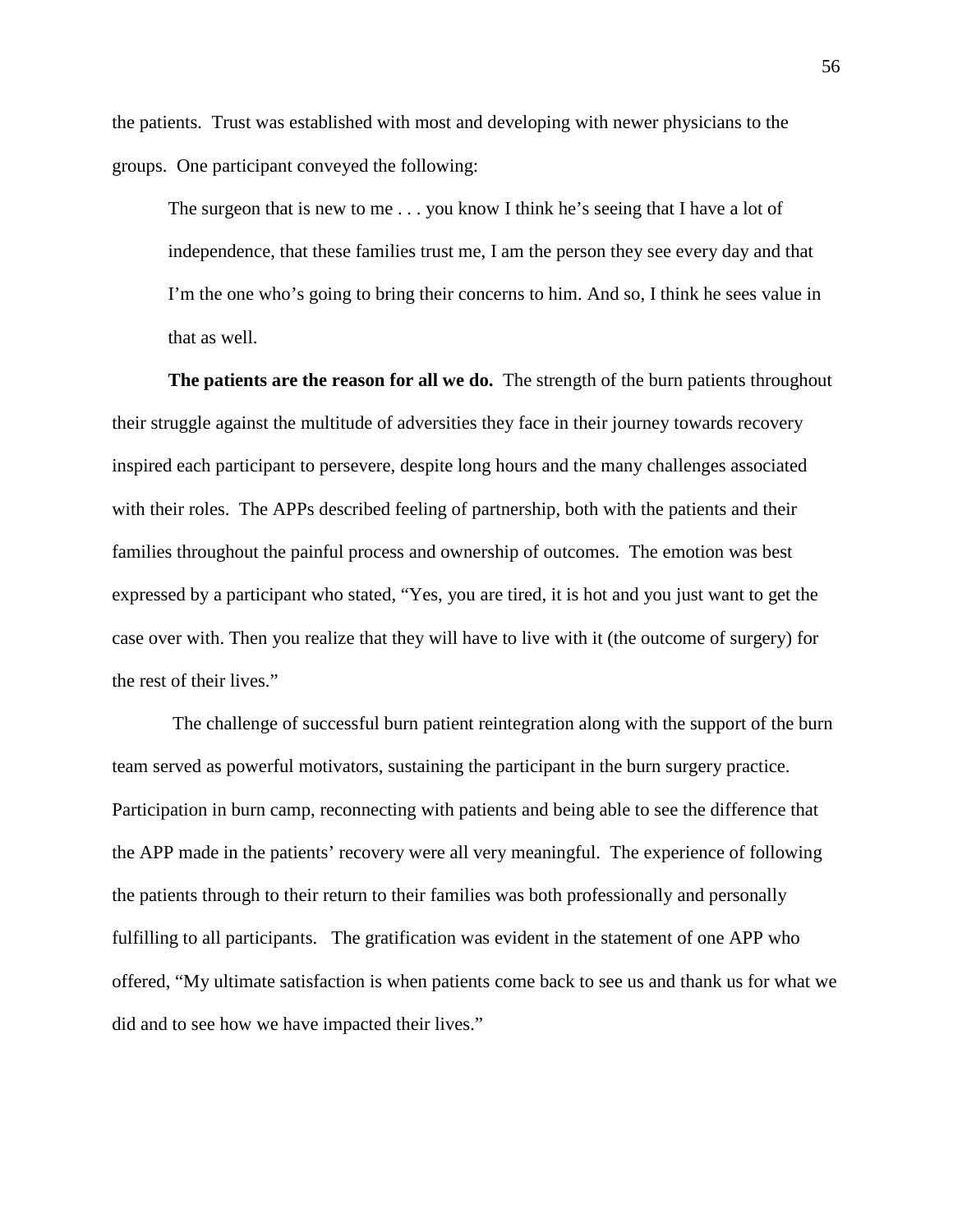the patients. Trust was established with most and developing with newer physicians to the groups. One participant conveyed the following:

> The surgeon that is new to me . . . you know I think he's seeing that I have a lot of independence, that these families trust me, I am the person they see every day and that I'm the one who's going to bring their concerns to him. And so, I think he sees value in that as well.

**The patients are the reason for all we do.** The strength of the burn patients throughout their struggle against the multitude of adversities they face in their journey towards recovery inspired each participant to persevere, despite long hours and the many challenges associated with their roles. The APPs described feeling of partnership, both with the patients and their families throughout the painful process and ownership of outcomes. The emotion was best expressed by a participant who stated, "Yes, you are tired, it is hot and you just want to get the case over with. Then you realize that they will have to live with it (the outcome of surgery) for the rest of their lives."

The challenge of successful burn patient reintegration along with the support of the burn team served as powerful motivators, sustaining the participant in the burn surgery practice. Participation in burn camp, reconnecting with patients and being able to see the difference that the APP made in the patients' recovery were all very meaningful. The experience of following the patients through to their return to their families was both professionally and personally fulfilling to all participants. The gratification was evident in the statement of one APP who offered, "My ultimate satisfaction is when patients come back to see us and thank us for what we did and to see how we have impacted their lives."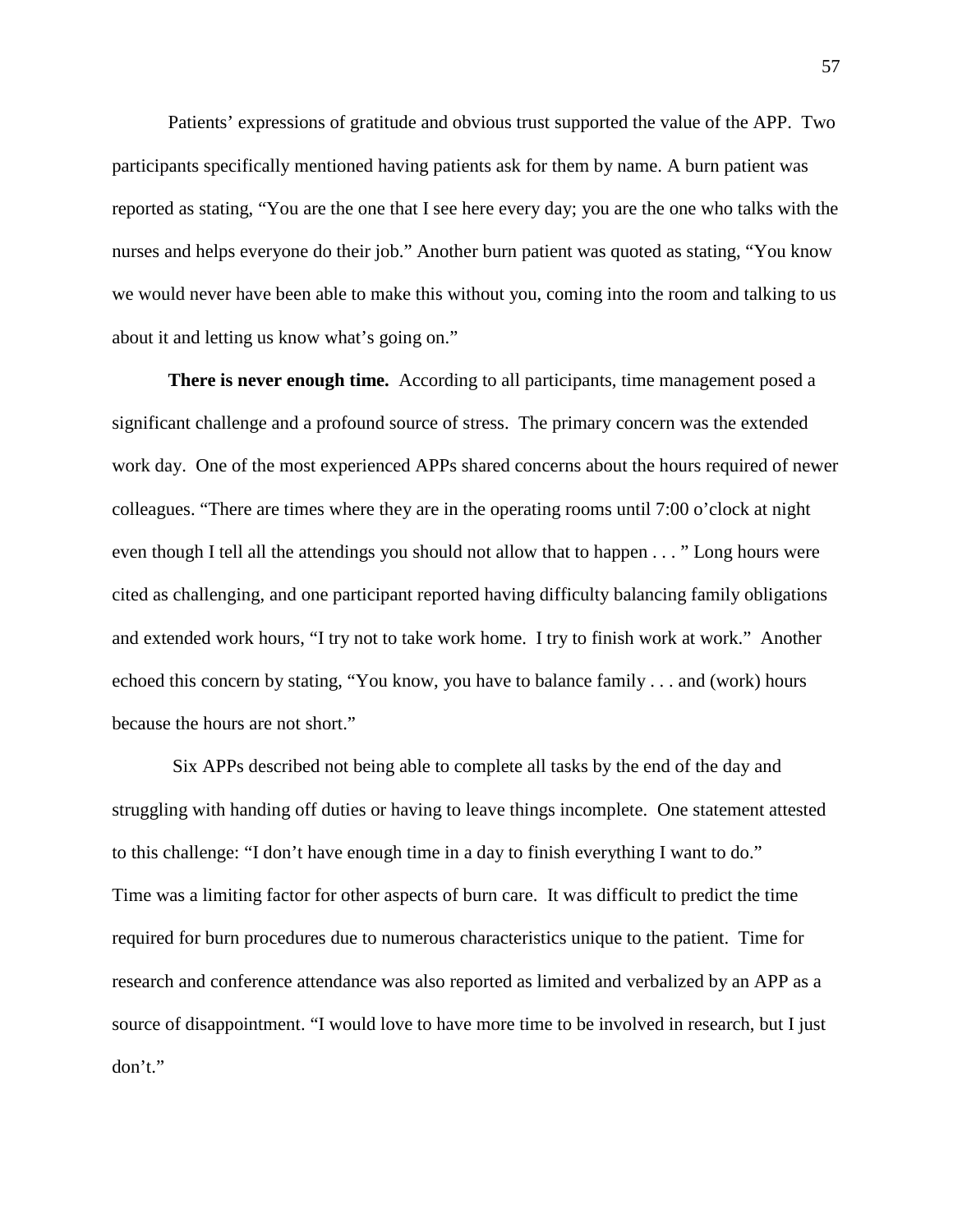Patients' expressions of gratitude and obvious trust supported the value of the APP. Two participants specifically mentioned having patients ask for them by name. A burn patient was reported as stating, "You are the one that I see here every day; you are the one who talks with the nurses and helps everyone do their job." Another burn patient was quoted as stating, "You know we would never have been able to make this without you, coming into the room and talking to us about it and letting us know what's going on."

**There is never enough time.** According to all participants, time management posed a significant challenge and a profound source of stress. The primary concern was the extended work day. One of the most experienced APPs shared concerns about the hours required of newer colleagues. "There are times where they are in the operating rooms until 7:00 o'clock at night even though I tell all the attendings you should not allow that to happen . . . " Long hours were cited as challenging, and one participant reported having difficulty balancing family obligations and extended work hours, "I try not to take work home. I try to finish work at work." Another echoed this concern by stating, "You know, you have to balance family . . . and (work) hours because the hours are not short."

Six APPs described not being able to complete all tasks by the end of the day and struggling with handing off duties or having to leave things incomplete. One statement attested to this challenge: "I don't have enough time in a day to finish everything I want to do." Time was a limiting factor for other aspects of burn care. It was difficult to predict the time required for burn procedures due to numerous characteristics unique to the patient. Time for research and conference attendance was also reported as limited and verbalized by an APP as a source of disappointment. "I would love to have more time to be involved in research, but I just don't."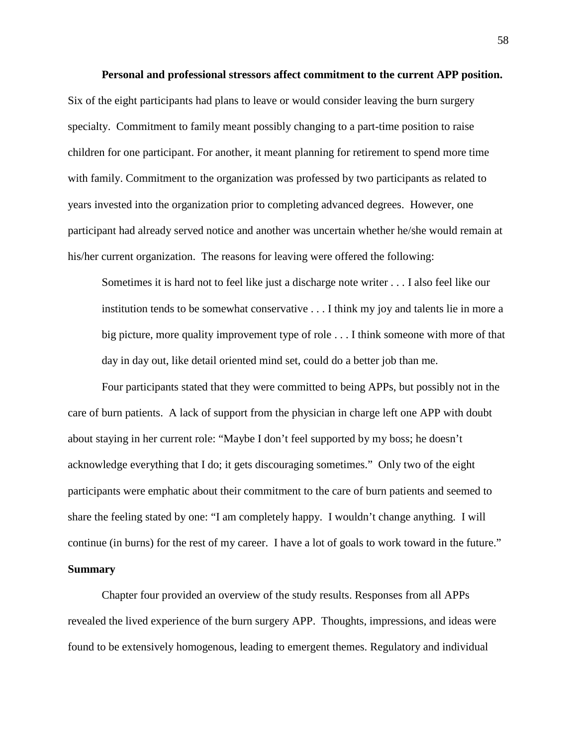**Personal and professional stressors affect commitment to the current APP position.** Six of the eight participants had plans to leave or would consider leaving the burn surgery specialty. Commitment to family meant possibly changing to a part-time position to raise children for one participant. For another, it meant planning for retirement to spend more time with family. Commitment to the organization was professed by two participants as related to years invested into the organization prior to completing advanced degrees. However, one participant had already served notice and another was uncertain whether he/she would remain at his/her current organization. The reasons for leaving were offered the following:

> Sometimes it is hard not to feel like just a discharge note writer . . . I also feel like our institution tends to be somewhat conservative . . . I think my joy and talents lie in more a big picture, more quality improvement type of role . . . I think someone with more of that day in day out, like detail oriented mind set, could do a better job than me.

Four participants stated that they were committed to being APPs, but possibly not in the care of burn patients. A lack of support from the physician in charge left one APP with doubt about staying in her current role: "Maybe I don't feel supported by my boss; he doesn't acknowledge everything that I do; it gets discouraging sometimes." Only two of the eight participants were emphatic about their commitment to the care of burn patients and seemed to share the feeling stated by one: "I am completely happy. I wouldn't change anything. I will continue (in burns) for the rest of my career. I have a lot of goals to work toward in the future."

## Summary

Chapter four provided an overview of the study results. Responses from all APPs revealed the lived experience of the burn surgery APP. Thoughts, impressions, and ideas were found to be extensively homogenous, leading to emergent themes. Regulatory and individual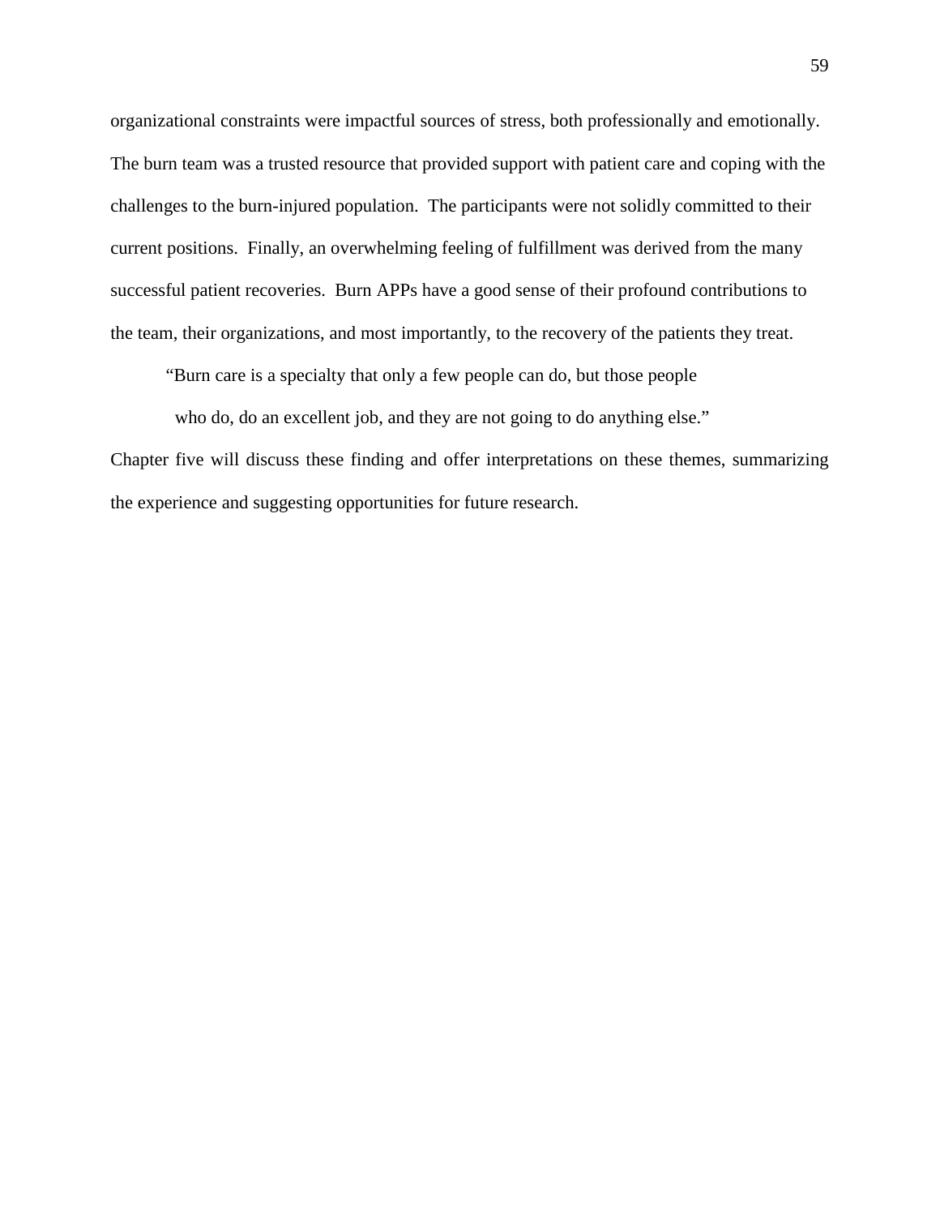organizational constraints were impactful sources of stress, both professionally and emotionally. The burn team was a trusted resource that provided support with patient care and coping with the challenges to the burn-injured population. The participants were not solidly committed to their current positions. Finally, an overwhelming feeling of fulfillment was derived from the many successful patient recoveries. Burn APPs have a good sense of their profound contributions to the team, their organizations, and most importantly, to the recovery of the patients they treat.

> "Burn care is a specialty that only a few people can do, but those people who do, do an excellent job, and they are not going to do anything else."

Chapter five will discuss these finding and offer interpretations on these themes, summarizing the experience and suggesting opportunities for future research.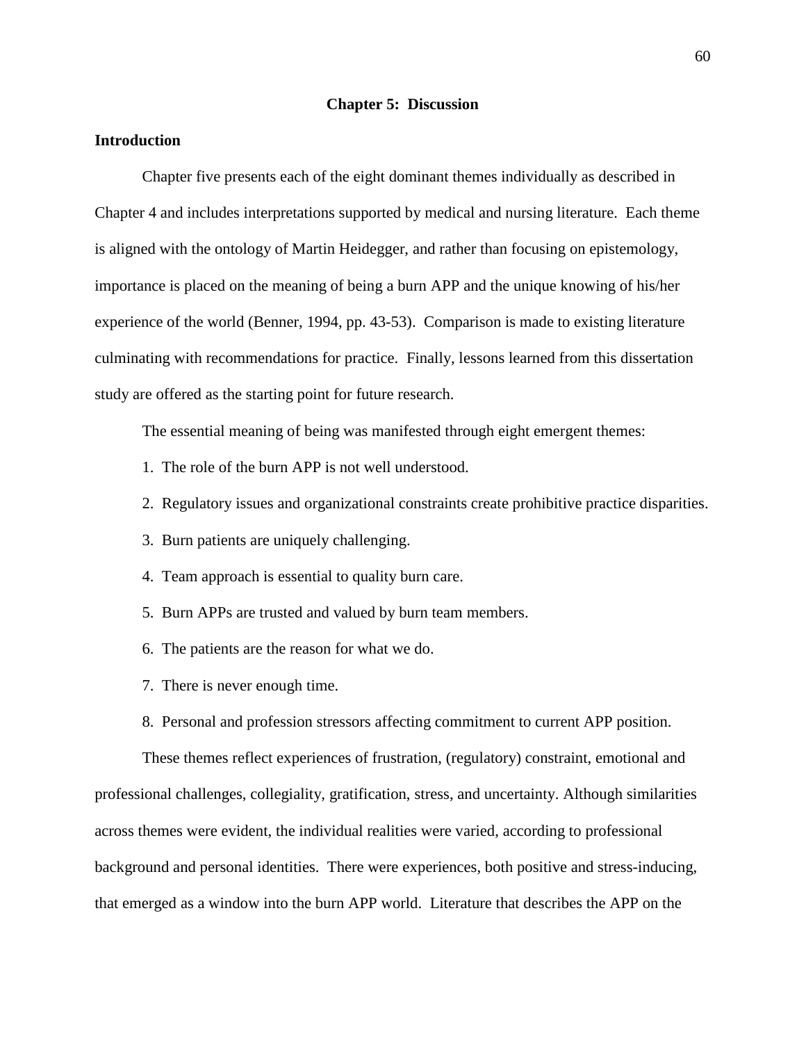## Chapter 5: Discussion

### Introduction

Chapter five presents each of the eight dominant themes individually as described in Chapter 4 and includes interpretations supported by medical and nursing literature. Each theme is aligned with the ontology of Martin Heidegger, and rather than focusing on epistemology, importance is placed on the meaning of being a burn APP and the unique knowing of his/her experience of the world (Benner, 1994, pp. 43-53). Comparison is made to existing literature culminating with recommendations for practice. Finally, lessons learned from this dissertation study are offered as the starting point for future research.

The essential meaning of being was manifested through eight emergent themes:

1. The role of the burn APP is not well understood.
2. Regulatory issues and organizational constraints create prohibitive practice disparities.
3. Burn patients are uniquely challenging.
4. Team approach is essential to quality burn care.
5. Burn APPs are trusted and valued by burn team members.
6. The patients are the reason for what we do.
7. There is never enough time.
8. Personal and profession stressors affecting commitment to current APP position.

These themes reflect experiences of frustration, (regulatory) constraint, emotional and professional challenges, collegiality, gratification, stress, and uncertainty. Although similarities across themes were evident, the individual realities were varied, according to professional background and personal identities. There were experiences, both positive and stress-inducing, that emerged as a window into the burn APP world. Literature that describes the APP on the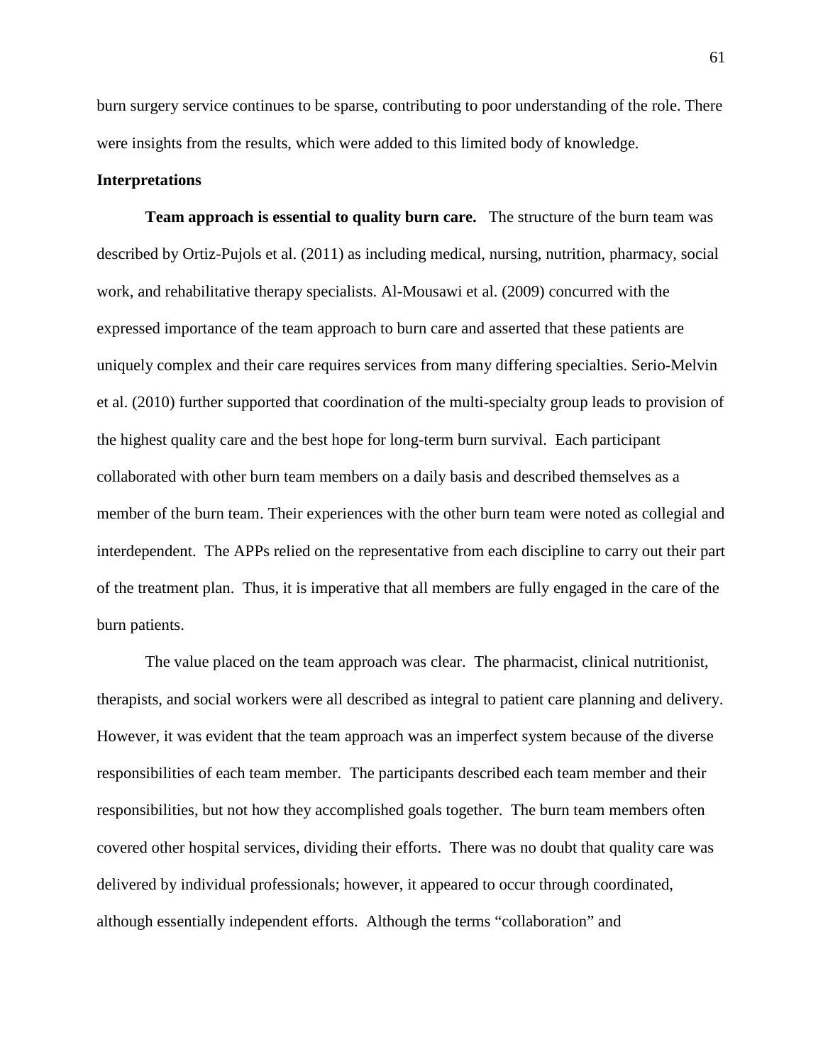burn surgery service continues to be sparse, contributing to poor understanding of the role. There were insights from the results, which were added to this limited body of knowledge.

**Interpretations**

**Team approach is essential to quality burn care.** The structure of the burn team was described by Ortiz-Pujols et al. (2011) as including medical, nursing, nutrition, pharmacy, social work, and rehabilitative therapy specialists. Al-Mousawi et al. (2009) concurred with the expressed importance of the team approach to burn care and asserted that these patients are uniquely complex and their care requires services from many differing specialties. Serio-Melvin et al. (2010) further supported that coordination of the multi-specialty group leads to provision of the highest quality care and the best hope for long-term burn survival. Each participant collaborated with other burn team members on a daily basis and described themselves as a member of the burn team. Their experiences with the other burn team were noted as collegial and interdependent. The APPs relied on the representative from each discipline to carry out their part of the treatment plan. Thus, it is imperative that all members are fully engaged in the care of the burn patients.

The value placed on the team approach was clear. The pharmacist, clinical nutritionist, therapists, and social workers were all described as integral to patient care planning and delivery. However, it was evident that the team approach was an imperfect system because of the diverse responsibilities of each team member. The participants described each team member and their responsibilities, but not how they accomplished goals together. The burn team members often covered other hospital services, dividing their efforts. There was no doubt that quality care was delivered by individual professionals; however, it appeared to occur through coordinated, although essentially independent efforts. Although the terms "collaboration" and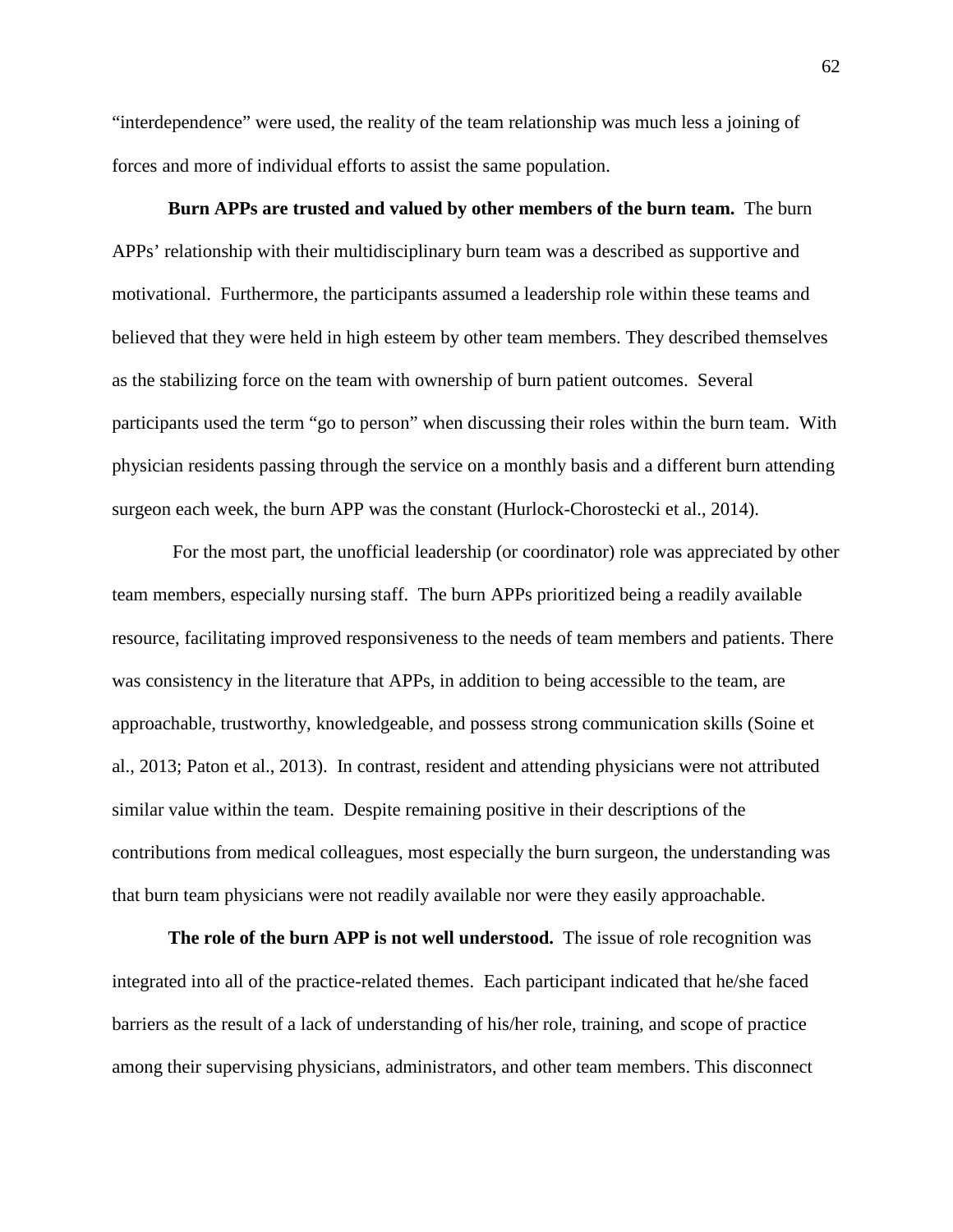"interdependence" were used, the reality of the team relationship was much less a joining of forces and more of individual efforts to assist the same population.

**Burn APPs are trusted and valued by other members of the burn team.** The burn APPs' relationship with their multidisciplinary burn team was a described as supportive and motivational. Furthermore, the participants assumed a leadership role within these teams and believed that they were held in high esteem by other team members. They described themselves as the stabilizing force on the team with ownership of burn patient outcomes. Several participants used the term "go to person" when discussing their roles within the burn team. With physician residents passing through the service on a monthly basis and a different burn attending surgeon each week, the burn APP was the constant (Hurlock-Chorostecki et al., 2014).

For the most part, the unofficial leadership (or coordinator) role was appreciated by other team members, especially nursing staff. The burn APPs prioritized being a readily available resource, facilitating improved responsiveness to the needs of team members and patients. There was consistency in the literature that APPs, in addition to being accessible to the team, are approachable, trustworthy, knowledgeable, and possess strong communication skills (Soine et al., 2013; Paton et al., 2013). In contrast, resident and attending physicians were not attributed similar value within the team. Despite remaining positive in their descriptions of the contributions from medical colleagues, most especially the burn surgeon, the understanding was that burn team physicians were not readily available nor were they easily approachable.

**The role of the burn APP is not well understood.** The issue of role recognition was integrated into all of the practice-related themes. Each participant indicated that he/she faced barriers as the result of a lack of understanding of his/her role, training, and scope of practice among their supervising physicians, administrators, and other team members. This disconnect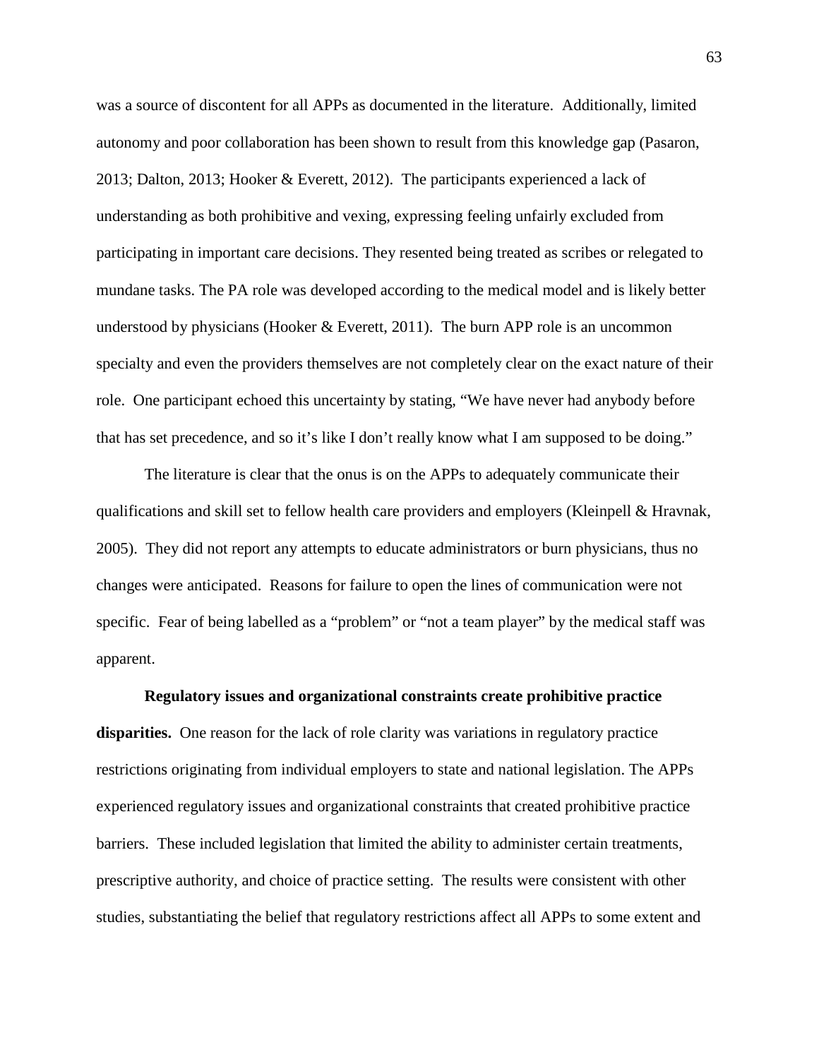was a source of discontent for all APPs as documented in the literature. Additionally, limited autonomy and poor collaboration has been shown to result from this knowledge gap (Pasaron, 2013; Dalton, 2013; Hooker & Everett, 2012). The participants experienced a lack of understanding as both prohibitive and vexing, expressing feeling unfairly excluded from participating in important care decisions. They resented being treated as scribes or relegated to mundane tasks. The PA role was developed according to the medical model and is likely better understood by physicians (Hooker & Everett, 2011). The burn APP role is an uncommon specialty and even the providers themselves are not completely clear on the exact nature of their role. One participant echoed this uncertainty by stating, "We have never had anybody before that has set precedence, and so it's like I don't really know what I am supposed to be doing."

The literature is clear that the onus is on the APPs to adequately communicate their qualifications and skill set to fellow health care providers and employers (Kleinpell & Hravnak, 2005). They did not report any attempts to educate administrators or burn physicians, thus no changes were anticipated. Reasons for failure to open the lines of communication were not specific. Fear of being labelled as a "problem" or "not a team player" by the medical staff was apparent.

**Regulatory issues and organizational constraints create prohibitive practice disparities.** One reason for the lack of role clarity was variations in regulatory practice restrictions originating from individual employers to state and national legislation. The APPs experienced regulatory issues and organizational constraints that created prohibitive practice barriers. These included legislation that limited the ability to administer certain treatments, prescriptive authority, and choice of practice setting. The results were consistent with other studies, substantiating the belief that regulatory restrictions affect all APPs to some extent and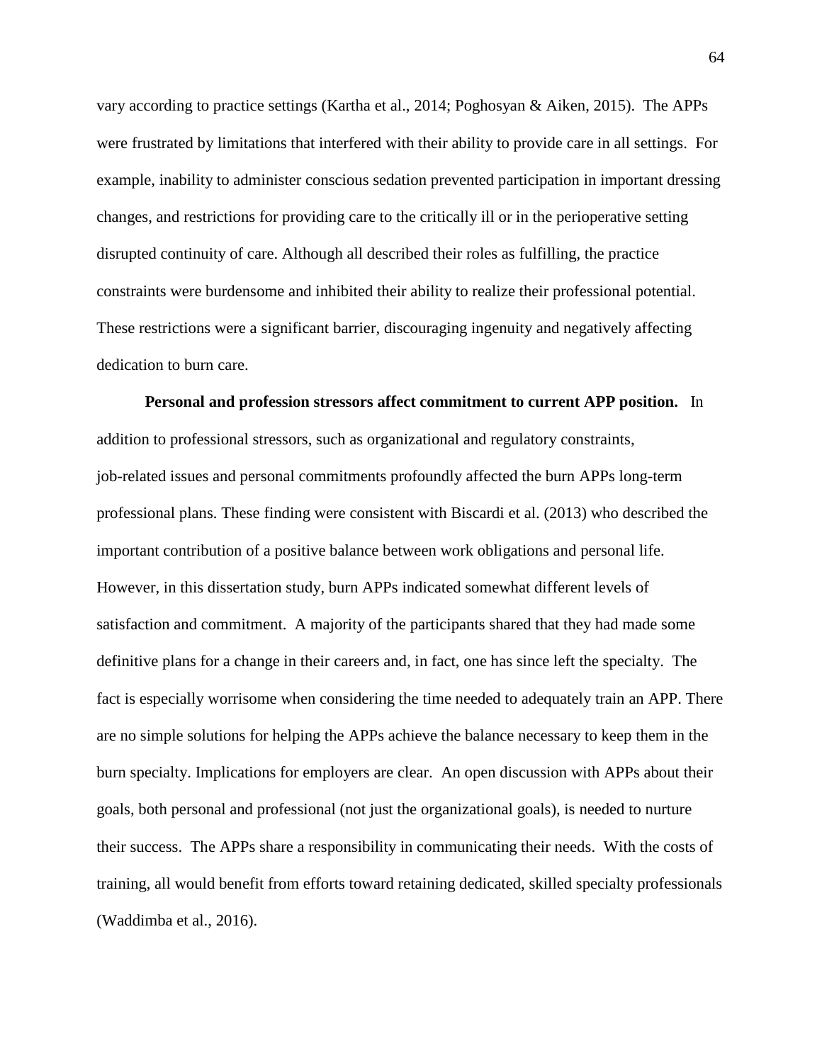vary according to practice settings (Kartha et al., 2014; Poghosyan & Aiken, 2015). The APPs were frustrated by limitations that interfered with their ability to provide care in all settings. For example, inability to administer conscious sedation prevented participation in important dressing changes, and restrictions for providing care to the critically ill or in the perioperative setting disrupted continuity of care. Although all described their roles as fulfilling, the practice constraints were burdensome and inhibited their ability to realize their professional potential. These restrictions were a significant barrier, discouraging ingenuity and negatively affecting dedication to burn care.

**Personal and profession stressors affect commitment to current APP position.** In addition to professional stressors, such as organizational and regulatory constraints, job-related issues and personal commitments profoundly affected the burn APPs long-term professional plans. These finding were consistent with Biscardi et al. (2013) who described the important contribution of a positive balance between work obligations and personal life. However, in this dissertation study, burn APPs indicated somewhat different levels of satisfaction and commitment. A majority of the participants shared that they had made some definitive plans for a change in their careers and, in fact, one has since left the specialty. The fact is especially worrisome when considering the time needed to adequately train an APP. There are no simple solutions for helping the APPs achieve the balance necessary to keep them in the burn specialty. Implications for employers are clear. An open discussion with APPs about their goals, both personal and professional (not just the organizational goals), is needed to nurture their success. The APPs share a responsibility in communicating their needs. With the costs of training, all would benefit from efforts toward retaining dedicated, skilled specialty professionals (Waddimba et al., 2016).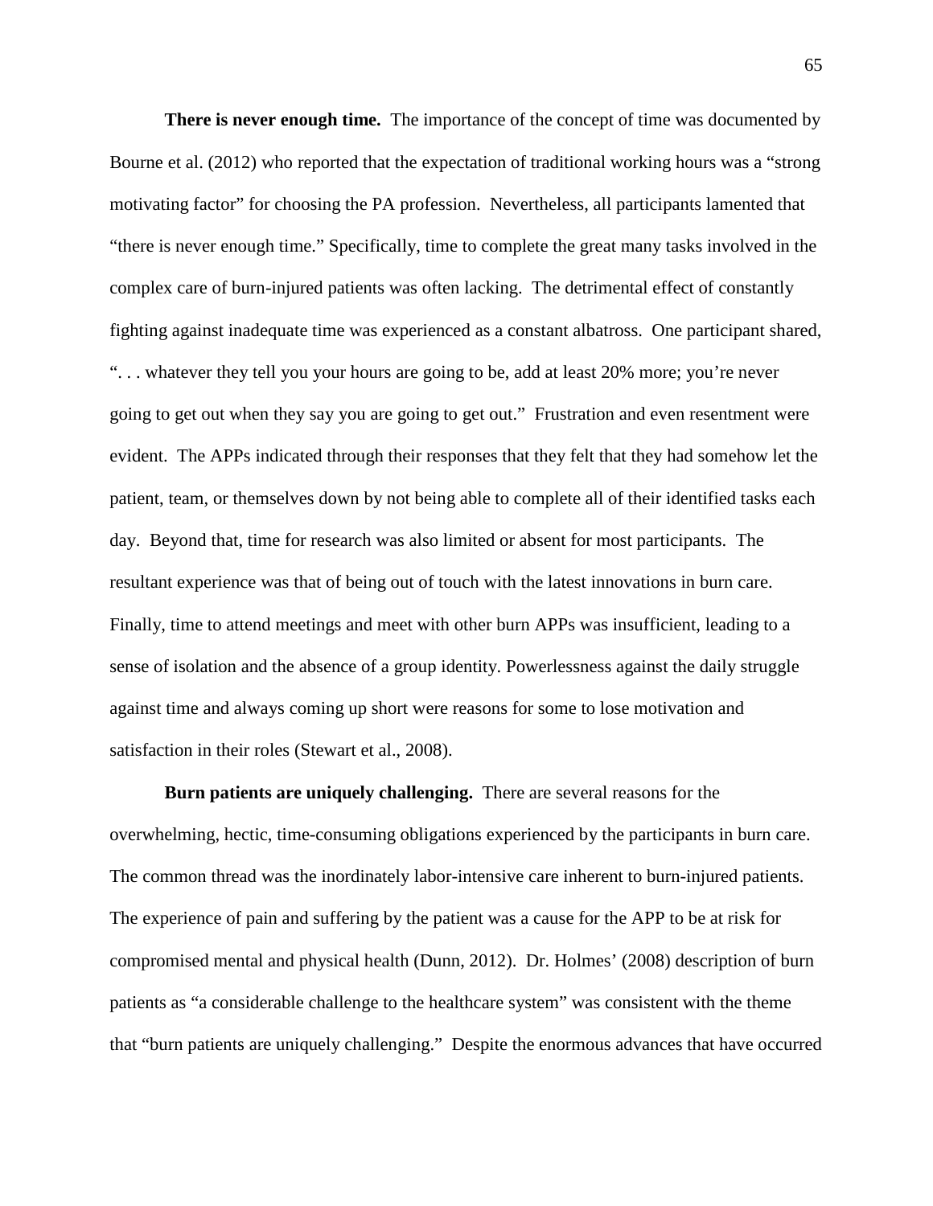**There is never enough time.** The importance of the concept of time was documented by Bourne et al. (2012) who reported that the expectation of traditional working hours was a "strong motivating factor" for choosing the PA profession. Nevertheless, all participants lamented that "there is never enough time." Specifically, time to complete the great many tasks involved in the complex care of burn-injured patients was often lacking. The detrimental effect of constantly fighting against inadequate time was experienced as a constant albatross. One participant shared, ". . . whatever they tell you your hours are going to be, add at least 20% more; you're never going to get out when they say you are going to get out." Frustration and even resentment were evident. The APPs indicated through their responses that they felt that they had somehow let the patient, team, or themselves down by not being able to complete all of their identified tasks each day. Beyond that, time for research was also limited or absent for most participants. The resultant experience was that of being out of touch with the latest innovations in burn care. Finally, time to attend meetings and meet with other burn APPs was insufficient, leading to a sense of isolation and the absence of a group identity. Powerlessness against the daily struggle against time and always coming up short were reasons for some to lose motivation and satisfaction in their roles (Stewart et al., 2008).

**Burn patients are uniquely challenging.** There are several reasons for the overwhelming, hectic, time-consuming obligations experienced by the participants in burn care. The common thread was the inordinately labor-intensive care inherent to burn-injured patients. The experience of pain and suffering by the patient was a cause for the APP to be at risk for compromised mental and physical health (Dunn, 2012). Dr. Holmes' (2008) description of burn patients as "a considerable challenge to the healthcare system" was consistent with the theme that "burn patients are uniquely challenging." Despite the enormous advances that have occurred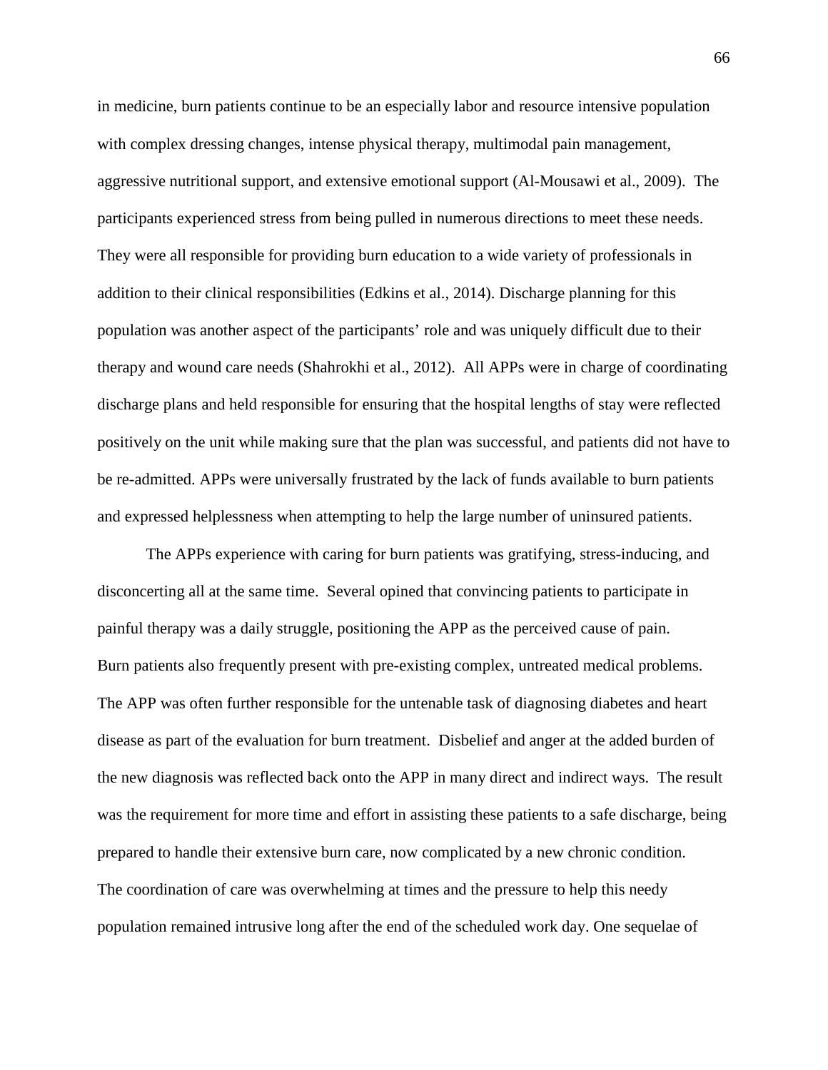in medicine, burn patients continue to be an especially labor and resource intensive population with complex dressing changes, intense physical therapy, multimodal pain management, aggressive nutritional support, and extensive emotional support (Al-Mousawi et al., 2009). The participants experienced stress from being pulled in numerous directions to meet these needs. They were all responsible for providing burn education to a wide variety of professionals in addition to their clinical responsibilities (Edkins et al., 2014). Discharge planning for this population was another aspect of the participants' role and was uniquely difficult due to their therapy and wound care needs (Shahrokhi et al., 2012). All APPs were in charge of coordinating discharge plans and held responsible for ensuring that the hospital lengths of stay were reflected positively on the unit while making sure that the plan was successful, and patients did not have to be re-admitted. APPs were universally frustrated by the lack of funds available to burn patients and expressed helplessness when attempting to help the large number of uninsured patients.

The APPs experience with caring for burn patients was gratifying, stress-inducing, and disconcerting all at the same time. Several opined that convincing patients to participate in painful therapy was a daily struggle, positioning the APP as the perceived cause of pain. Burn patients also frequently present with pre-existing complex, untreated medical problems. The APP was often further responsible for the untenable task of diagnosing diabetes and heart disease as part of the evaluation for burn treatment. Disbelief and anger at the added burden of the new diagnosis was reflected back onto the APP in many direct and indirect ways. The result was the requirement for more time and effort in assisting these patients to a safe discharge, being prepared to handle their extensive burn care, now complicated by a new chronic condition. The coordination of care was overwhelming at times and the pressure to help this needy population remained intrusive long after the end of the scheduled work day. One sequelae of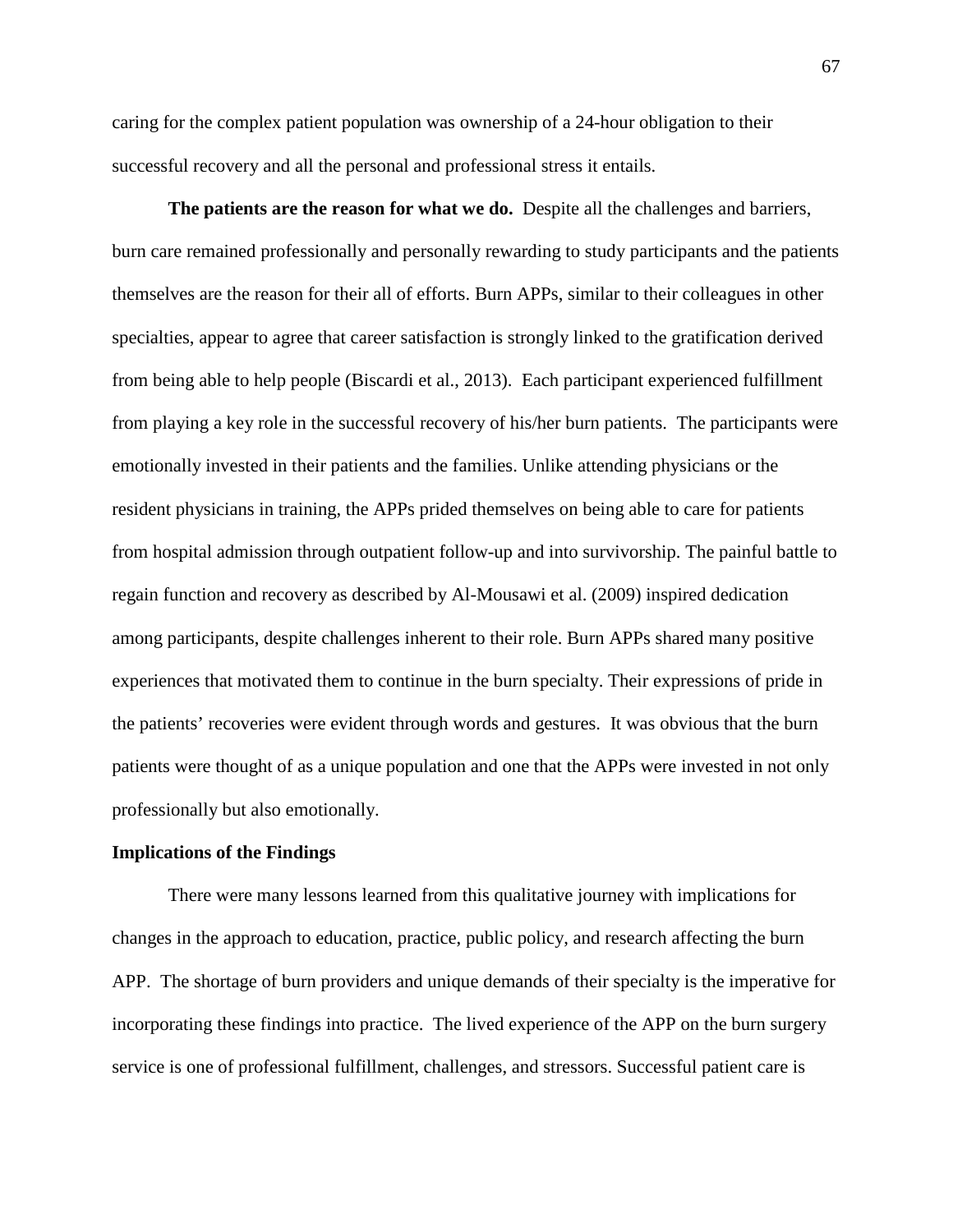caring for the complex patient population was ownership of a 24-hour obligation to their successful recovery and all the personal and professional stress it entails.

**The patients are the reason for what we do.** Despite all the challenges and barriers, burn care remained professionally and personally rewarding to study participants and the patients themselves are the reason for their all of efforts. Burn APPs, similar to their colleagues in other specialties, appear to agree that career satisfaction is strongly linked to the gratification derived from being able to help people (Biscardi et al., 2013). Each participant experienced fulfillment from playing a key role in the successful recovery of his/her burn patients. The participants were emotionally invested in their patients and the families. Unlike attending physicians or the resident physicians in training, the APPs prided themselves on being able to care for patients from hospital admission through outpatient follow-up and into survivorship. The painful battle to regain function and recovery as described by Al-Mousawi et al. (2009) inspired dedication among participants, despite challenges inherent to their role. Burn APPs shared many positive experiences that motivated them to continue in the burn specialty. Their expressions of pride in the patients' recoveries were evident through words and gestures. It was obvious that the burn patients were thought of as a unique population and one that the APPs were invested in not only professionally but also emotionally.

## Implications of the Findings

There were many lessons learned from this qualitative journey with implications for changes in the approach to education, practice, public policy, and research affecting the burn APP. The shortage of burn providers and unique demands of their specialty is the imperative for incorporating these findings into practice. The lived experience of the APP on the burn surgery service is one of professional fulfillment, challenges, and stressors. Successful patient care is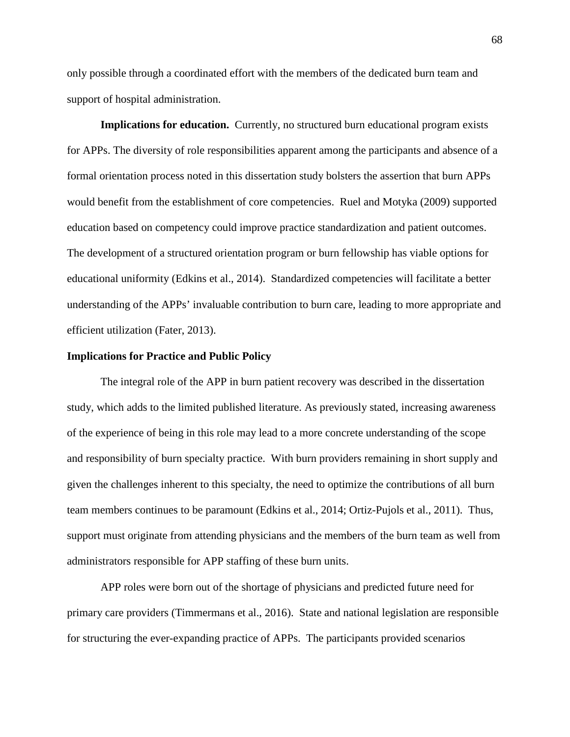only possible through a coordinated effort with the members of the dedicated burn team and support of hospital administration.

**Implications for education.** Currently, no structured burn educational program exists for APPs. The diversity of role responsibilities apparent among the participants and absence of a formal orientation process noted in this dissertation study bolsters the assertion that burn APPs would benefit from the establishment of core competencies. Ruel and Motyka (2009) supported education based on competency could improve practice standardization and patient outcomes. The development of a structured orientation program or burn fellowship has viable options for educational uniformity (Edkins et al., 2014). Standardized competencies will facilitate a better understanding of the APPs' invaluable contribution to burn care, leading to more appropriate and efficient utilization (Fater, 2013).

## Implications for Practice and Public Policy

The integral role of the APP in burn patient recovery was described in the dissertation study, which adds to the limited published literature. As previously stated, increasing awareness of the experience of being in this role may lead to a more concrete understanding of the scope and responsibility of burn specialty practice. With burn providers remaining in short supply and given the challenges inherent to this specialty, the need to optimize the contributions of all burn team members continues to be paramount (Edkins et al., 2014; Ortiz-Pujols et al., 2011). Thus, support must originate from attending physicians and the members of the burn team as well from administrators responsible for APP staffing of these burn units.

APP roles were born out of the shortage of physicians and predicted future need for primary care providers (Timmermans et al., 2016). State and national legislation are responsible for structuring the ever-expanding practice of APPs. The participants provided scenarios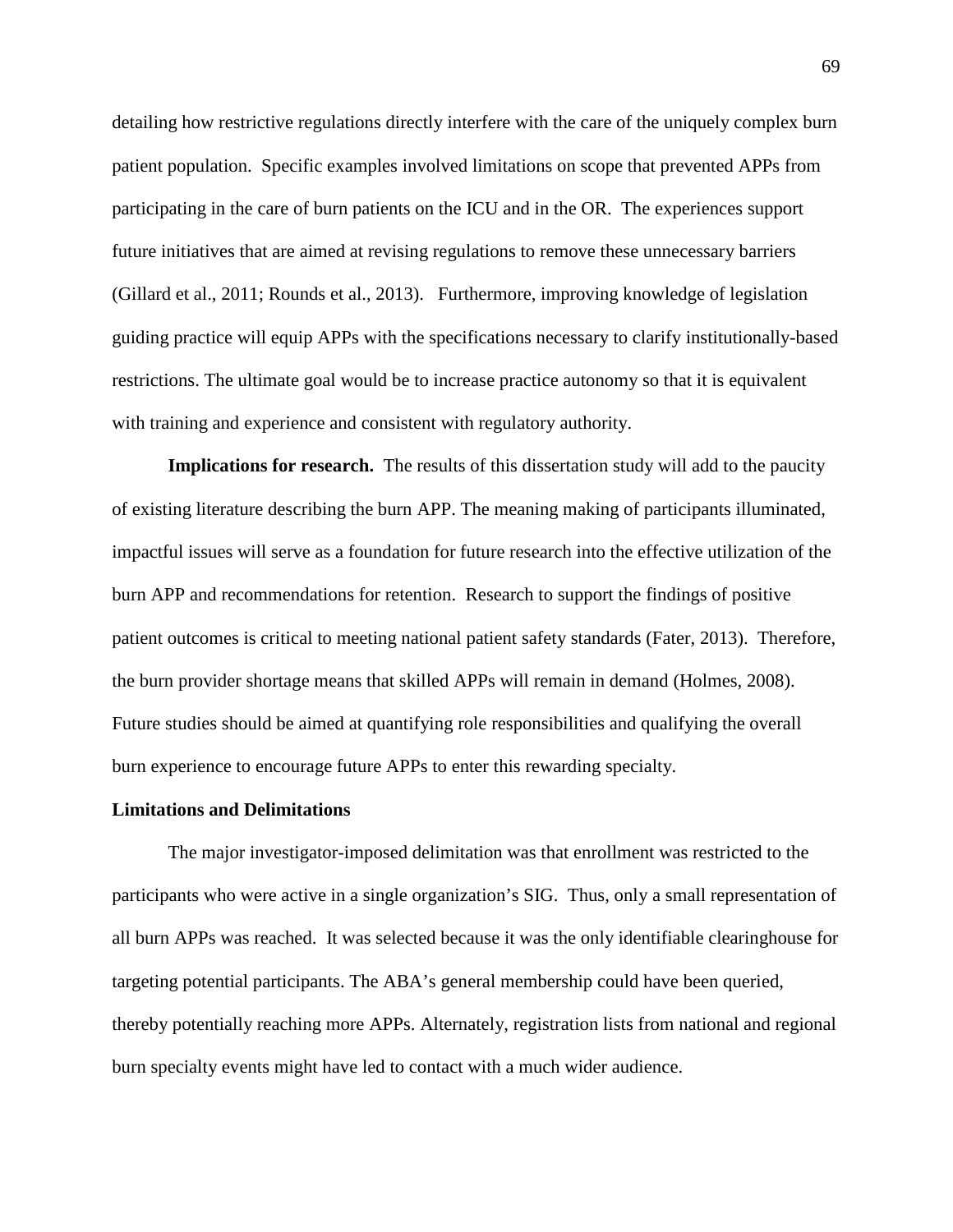detailing how restrictive regulations directly interfere with the care of the uniquely complex burn patient population. Specific examples involved limitations on scope that prevented APPs from participating in the care of burn patients on the ICU and in the OR. The experiences support future initiatives that are aimed at revising regulations to remove these unnecessary barriers (Gillard et al., 2011; Rounds et al., 2013). Furthermore, improving knowledge of legislation guiding practice will equip APPs with the specifications necessary to clarify institutionally-based restrictions. The ultimate goal would be to increase practice autonomy so that it is equivalent with training and experience and consistent with regulatory authority.

**Implications for research.** The results of this dissertation study will add to the paucity of existing literature describing the burn APP. The meaning making of participants illuminated, impactful issues will serve as a foundation for future research into the effective utilization of the burn APP and recommendations for retention. Research to support the findings of positive patient outcomes is critical to meeting national patient safety standards (Fater, 2013). Therefore, the burn provider shortage means that skilled APPs will remain in demand (Holmes, 2008). Future studies should be aimed at quantifying role responsibilities and qualifying the overall burn experience to encourage future APPs to enter this rewarding specialty.

### Limitations and Delimitations

The major investigator-imposed delimitation was that enrollment was restricted to the participants who were active in a single organization's SIG. Thus, only a small representation of all burn APPs was reached. It was selected because it was the only identifiable clearinghouse for targeting potential participants. The ABA's general membership could have been queried, thereby potentially reaching more APPs. Alternately, registration lists from national and regional burn specialty events might have led to contact with a much wider audience.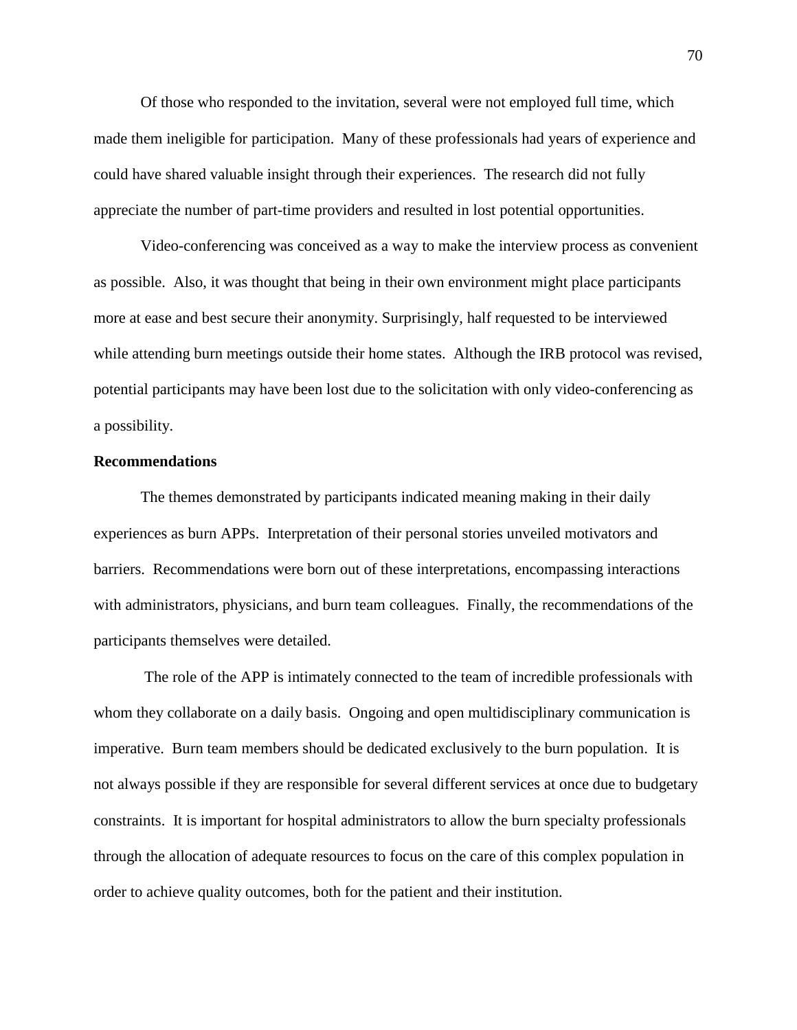Of those who responded to the invitation, several were not employed full time, which made them ineligible for participation. Many of these professionals had years of experience and could have shared valuable insight through their experiences. The research did not fully appreciate the number of part-time providers and resulted in lost potential opportunities.

Video-conferencing was conceived as a way to make the interview process as convenient as possible. Also, it was thought that being in their own environment might place participants more at ease and best secure their anonymity. Surprisingly, half requested to be interviewed while attending burn meetings outside their home states. Although the IRB protocol was revised, potential participants may have been lost due to the solicitation with only video-conferencing as a possibility.

**Recommendations**

The themes demonstrated by participants indicated meaning making in their daily experiences as burn APPs. Interpretation of their personal stories unveiled motivators and barriers. Recommendations were born out of these interpretations, encompassing interactions with administrators, physicians, and burn team colleagues. Finally, the recommendations of the participants themselves were detailed.

The role of the APP is intimately connected to the team of incredible professionals with whom they collaborate on a daily basis. Ongoing and open multidisciplinary communication is imperative. Burn team members should be dedicated exclusively to the burn population. It is not always possible if they are responsible for several different services at once due to budgetary constraints. It is important for hospital administrators to allow the burn specialty professionals through the allocation of adequate resources to focus on the care of this complex population in order to achieve quality outcomes, both for the patient and their institution.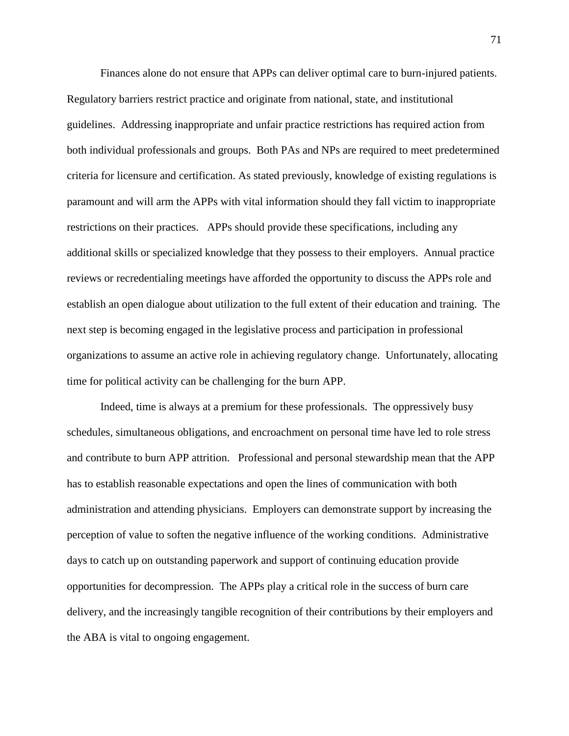Finances alone do not ensure that APPs can deliver optimal care to burn-injured patients. Regulatory barriers restrict practice and originate from national, state, and institutional guidelines. Addressing inappropriate and unfair practice restrictions has required action from both individual professionals and groups. Both PAs and NPs are required to meet predetermined criteria for licensure and certification. As stated previously, knowledge of existing regulations is paramount and will arm the APPs with vital information should they fall victim to inappropriate restrictions on their practices. APPs should provide these specifications, including any additional skills or specialized knowledge that they possess to their employers. Annual practice reviews or recredentialing meetings have afforded the opportunity to discuss the APPs role and establish an open dialogue about utilization to the full extent of their education and training. The next step is becoming engaged in the legislative process and participation in professional organizations to assume an active role in achieving regulatory change. Unfortunately, allocating time for political activity can be challenging for the burn APP.

Indeed, time is always at a premium for these professionals. The oppressively busy schedules, simultaneous obligations, and encroachment on personal time have led to role stress and contribute to burn APP attrition. Professional and personal stewardship mean that the APP has to establish reasonable expectations and open the lines of communication with both administration and attending physicians. Employers can demonstrate support by increasing the perception of value to soften the negative influence of the working conditions. Administrative days to catch up on outstanding paperwork and support of continuing education provide opportunities for decompression. The APPs play a critical role in the success of burn care delivery, and the increasingly tangible recognition of their contributions by their employers and the ABA is vital to ongoing engagement.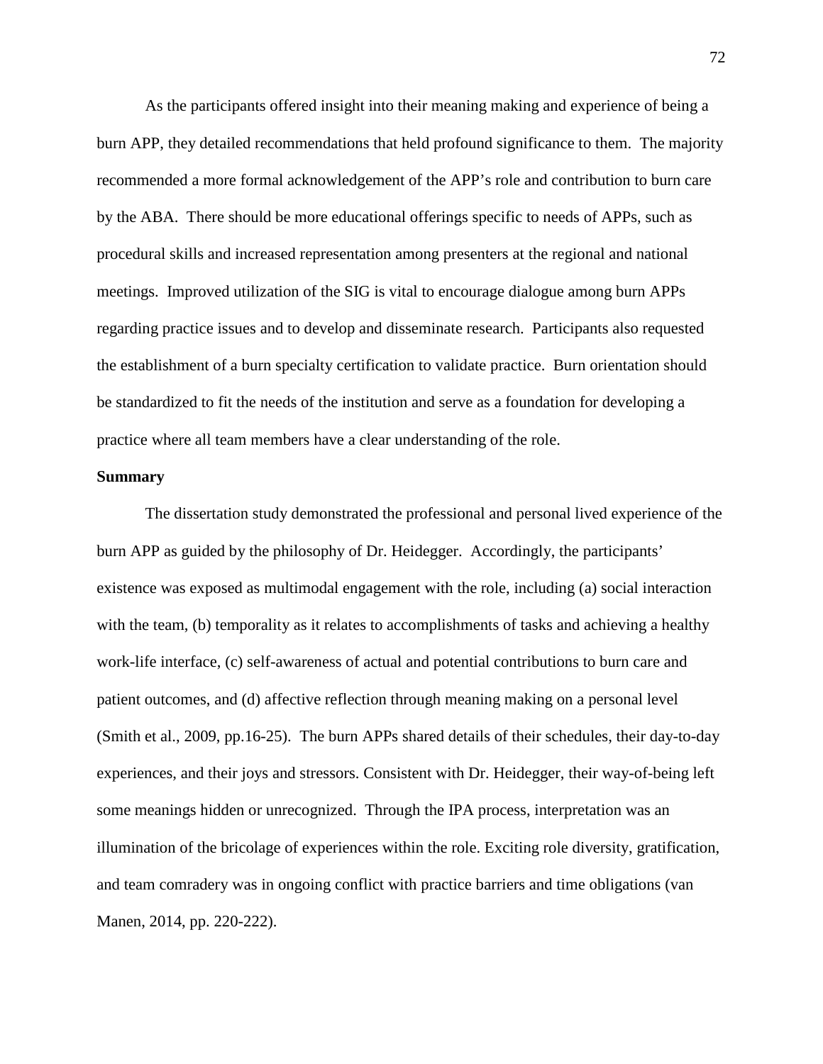As the participants offered insight into their meaning making and experience of being a burn APP, they detailed recommendations that held profound significance to them. The majority recommended a more formal acknowledgement of the APP's role and contribution to burn care by the ABA. There should be more educational offerings specific to needs of APPs, such as procedural skills and increased representation among presenters at the regional and national meetings. Improved utilization of the SIG is vital to encourage dialogue among burn APPs regarding practice issues and to develop and disseminate research. Participants also requested the establishment of a burn specialty certification to validate practice. Burn orientation should be standardized to fit the needs of the institution and serve as a foundation for developing a practice where all team members have a clear understanding of the role.

## Summary

The dissertation study demonstrated the professional and personal lived experience of the burn APP as guided by the philosophy of Dr. Heidegger. Accordingly, the participants' existence was exposed as multimodal engagement with the role, including (a) social interaction with the team, (b) temporality as it relates to accomplishments of tasks and achieving a healthy work-life interface, (c) self-awareness of actual and potential contributions to burn care and patient outcomes, and (d) affective reflection through meaning making on a personal level (Smith et al., 2009, pp.16-25). The burn APPs shared details of their schedules, their day-to-day experiences, and their joys and stressors. Consistent with Dr. Heidegger, their way-of-being left some meanings hidden or unrecognized. Through the IPA process, interpretation was an illumination of the bricolage of experiences within the role. Exciting role diversity, gratification, and team comradery was in ongoing conflict with practice barriers and time obligations (van Manen, 2014, pp. 220-222).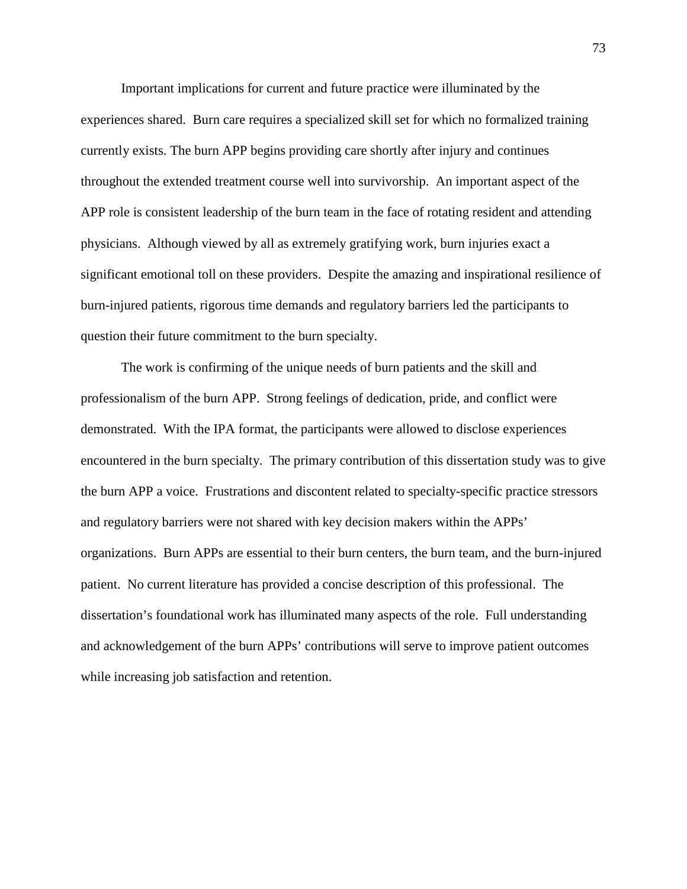Important implications for current and future practice were illuminated by the experiences shared. Burn care requires a specialized skill set for which no formalized training currently exists. The burn APP begins providing care shortly after injury and continues throughout the extended treatment course well into survivorship. An important aspect of the APP role is consistent leadership of the burn team in the face of rotating resident and attending physicians. Although viewed by all as extremely gratifying work, burn injuries exact a significant emotional toll on these providers. Despite the amazing and inspirational resilience of burn-injured patients, rigorous time demands and regulatory barriers led the participants to question their future commitment to the burn specialty.

The work is confirming of the unique needs of burn patients and the skill and professionalism of the burn APP. Strong feelings of dedication, pride, and conflict were demonstrated. With the IPA format, the participants were allowed to disclose experiences encountered in the burn specialty. The primary contribution of this dissertation study was to give the burn APP a voice. Frustrations and discontent related to specialty-specific practice stressors and regulatory barriers were not shared with key decision makers within the APPs' organizations. Burn APPs are essential to their burn centers, the burn team, and the burn-injured patient. No current literature has provided a concise description of this professional. The dissertation's foundational work has illuminated many aspects of the role. Full understanding and acknowledgement of the burn APPs' contributions will serve to improve patient outcomes while increasing job satisfaction and retention.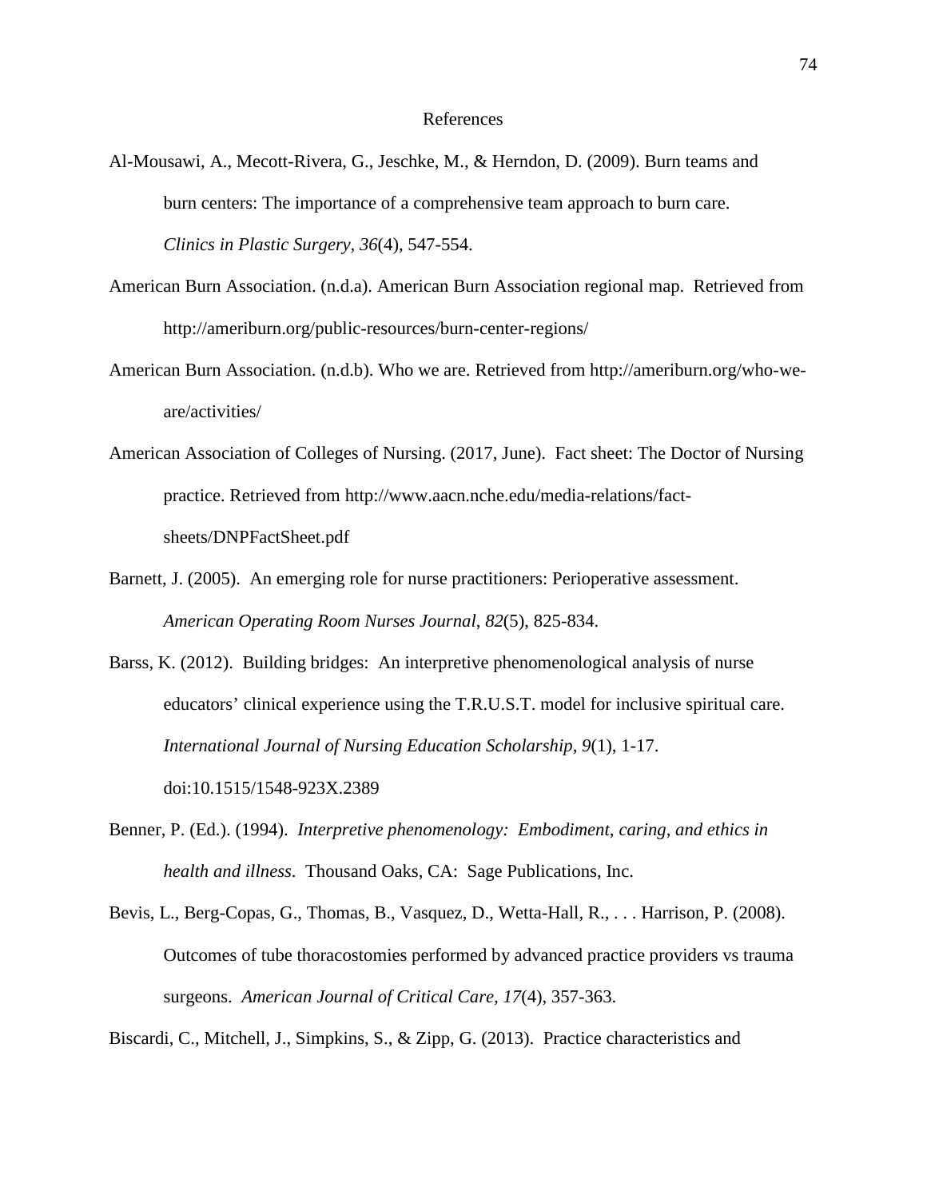# References

Al-Mousawi, A., Mecott-Rivera, G., Jeschke, M., & Herndon, D. (2009). Burn teams and burn centers: The importance of a comprehensive team approach to burn care. *Clinics in Plastic Surgery, 36*(4), 547-554.

American Burn Association. (n.d.a). American Burn Association regional map. Retrieved from http://ameriburn.org/public-resources/burn-center-regions/

American Burn Association. (n.d.b). Who we are. Retrieved from http://ameriburn.org/who-we-are/activities/

American Association of Colleges of Nursing. (2017, June). Fact sheet: The Doctor of Nursing practice. Retrieved from http://www.aacn.nche.edu/media-relations/fact-sheets/DNPFactSheet.pdf

Barnett, J. (2005). An emerging role for nurse practitioners: Perioperative assessment. *American Operating Room Nurses Journal, 82*(5), 825-834.

Barss, K. (2012). Building bridges: An interpretive phenomenological analysis of nurse educators' clinical experience using the T.R.U.S.T. model for inclusive spiritual care. *International Journal of Nursing Education Scholarship, 9*(1), 1-17. doi:10.1515/1548-923X.2389

Benner, P. (Ed.). (1994). *Interpretive phenomenology: Embodiment, caring, and ethics in health and illness*. Thousand Oaks, CA: Sage Publications, Inc.

Bevis, L., Berg-Copas, G., Thomas, B., Vasquez, D., Wetta-Hall, R., . . . Harrison, P. (2008). Outcomes of tube thoracostomies performed by advanced practice providers vs trauma surgeons. *American Journal of Critical Care, 17*(4), 357-363.

Biscardi, C., Mitchell, J., Simpkins, S., & Zipp, G. (2013). Practice characteristics and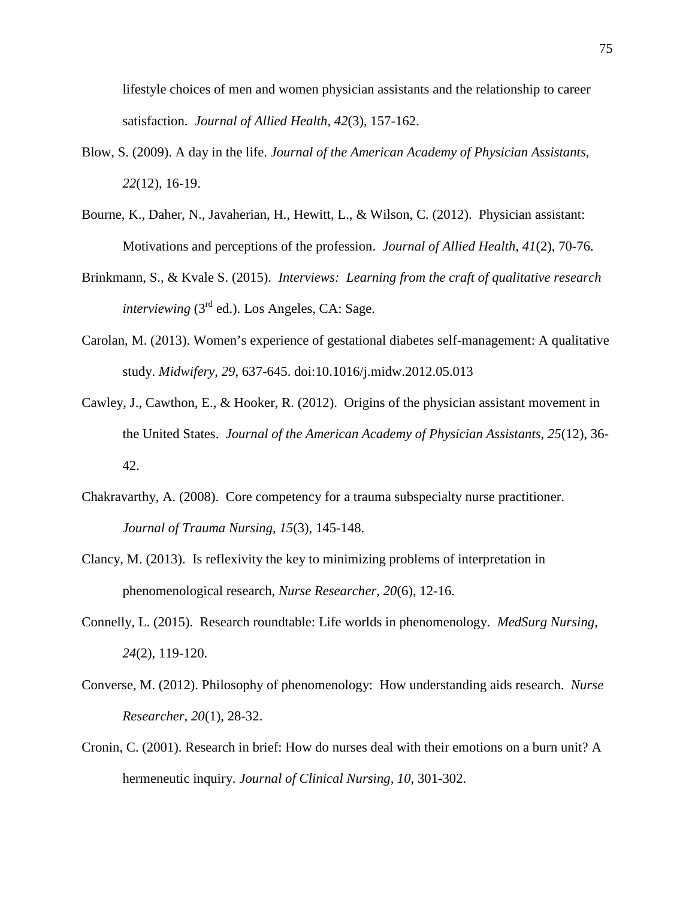lifestyle choices of men and women physician assistants and the relationship to career satisfaction. *Journal of Allied Health*, *42*(3), 157-162.

Blow, S. (2009). A day in the life. *Journal of the American Academy of Physician Assistants, 22*(12), 16-19.

Bourne, K., Daher, N., Javaherian, H., Hewitt, L., & Wilson, C. (2012). Physician assistant: Motivations and perceptions of the profession. *Journal of Allied Health*, *41*(2), 70-76.

Brinkmann, S., & Kvale S. (2015). *Interviews: Learning from the craft of qualitative research interviewing* (3rd ed.). Los Angeles, CA: Sage.

Carolan, M. (2013). Women's experience of gestational diabetes self-management: A qualitative study. *Midwifery, 29*, 637-645. doi:10.1016/j.midw.2012.05.013

Cawley, J., Cawthon, E., & Hooker, R. (2012). Origins of the physician assistant movement in the United States. *Journal of the American Academy of Physician Assistants, 25*(12), 36-42.

Chakravarthy, A. (2008). Core competency for a trauma subspecialty nurse practitioner. *Journal of Trauma Nursing, 15*(3), 145-148.

Clancy, M. (2013). Is reflexivity the key to minimizing problems of interpretation in phenomenological research, *Nurse Researcher, 20*(6), 12-16.

Connelly, L. (2015). Research roundtable: Life worlds in phenomenology. *MedSurg Nursing, 24*(2), 119-120.

Converse, M. (2012). Philosophy of phenomenology: How understanding aids research. *Nurse Researcher, 20*(1), 28-32.

Cronin, C. (2001). Research in brief: How do nurses deal with their emotions on a burn unit? A hermeneutic inquiry. *Journal of Clinical Nursing, 10*, 301-302.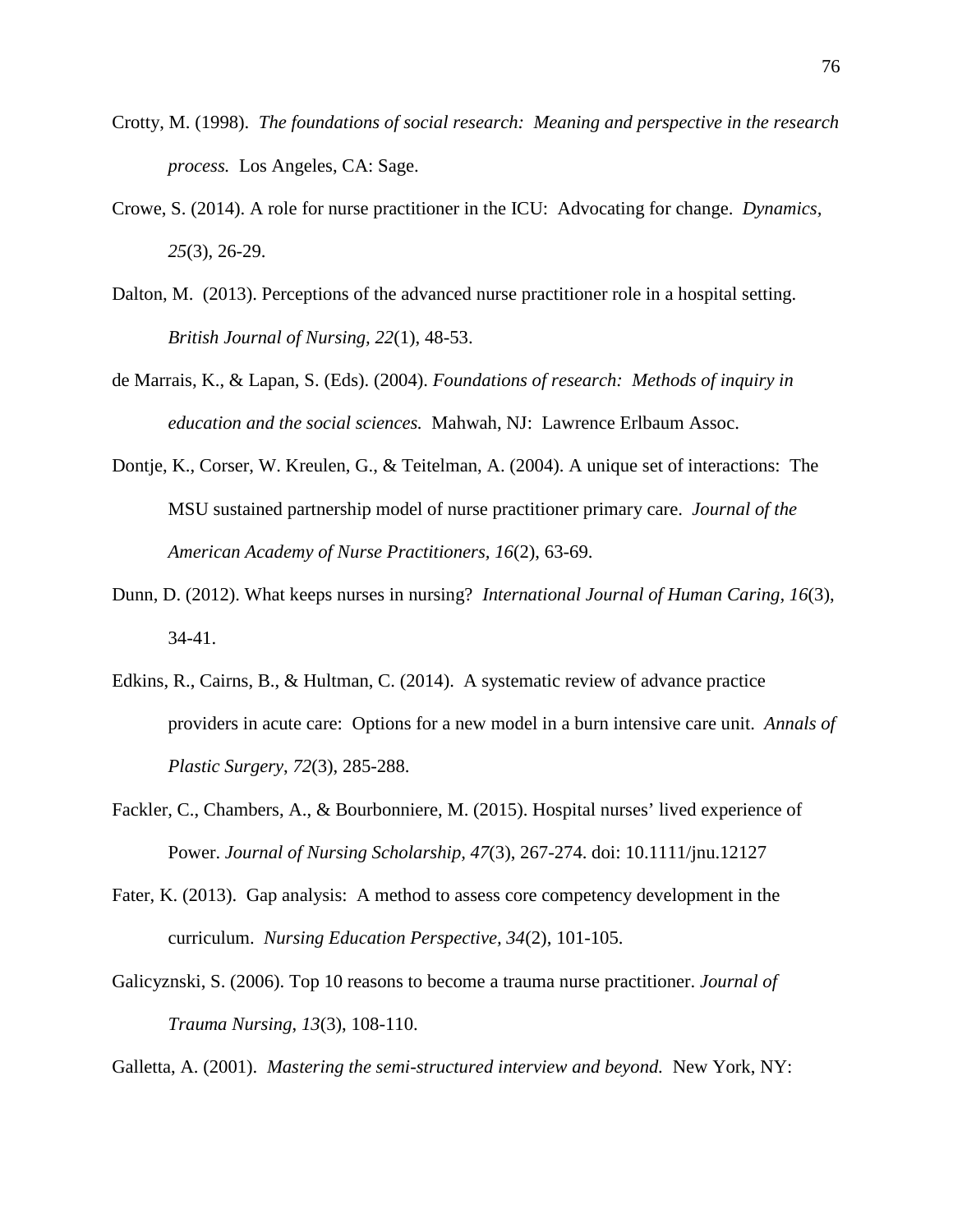Crotty, M. (1998). *The foundations of social research: Meaning and perspective in the research process.* Los Angeles, CA: Sage.

Crowe, S. (2014). A role for nurse practitioner in the ICU: Advocating for change. *Dynamics, 25*(3), 26-29.

Dalton, M. (2013). Perceptions of the advanced nurse practitioner role in a hospital setting. *British Journal of Nursing, 22*(1), 48-53.

de Marrais, K., & Lapan, S. (Eds). (2004). *Foundations of research: Methods of inquiry in education and the social sciences.* Mahwah, NJ: Lawrence Erlbaum Assoc.

Dontje, K., Corser, W. Kreulen, G., & Teitelman, A. (2004). A unique set of interactions: The MSU sustained partnership model of nurse practitioner primary care. *Journal of the American Academy of Nurse Practitioners, 16*(2), 63-69.

Dunn, D. (2012). What keeps nurses in nursing? *International Journal of Human Caring, 16*(3), 34-41.

Edkins, R., Cairns, B., & Hultman, C. (2014). A systematic review of advance practice providers in acute care: Options for a new model in a burn intensive care unit. *Annals of Plastic Surgery*, *72*(3), 285-288.

Fackler, C., Chambers, A., & Bourbonniere, M. (2015). Hospital nurses' lived experience of Power. *Journal of Nursing Scholarship, 47*(3), 267-274. doi: 10.1111/jnu.12127

Fater, K. (2013). Gap analysis: A method to assess core competency development in the curriculum. *Nursing Education Perspective, 34*(2), 101-105.

Galicyznski, S. (2006). Top 10 reasons to become a trauma nurse practitioner. *Journal of Trauma Nursing*, *13*(3), 108-110.

Galletta, A. (2001). *Mastering the semi-structured interview and beyond.* New York, NY: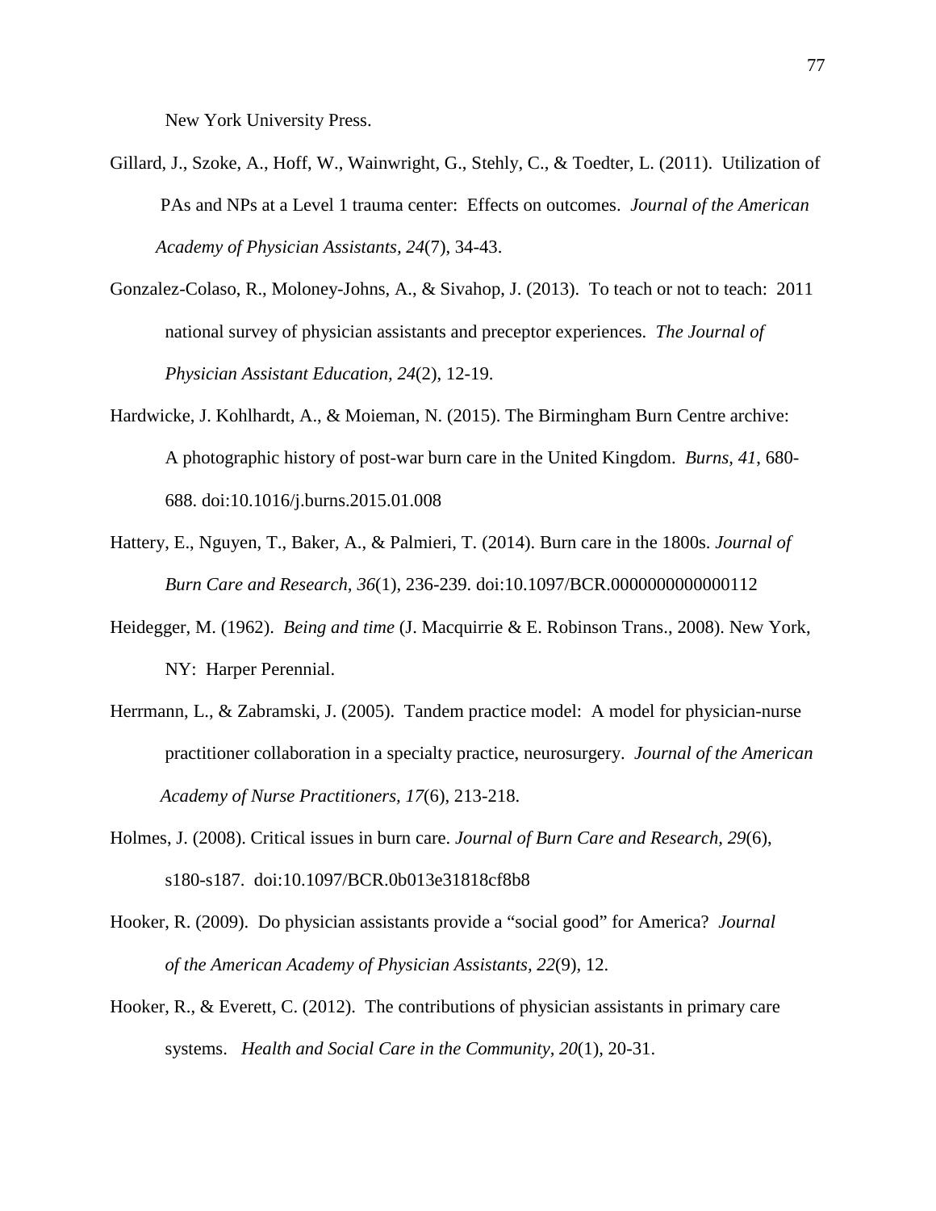New York University Press.

Gillard, J., Szoke, A., Hoff, W., Wainwright, G., Stehly, C., & Toedter, L. (2011). Utilization of PAs and NPs at a Level 1 trauma center: Effects on outcomes. *Journal of the American Academy of Physician Assistants, 24*(7), 34-43.

Gonzalez-Colaso, R., Moloney-Johns, A., & Sivahop, J. (2013). To teach or not to teach: 2011 national survey of physician assistants and preceptor experiences. *The Journal of Physician Assistant Education, 24*(2), 12-19.

Hardwicke, J. Kohlhardt, A., & Moieman, N. (2015). The Birmingham Burn Centre archive: A photographic history of post-war burn care in the United Kingdom. *Burns, 41*, 680-688. doi:10.1016/j.burns.2015.01.008

Hattery, E., Nguyen, T., Baker, A., & Palmieri, T. (2014). Burn care in the 1800s. *Journal of Burn Care and Research, 36*(1), 236-239. doi:10.1097/BCR.0000000000000112

Heidegger, M. (1962). *Being and time* (J. Macquirrie & E. Robinson Trans., 2008). New York, NY: Harper Perennial.

Herrmann, L., & Zabramski, J. (2005). Tandem practice model: A model for physician-nurse practitioner collaboration in a specialty practice, neurosurgery. *Journal of the American Academy of Nurse Practitioners, 17*(6), 213-218.

Holmes, J. (2008). Critical issues in burn care. *Journal of Burn Care and Research, 29*(6), s180-s187. doi:10.1097/BCR.0b013e31818cf8b8

Hooker, R. (2009). Do physician assistants provide a "social good" for America? *Journal of the American Academy of Physician Assistants, 22*(9), 12.

Hooker, R., & Everett, C. (2012). The contributions of physician assistants in primary care systems. *Health and Social Care in the Community, 20*(1), 20-31.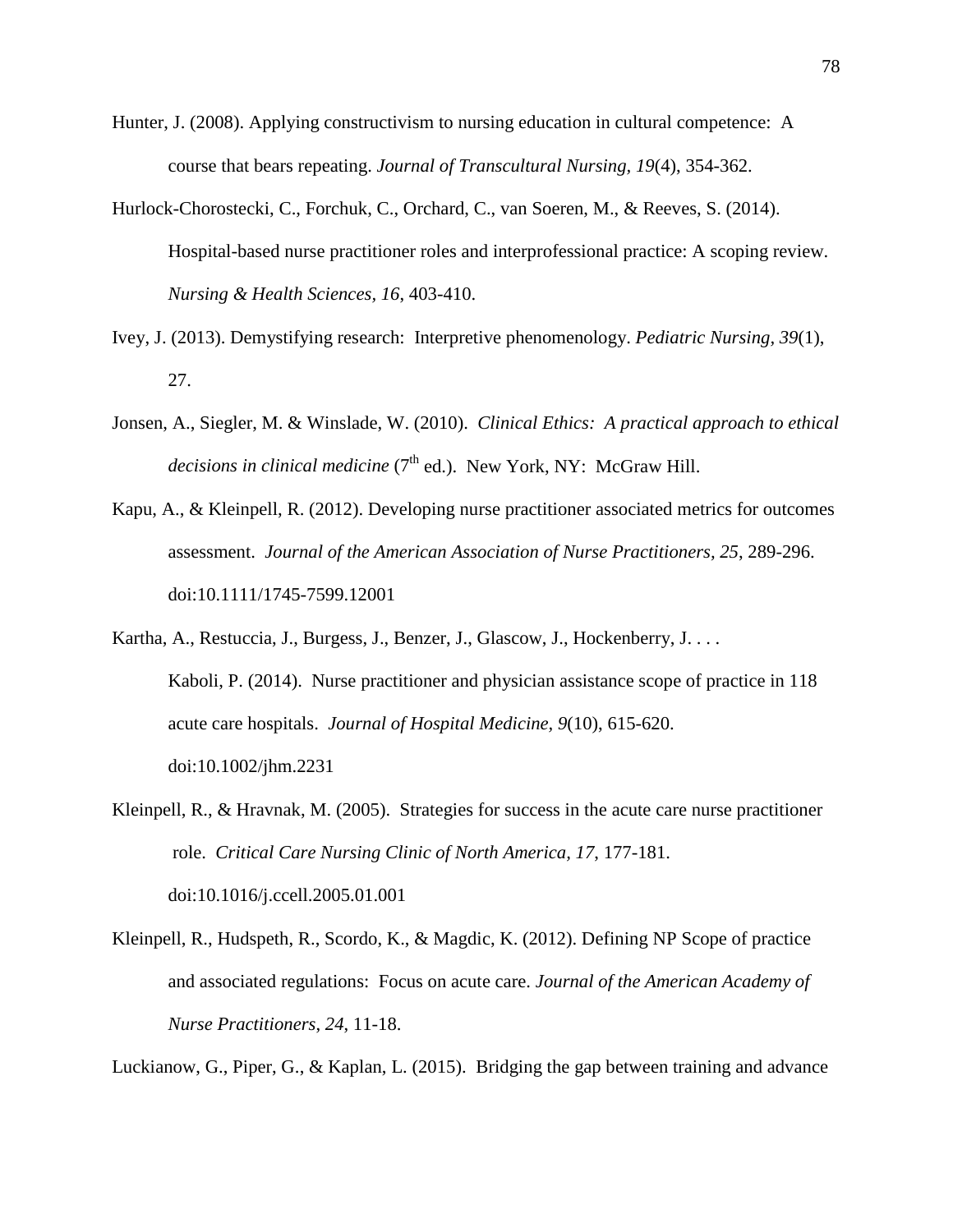Hunter, J. (2008). Applying constructivism to nursing education in cultural competence: A course that bears repeating. *Journal of Transcultural Nursing, 19*(4), 354-362.

Hurlock-Chorostecki, C., Forchuk, C., Orchard, C., van Soeren, M., & Reeves, S. (2014). Hospital-based nurse practitioner roles and interprofessional practice: A scoping review. *Nursing & Health Sciences, 16*, 403-410.

Ivey, J. (2013). Demystifying research: Interpretive phenomenology. *Pediatric Nursing, 39*(1), 27.

Jonsen, A., Siegler, M. & Winslade, W. (2010). *Clinical Ethics: A practical approach to ethical decisions in clinical medicine* (7th ed.). New York, NY: McGraw Hill.

Kapu, A., & Kleinpell, R. (2012). Developing nurse practitioner associated metrics for outcomes assessment. *Journal of the American Association of Nurse Practitioners, 25*, 289-296. doi:10.1111/1745-7599.12001

Kartha, A., Restuccia, J., Burgess, J., Benzer, J., Glascow, J., Hockenberry, J. . . . Kaboli, P. (2014). Nurse practitioner and physician assistance scope of practice in 118 acute care hospitals. *Journal of Hospital Medicine, 9*(10), 615-620. doi:10.1002/jhm.2231

Kleinpell, R., & Hravnak, M. (2005). Strategies for success in the acute care nurse practitioner role. *Critical Care Nursing Clinic of North America, 17*, 177-181. doi:10.1016/j.ccell.2005.01.001

Kleinpell, R., Hudspeth, R., Scordo, K., & Magdic, K. (2012). Defining NP Scope of practice and associated regulations: Focus on acute care. *Journal of the American Academy of Nurse Practitioners, 24*, 11-18.

Luckianow, G., Piper, G., & Kaplan, L. (2015). Bridging the gap between training and advance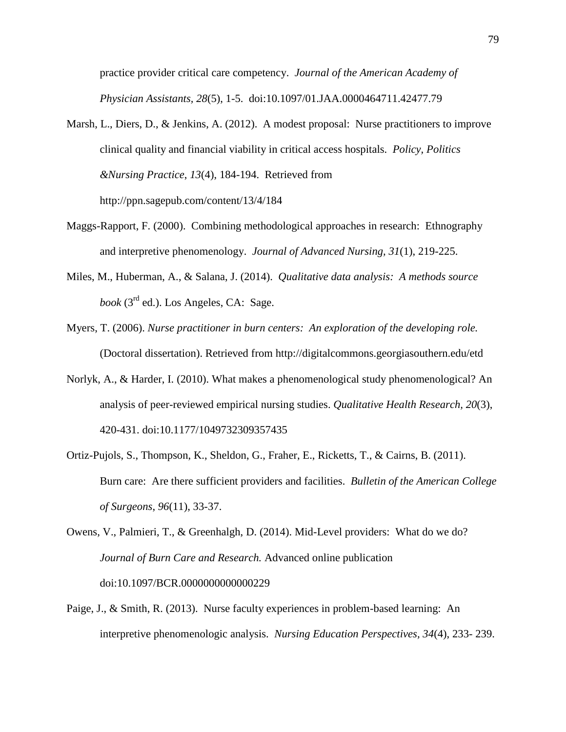practice provider critical care competency. *Journal of the American Academy of Physician Assistants, 28*(5), 1-5. doi:10.1097/01.JAA.0000464711.42477.79

Marsh, L., Diers, D., & Jenkins, A. (2012). A modest proposal: Nurse practitioners to improve clinical quality and financial viability in critical access hospitals. *Policy, Politics &Nursing Practice*, *13*(4), 184-194. Retrieved from http://ppn.sagepub.com/content/13/4/184

Maggs-Rapport, F. (2000). Combining methodological approaches in research: Ethnography and interpretive phenomenology. *Journal of Advanced Nursing, 31*(1), 219-225.

Miles, M., Huberman, A., & Salana, J. (2014). *Qualitative data analysis: A methods source book* (3rd ed.). Los Angeles, CA: Sage.

Myers, T. (2006). *Nurse practitioner in burn centers: An exploration of the developing role.* (Doctoral dissertation). Retrieved from http://digitalcommons.georgiasouthern.edu/etd

Norlyk, A., & Harder, I. (2010). What makes a phenomenological study phenomenological? An analysis of peer-reviewed empirical nursing studies. *Qualitative Health Research, 20*(3), 420-431. doi:10.1177/1049732309357435

Ortiz-Pujols, S., Thompson, K., Sheldon, G., Fraher, E., Ricketts, T., & Cairns, B. (2011). Burn care: Are there sufficient providers and facilities. *Bulletin of the American College of Surgeons*, *96*(11), 33-37.

Owens, V., Palmieri, T., & Greenhalgh, D. (2014). Mid-Level providers: What do we do? *Journal of Burn Care and Research.* Advanced online publication doi:10.1097/BCR.0000000000000229

Paige, J., & Smith, R. (2013). Nurse faculty experiences in problem-based learning: An interpretive phenomenologic analysis. *Nursing Education Perspectives, 34*(4), 233- 239.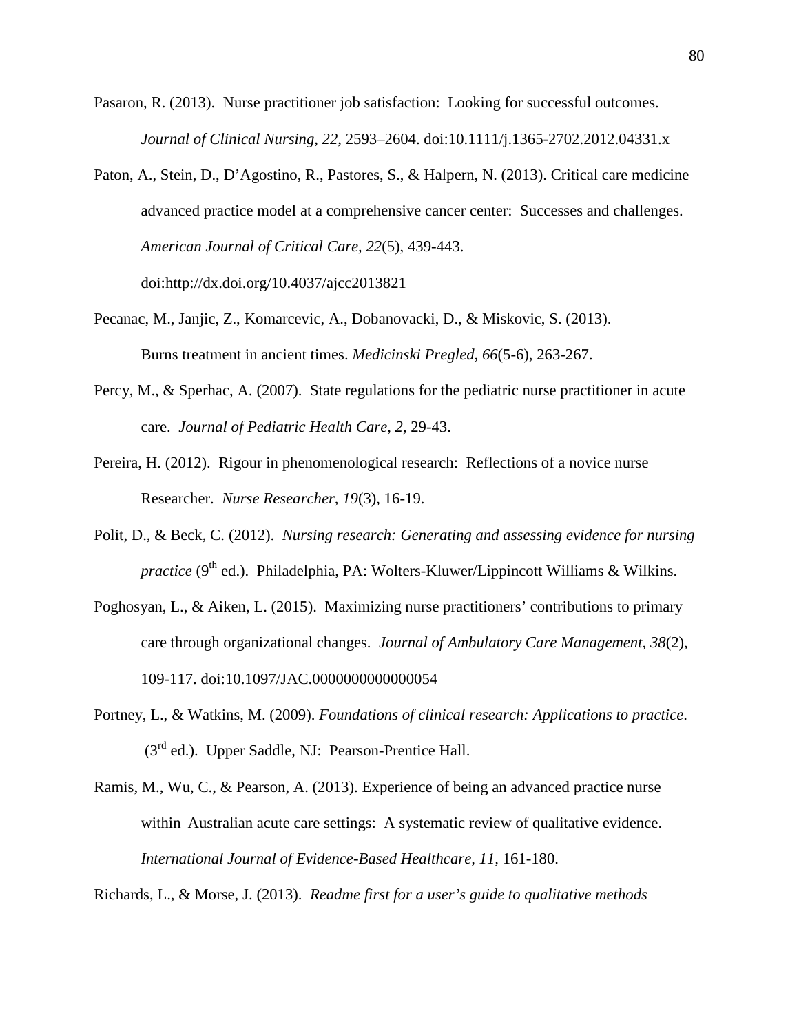Pasaron, R. (2013). Nurse practitioner job satisfaction: Looking for successful outcomes. *Journal of Clinical Nursing, 22*, 2593–2604. doi:10.1111/j.1365-2702.2012.04331.x

Paton, A., Stein, D., D'Agostino, R., Pastores, S., & Halpern, N. (2013). Critical care medicine advanced practice model at a comprehensive cancer center: Successes and challenges. *American Journal of Critical Care, 22*(5), 439-443. doi:http://dx.doi.org/10.4037/ajcc2013821

Pecanac, M., Janjic, Z., Komarcevic, A., Dobanovacki, D., & Miskovic, S. (2013). Burns treatment in ancient times. *Medicinski Pregled, 66*(5-6), 263-267.

Percy, M., & Sperhac, A. (2007). State regulations for the pediatric nurse practitioner in acute care. *Journal of Pediatric Health Care, 2*, 29-43.

Pereira, H. (2012). Rigour in phenomenological research: Reflections of a novice nurse Researcher. *Nurse Researcher, 19*(3), 16-19.

Polit, D., & Beck, C. (2012). *Nursing research: Generating and assessing evidence for nursing practice* (9th ed.). Philadelphia, PA: Wolters-Kluwer/Lippincott Williams & Wilkins.

Poghosyan, L., & Aiken, L. (2015). Maximizing nurse practitioners' contributions to primary care through organizational changes. *Journal of Ambulatory Care Management, 38*(2), 109-117. doi:10.1097/JAC.0000000000000054

Portney, L., & Watkins, M. (2009). *Foundations of clinical research: Applications to practice*. (3rd ed.). Upper Saddle, NJ: Pearson-Prentice Hall.

Ramis, M., Wu, C., & Pearson, A. (2013). Experience of being an advanced practice nurse within Australian acute care settings: A systematic review of qualitative evidence. *International Journal of Evidence-Based Healthcare, 11*, 161-180.

Richards, L., & Morse, J. (2013). *Readme first for a user's guide to qualitative methods*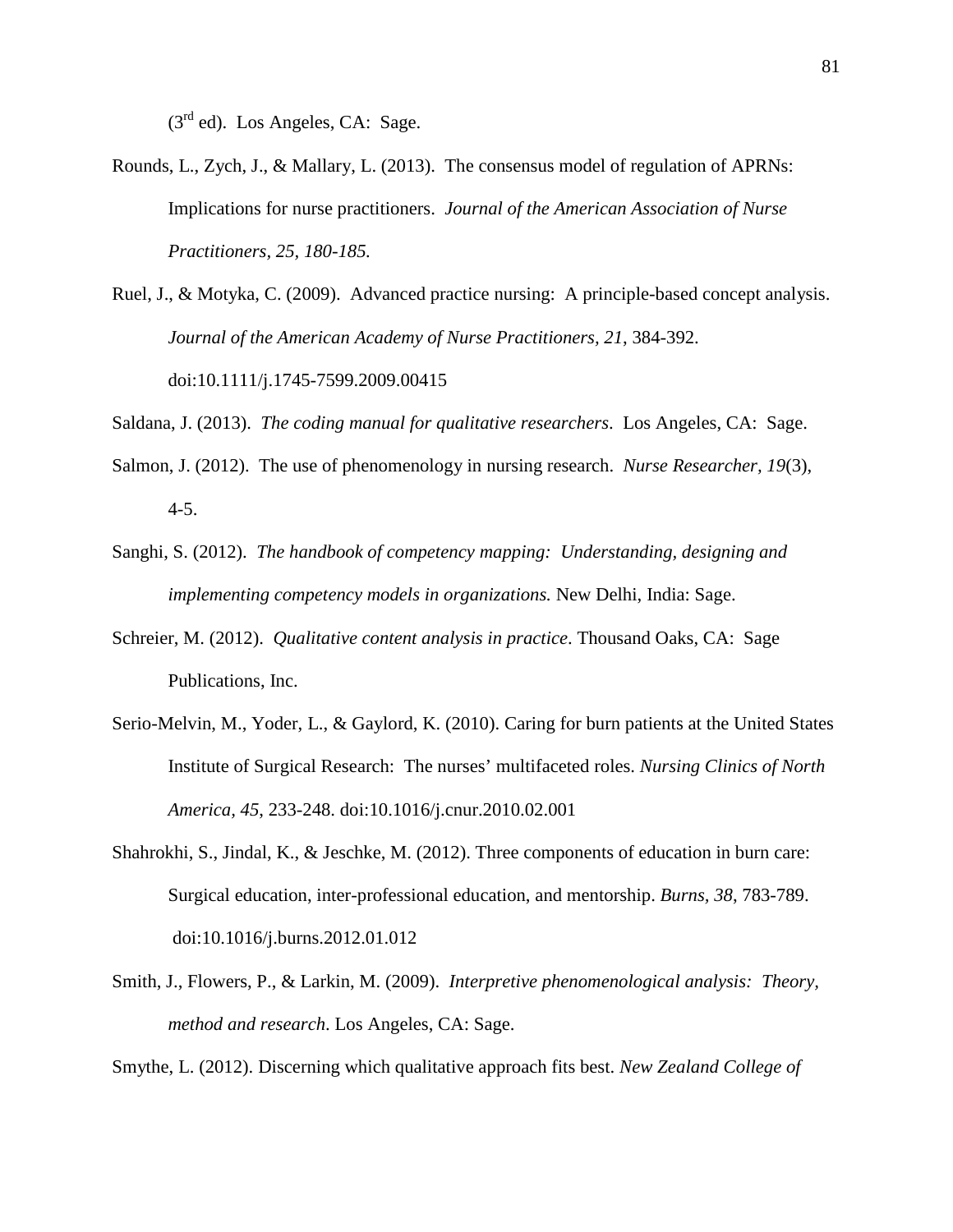(3rd ed). Los Angeles, CA: Sage.

Rounds, L., Zych, J., & Mallary, L. (2013). The consensus model of regulation of APRNs: Implications for nurse practitioners. *Journal of the American Association of Nurse Practitioners, 25, 180-185.*

Ruel, J., & Motyka, C. (2009). Advanced practice nursing: A principle-based concept analysis. *Journal of the American Academy of Nurse Practitioners, 21*, 384-392. doi:10.1111/j.1745-7599.2009.00415

Saldana, J. (2013). *The coding manual for qualitative researchers*. Los Angeles, CA: Sage.

Salmon, J. (2012). The use of phenomenology in nursing research. *Nurse Researcher, 19*(3), 4-5.

Sanghi, S. (2012). *The handbook of competency mapping: Understanding, designing and implementing competency models in organizations.* New Delhi, India: Sage.

Schreier, M. (2012). *Qualitative content analysis in practice*. Thousand Oaks, CA: Sage Publications, Inc.

Serio-Melvin, M., Yoder, L., & Gaylord, K. (2010). Caring for burn patients at the United States Institute of Surgical Research: The nurses' multifaceted roles. *Nursing Clinics of North America, 45*, 233-248. doi:10.1016/j.cnur.2010.02.001

Shahrokhi, S., Jindal, K., & Jeschke, M. (2012). Three components of education in burn care: Surgical education, inter-professional education, and mentorship. *Burns, 38*, 783-789. doi:10.1016/j.burns.2012.01.012

Smith, J., Flowers, P., & Larkin, M. (2009). *Interpretive phenomenological analysis: Theory, method and research*. Los Angeles, CA: Sage.

Smythe, L. (2012). Discerning which qualitative approach fits best. *New Zealand College of*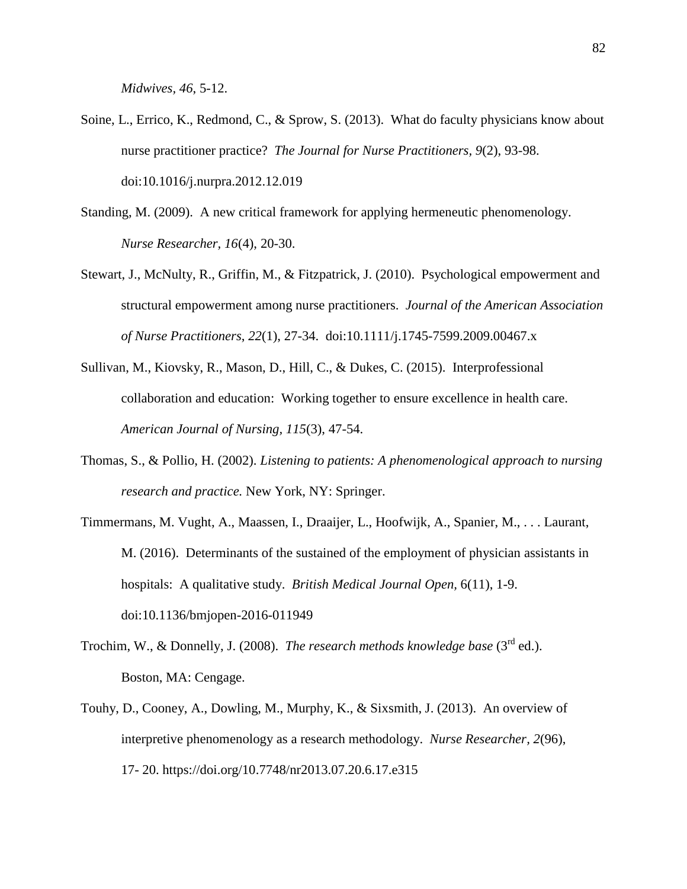*Midwives, 46*, 5-12.

Soine, L., Errico, K., Redmond, C., & Sprow, S. (2013). What do faculty physicians know about nurse practitioner practice? *The Journal for Nurse Practitioners, 9*(2), 93-98. doi:10.1016/j.nurpra.2012.12.019

Standing, M. (2009). A new critical framework for applying hermeneutic phenomenology. *Nurse Researcher, 16*(4), 20-30.

Stewart, J., McNulty, R., Griffin, M., & Fitzpatrick, J. (2010). Psychological empowerment and structural empowerment among nurse practitioners. *Journal of the American Association of Nurse Practitioners, 22*(1), 27-34. doi:10.1111/j.1745-7599.2009.00467.x

Sullivan, M., Kiovsky, R., Mason, D., Hill, C., & Dukes, C. (2015). Interprofessional collaboration and education: Working together to ensure excellence in health care. *American Journal of Nursing, 115*(3), 47-54.

Thomas, S., & Pollio, H. (2002). *Listening to patients: A phenomenological approach to nursing research and practice.* New York, NY: Springer.

Timmermans, M. Vught, A., Maassen, I., Draaijer, L., Hoofwijk, A., Spanier, M., . . . Laurant, M. (2016). Determinants of the sustained of the employment of physician assistants in hospitals: A qualitative study. *British Medical Journal Open*, 6(11), 1-9. doi:10.1136/bmjopen-2016-011949

Trochim, W., & Donnelly, J. (2008). *The research methods knowledge base* (3rd ed.). Boston, MA: Cengage.

Touhy, D., Cooney, A., Dowling, M., Murphy, K., & Sixsmith, J. (2013). An overview of interpretive phenomenology as a research methodology. *Nurse Researcher, 2*(96), 17- 20. https://doi.org/10.7748/nr2013.07.20.6.17.e315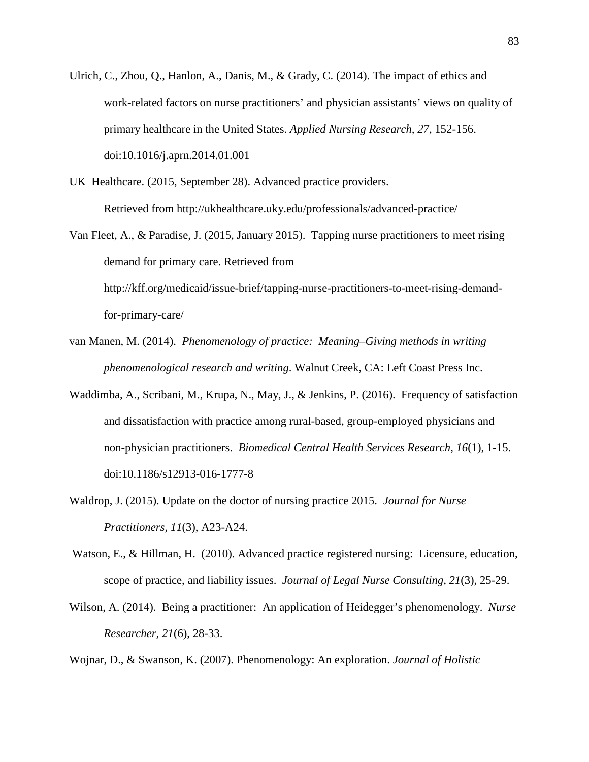Ulrich, C., Zhou, Q., Hanlon, A., Danis, M., & Grady, C. (2014). The impact of ethics and work-related factors on nurse practitioners' and physician assistants' views on quality of primary healthcare in the United States. *Applied Nursing Research, 27*, 152-156. doi:10.1016/j.aprn.2014.01.001

UK Healthcare. (2015, September 28). Advanced practice providers. Retrieved from http://ukhealthcare.uky.edu/professionals/advanced-practice/

Van Fleet, A., & Paradise, J. (2015, January 2015). Tapping nurse practitioners to meet rising demand for primary care. Retrieved from http://kff.org/medicaid/issue-brief/tapping-nurse-practitioners-to-meet-rising-demand-for-primary-care/

van Manen, M. (2014). *Phenomenology of practice: Meaning–Giving methods in writing phenomenological research and writing*. Walnut Creek, CA: Left Coast Press Inc.

Waddimba, A., Scribani, M., Krupa, N., May, J., & Jenkins, P. (2016). Frequency of satisfaction and dissatisfaction with practice among rural-based, group-employed physicians and non-physician practitioners. *Biomedical Central Health Services Research, 16*(1), 1-15. doi:10.1186/s12913-016-1777-8

Waldrop, J. (2015). Update on the doctor of nursing practice 2015. *Journal for Nurse Practitioners, 11*(3), A23-A24.

Watson, E., & Hillman, H. (2010). Advanced practice registered nursing: Licensure, education, scope of practice, and liability issues. *Journal of Legal Nurse Consulting, 21*(3), 25-29.

Wilson, A. (2014). Being a practitioner: An application of Heidegger's phenomenology. *Nurse Researcher, 21*(6), 28-33.

Wojnar, D., & Swanson, K. (2007). Phenomenology: An exploration. *Journal of Holistic*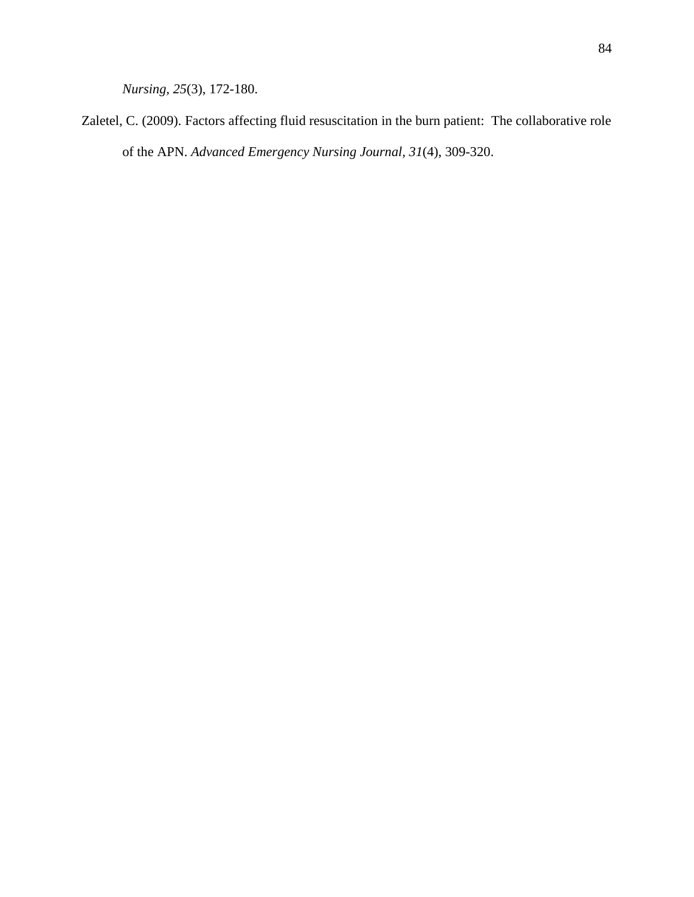*Nursing*, *25*(3), 172-180.

Zaletel, C. (2009). Factors affecting fluid resuscitation in the burn patient: The collaborative role of the APN. *Advanced Emergency Nursing Journal*, *31*(4), 309-320.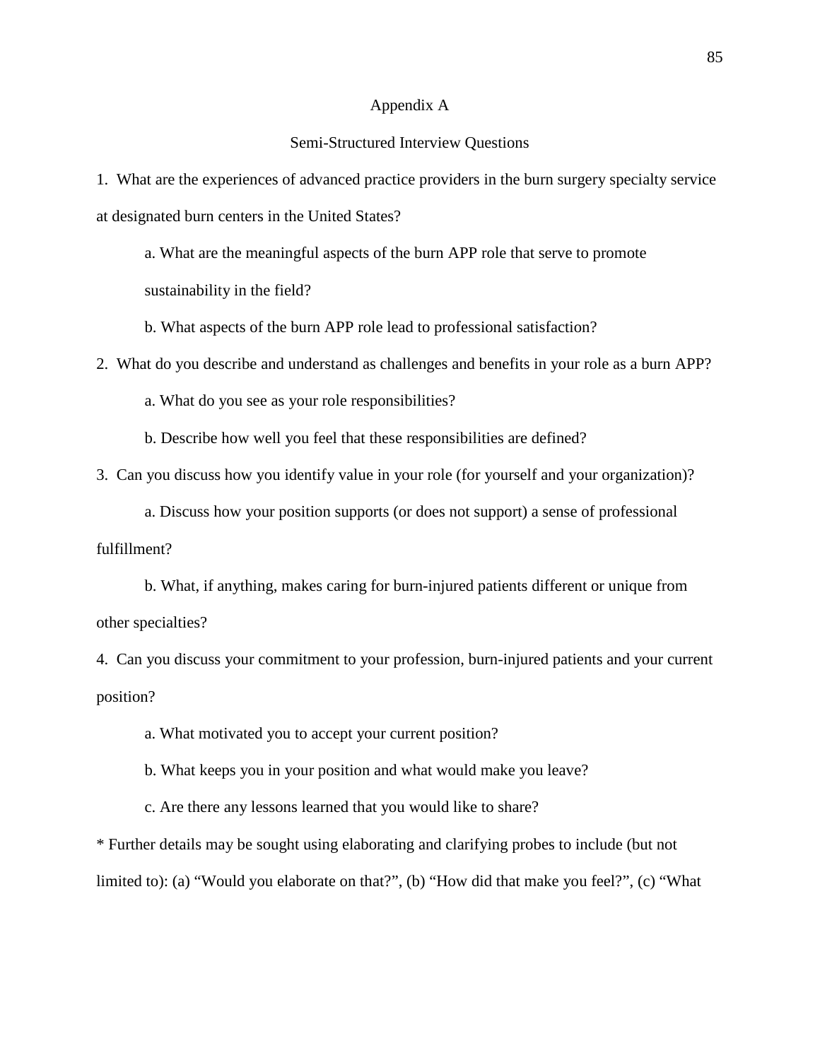# Appendix A

## Semi-Structured Interview Questions

1. What are the experiences of advanced practice providers in the burn surgery specialty service at designated burn centers in the United States?

   a. What are the meaningful aspects of the burn APP role that serve to promote sustainability in the field?

   b. What aspects of the burn APP role lead to professional satisfaction?

2. What do you describe and understand as challenges and benefits in your role as a burn APP?

   a. What do you see as your role responsibilities?

   b. Describe how well you feel that these responsibilities are defined?

3. Can you discuss how you identify value in your role (for yourself and your organization)?

   a. Discuss how your position supports (or does not support) a sense of professional fulfillment?

   b. What, if anything, makes caring for burn-injured patients different or unique from other specialties?

4. Can you discuss your commitment to your profession, burn-injured patients and your current position?

   a. What motivated you to accept your current position?

   b. What keeps you in your position and what would make you leave?

   c. Are there any lessons learned that you would like to share?

* Further details may be sought using elaborating and clarifying probes to include (but not limited to): (a) "Would you elaborate on that?", (b) "How did that make you feel?", (c) "What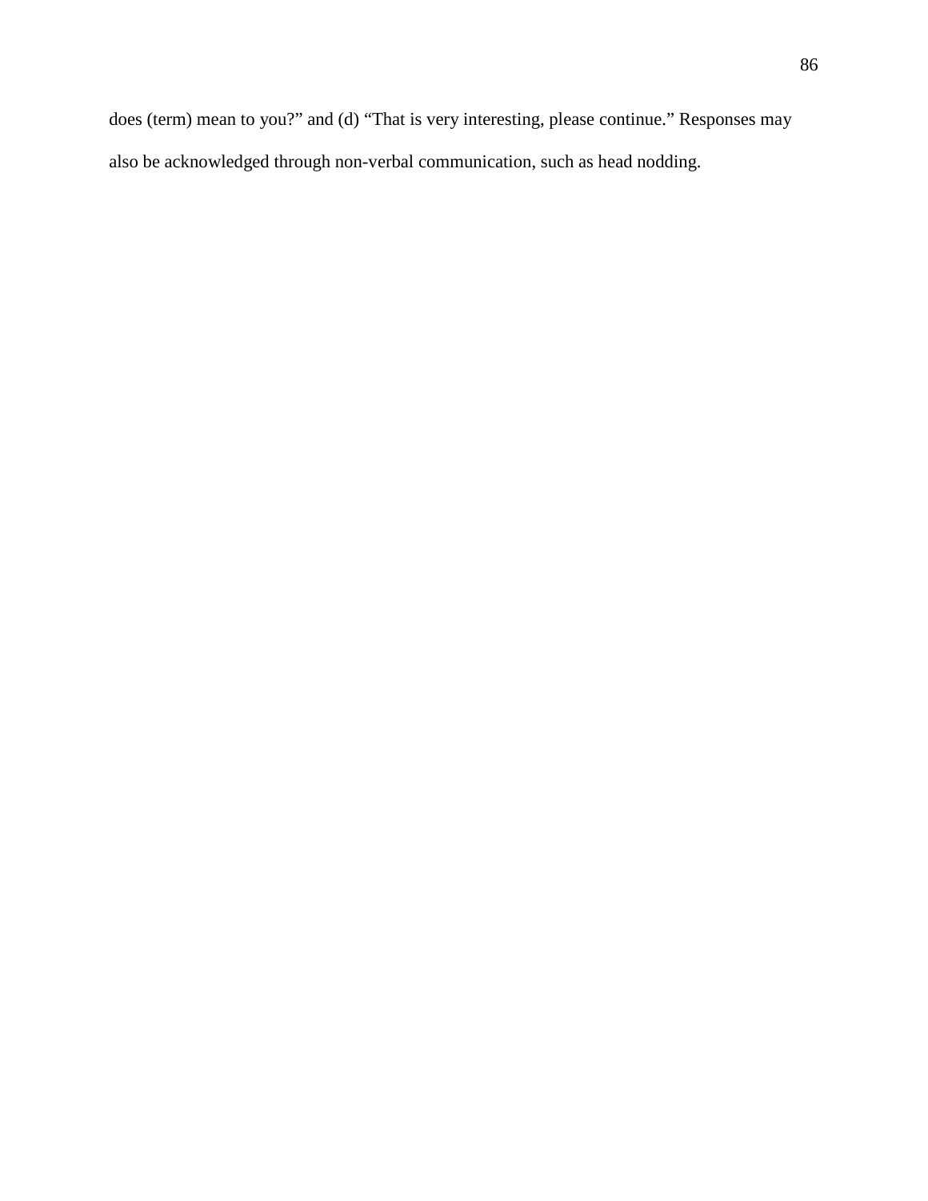does (term) mean to you?" and (d) "That is very interesting, please continue." Responses may also be acknowledged through non-verbal communication, such as head nodding.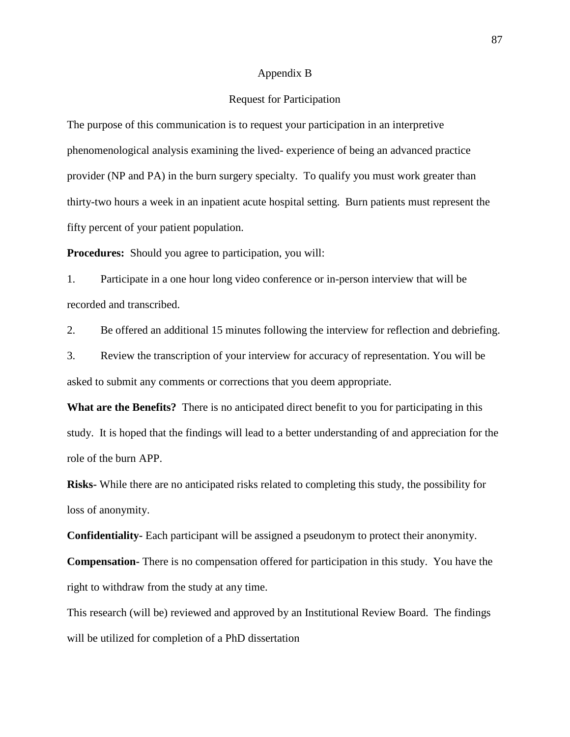# Appendix B

## Request for Participation

The purpose of this communication is to request your participation in an interpretive phenomenological analysis examining the lived- experience of being an advanced practice provider (NP and PA) in the burn surgery specialty. To qualify you must work greater than thirty-two hours a week in an inpatient acute hospital setting. Burn patients must represent the fifty percent of your patient population.

**Procedures:** Should you agree to participation, you will:

1. Participate in a one hour long video conference or in-person interview that will be recorded and transcribed.
2. Be offered an additional 15 minutes following the interview for reflection and debriefing.
3. Review the transcription of your interview for accuracy of representation. You will be asked to submit any comments or corrections that you deem appropriate.

**What are the Benefits?** There is no anticipated direct benefit to you for participating in this study. It is hoped that the findings will lead to a better understanding of and appreciation for the role of the burn APP.

**Risks-** While there are no anticipated risks related to completing this study, the possibility for loss of anonymity.

**Confidentiality-** Each participant will be assigned a pseudonym to protect their anonymity.

**Compensation-** There is no compensation offered for participation in this study. You have the right to withdraw from the study at any time.

This research (will be) reviewed and approved by an Institutional Review Board. The findings will be utilized for completion of a PhD dissertation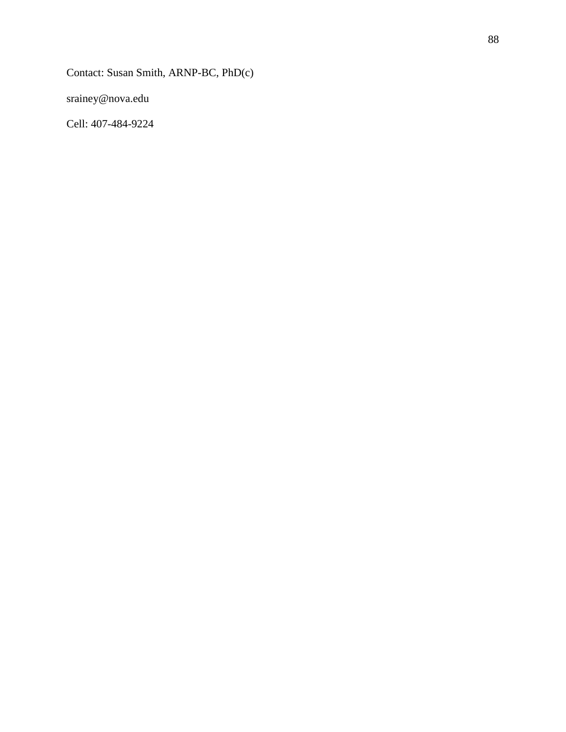Contact: Susan Smith, ARNP-BC, PhD(c)

srainey@nova.edu

Cell: 407-484-9224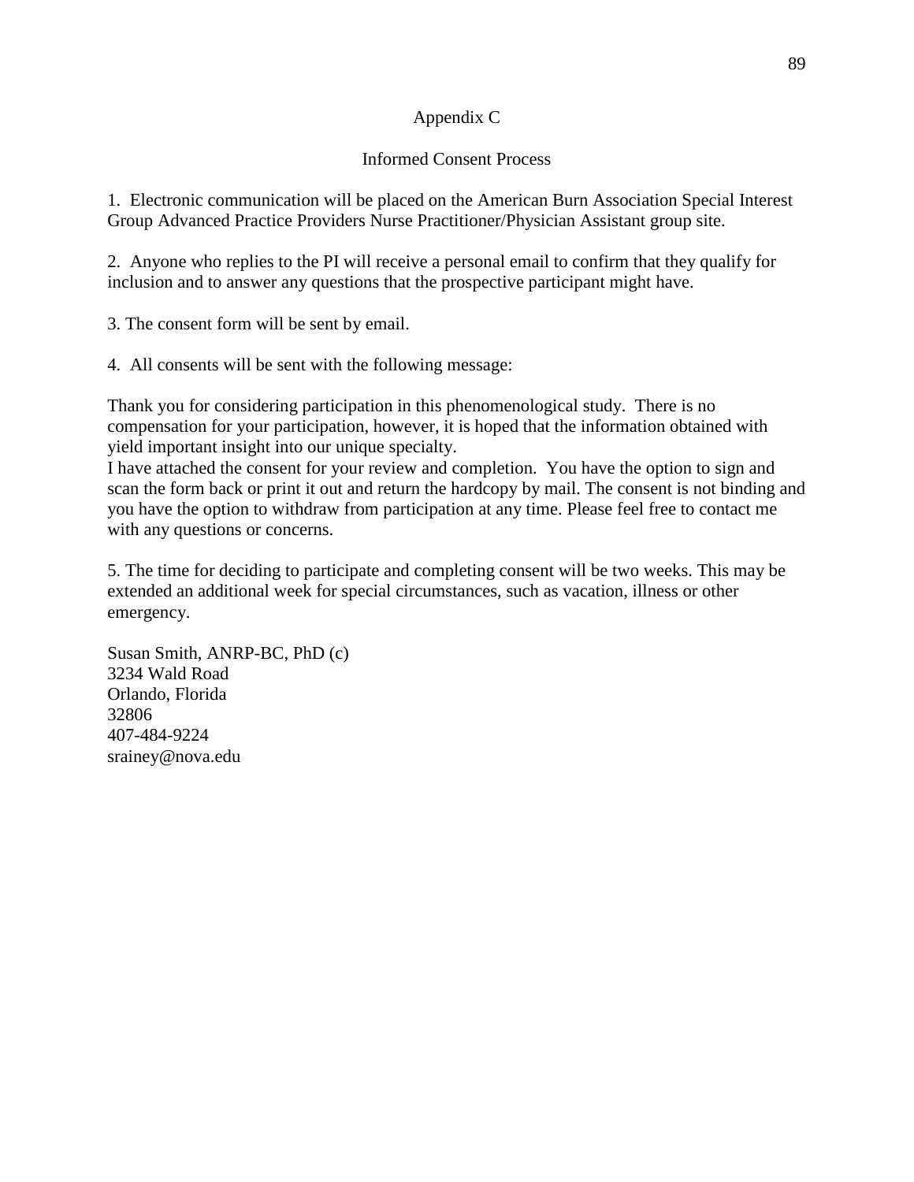## Appendix C

## Informed Consent Process

1. Electronic communication will be placed on the American Burn Association Special Interest Group Advanced Practice Providers Nurse Practitioner/Physician Assistant group site.

2. Anyone who replies to the PI will receive a personal email to confirm that they qualify for inclusion and to answer any questions that the prospective participant might have.

3. The consent form will be sent by email.

4. All consents will be sent with the following message:

Thank you for considering participation in this phenomenological study. There is no compensation for your participation, however, it is hoped that the information obtained with yield important insight into our unique specialty.
I have attached the consent for your review and completion. You have the option to sign and scan the form back or print it out and return the hardcopy by mail. The consent is not binding and you have the option to withdraw from participation at any time. Please feel free to contact me with any questions or concerns.

5. The time for deciding to participate and completing consent will be two weeks. This may be extended an additional week for special circumstances, such as vacation, illness or other emergency.

Susan Smith, ANRP-BC, PhD (c)
3234 Wald Road
Orlando, Florida
32806
407-484-9224
srainey@nova.edu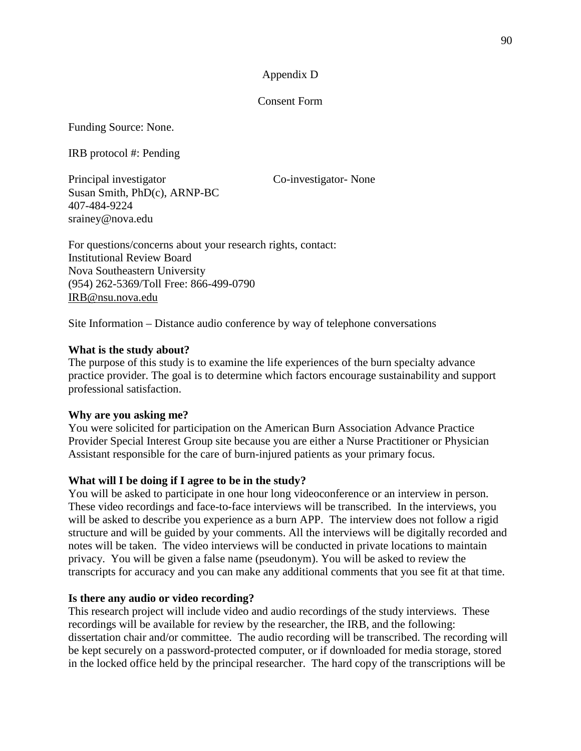Appendix D

Consent Form

Funding Source: None.

IRB protocol #: Pending

Principal investigator
Susan Smith, PhD(c), ARNP-BC
407-484-9224
srainey@nova.edu

Co-investigator- None

For questions/concerns about your research rights, contact:
Institutional Review Board
Nova Southeastern University
(954) 262-5369/Toll Free: 866-499-0790
IRB@nsu.nova.edu

Site Information – Distance audio conference by way of telephone conversations

**What is the study about?**
The purpose of this study is to examine the life experiences of the burn specialty advance practice provider. The goal is to determine which factors encourage sustainability and support professional satisfaction.

**Why are you asking me?**
You were solicited for participation on the American Burn Association Advance Practice Provider Special Interest Group site because you are either a Nurse Practitioner or Physician Assistant responsible for the care of burn-injured patients as your primary focus.

**What will I be doing if I agree to be in the study?**
You will be asked to participate in one hour long videoconference or an interview in person. These video recordings and face-to-face interviews will be transcribed. In the interviews, you will be asked to describe you experience as a burn APP. The interview does not follow a rigid structure and will be guided by your comments. All the interviews will be digitally recorded and notes will be taken. The video interviews will be conducted in private locations to maintain privacy. You will be given a false name (pseudonym). You will be asked to review the transcripts for accuracy and you can make any additional comments that you see fit at that time.

**Is there any audio or video recording?**
This research project will include video and audio recordings of the study interviews. These recordings will be available for review by the researcher, the IRB, and the following: dissertation chair and/or committee. The audio recording will be transcribed. The recording will be kept securely on a password-protected computer, or if downloaded for media storage, stored in the locked office held by the principal researcher. The hard copy of the transcriptions will be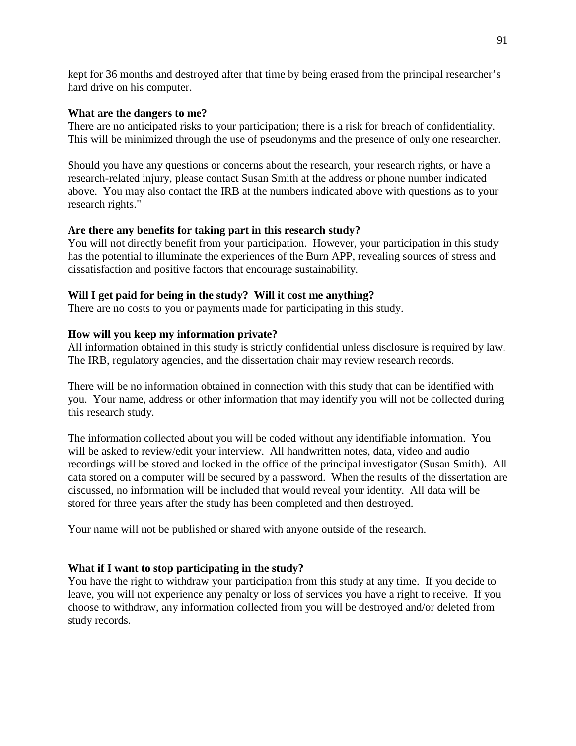kept for 36 months and destroyed after that time by being erased from the principal researcher's hard drive on his computer.

**What are the dangers to me?**
There are no anticipated risks to your participation; there is a risk for breach of confidentiality. This will be minimized through the use of pseudonyms and the presence of only one researcher.

Should you have any questions or concerns about the research, your research rights, or have a research-related injury, please contact Susan Smith at the address or phone number indicated above. You may also contact the IRB at the numbers indicated above with questions as to your research rights."

**Are there any benefits for taking part in this research study?**
You will not directly benefit from your participation. However, your participation in this study has the potential to illuminate the experiences of the Burn APP, revealing sources of stress and dissatisfaction and positive factors that encourage sustainability.

**Will I get paid for being in the study? Will it cost me anything?**
There are no costs to you or payments made for participating in this study.

**How will you keep my information private?**
All information obtained in this study is strictly confidential unless disclosure is required by law. The IRB, regulatory agencies, and the dissertation chair may review research records.

There will be no information obtained in connection with this study that can be identified with you. Your name, address or other information that may identify you will not be collected during this research study.

The information collected about you will be coded without any identifiable information. You will be asked to review/edit your interview. All handwritten notes, data, video and audio recordings will be stored and locked in the office of the principal investigator (Susan Smith). All data stored on a computer will be secured by a password. When the results of the dissertation are discussed, no information will be included that would reveal your identity. All data will be stored for three years after the study has been completed and then destroyed.

Your name will not be published or shared with anyone outside of the research.

**What if I want to stop participating in the study?**
You have the right to withdraw your participation from this study at any time. If you decide to leave, you will not experience any penalty or loss of services you have a right to receive. If you choose to withdraw, any information collected from you will be destroyed and/or deleted from study records.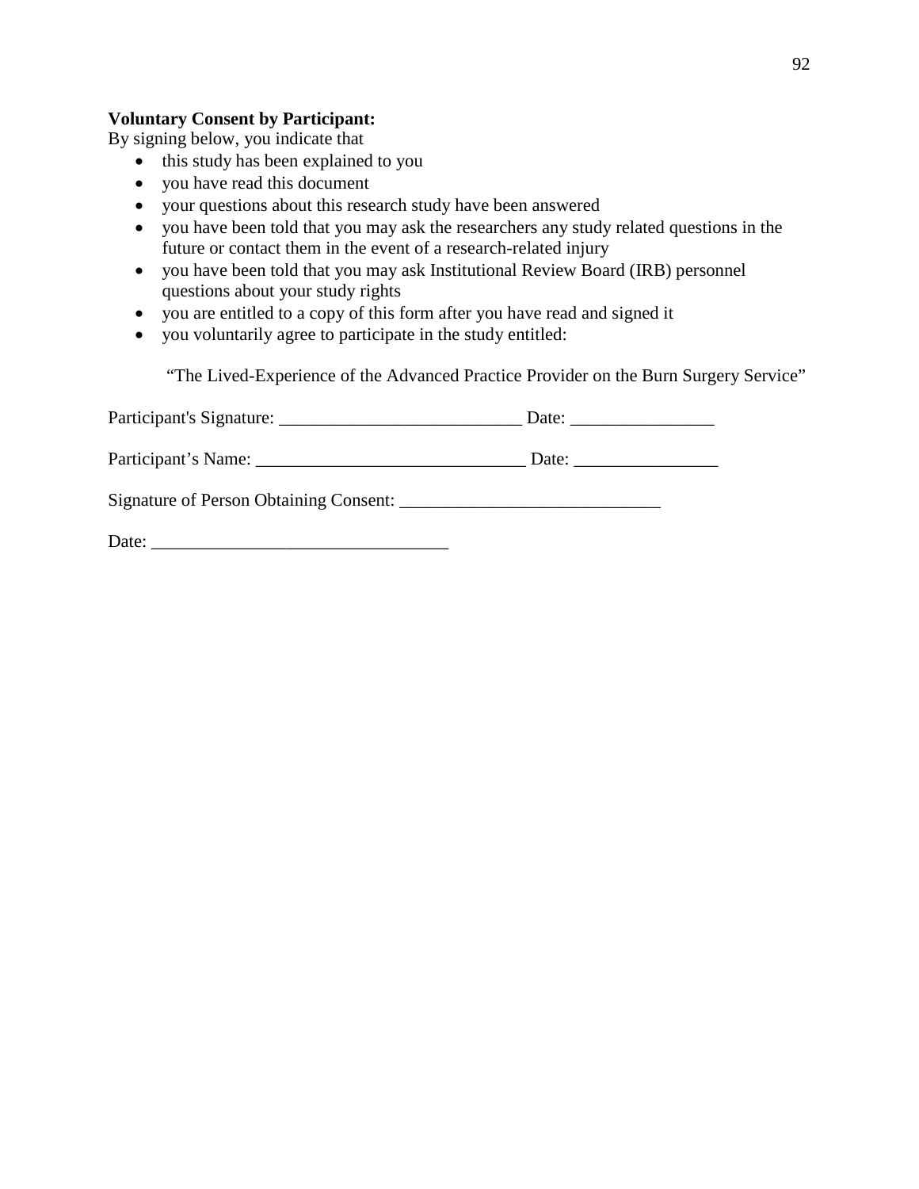**Voluntary Consent by Participant:**

By signing below, you indicate that

- this study has been explained to you
- you have read this document
- your questions about this research study have been answered
- you have been told that you may ask the researchers any study related questions in the future or contact them in the event of a research-related injury
- you have been told that you may ask Institutional Review Board (IRB) personnel questions about your study rights
- you are entitled to a copy of this form after you have read and signed it
- you voluntarily agree to participate in the study entitled:

“The Lived-Experience of the Advanced Practice Provider on the Burn Surgery Service”

Participant's Signature: ___________________________ Date: ________________

Participant’s Name: ______________________________ Date: ________________

Signature of Person Obtaining Consent: _____________________________

Date: _________________________________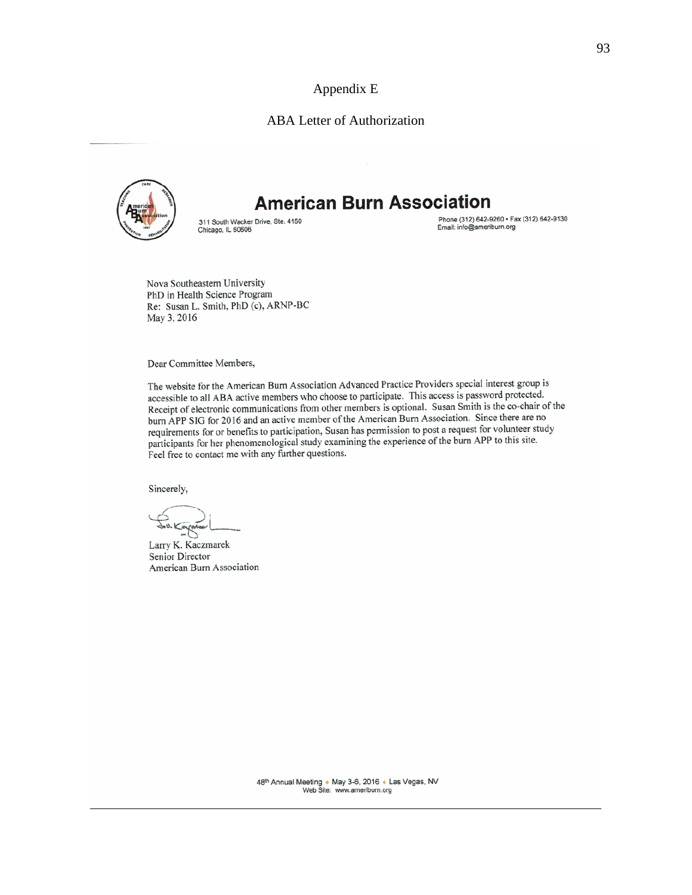Appendix E

ABA Letter of Authorization

**American Burn Association**

311 South Wacker Drive, Ste. 4150
Chicago, IL 60606

Phone (312) 642-9260 • Fax (312) 642-9130
Email: info@ameriburn.org

Nova Southeastern University
PhD in Health Science Program
Re: Susan L. Smith, PhD (c), ARNP-BC
May 3, 2016

Dear Committee Members,

The website for the American Burn Association Advanced Practice Providers special interest group is accessible to all ABA active members who choose to participate. This access is password protected. Receipt of electronic communications from other members is optional. Susan Smith is the co-chair of the burn APP SIG for 2016 and an active member of the American Burn Association. Since there are no requirements for or benefits to participation, Susan has permission to post a request for volunteer study participants for her phenomenological study examining the experience of the burn APP to this site. Feel free to contact me with any further questions.

Sincerely,

Larry K. Kaczmarek
Senior Director
American Burn Association

48th Annual Meeting • May 3-6, 2016 • Las Vegas, NV
Web Site: www.ameriburn.org